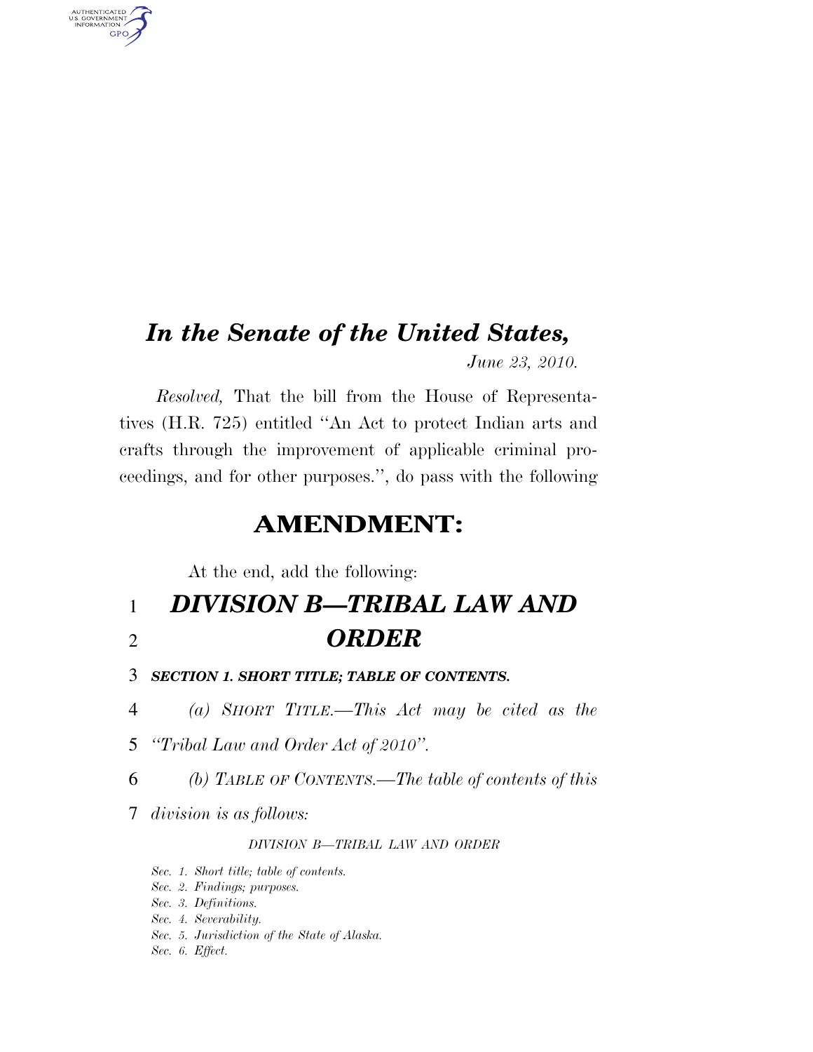# *In the Senate of the United States,*

*June 23, 2010.*

*Resolved,* That the bill from the House of Representatives (H.R. 725) entitled ''An Act to protect Indian arts and crafts through the improvement of applicable criminal proceedings, and for other purposes.'', do pass with the following

## AMENDMENT:

At the end, add the following:

## *DIVISION B—TRIBAL LAW AND ORDER*

### *SECTION 1. SHORT TITLE; TABLE OF CONTENTS.*

*(a) SHORT TITLE.—This Act may be cited as the ''Tribal Law and Order Act of 2010''.*

*(b) TABLE OF CONTENTS.—The table of contents of this division is as follows:*

*DIVISION B—TRIBAL LAW AND ORDER*

*Sec. 1. Short title; table of contents.*
*Sec. 2. Findings; purposes.*
*Sec. 3. Definitions.*
*Sec. 4. Severability.*
*Sec. 5. Jurisdiction of the State of Alaska.*
*Sec. 6. Effect.*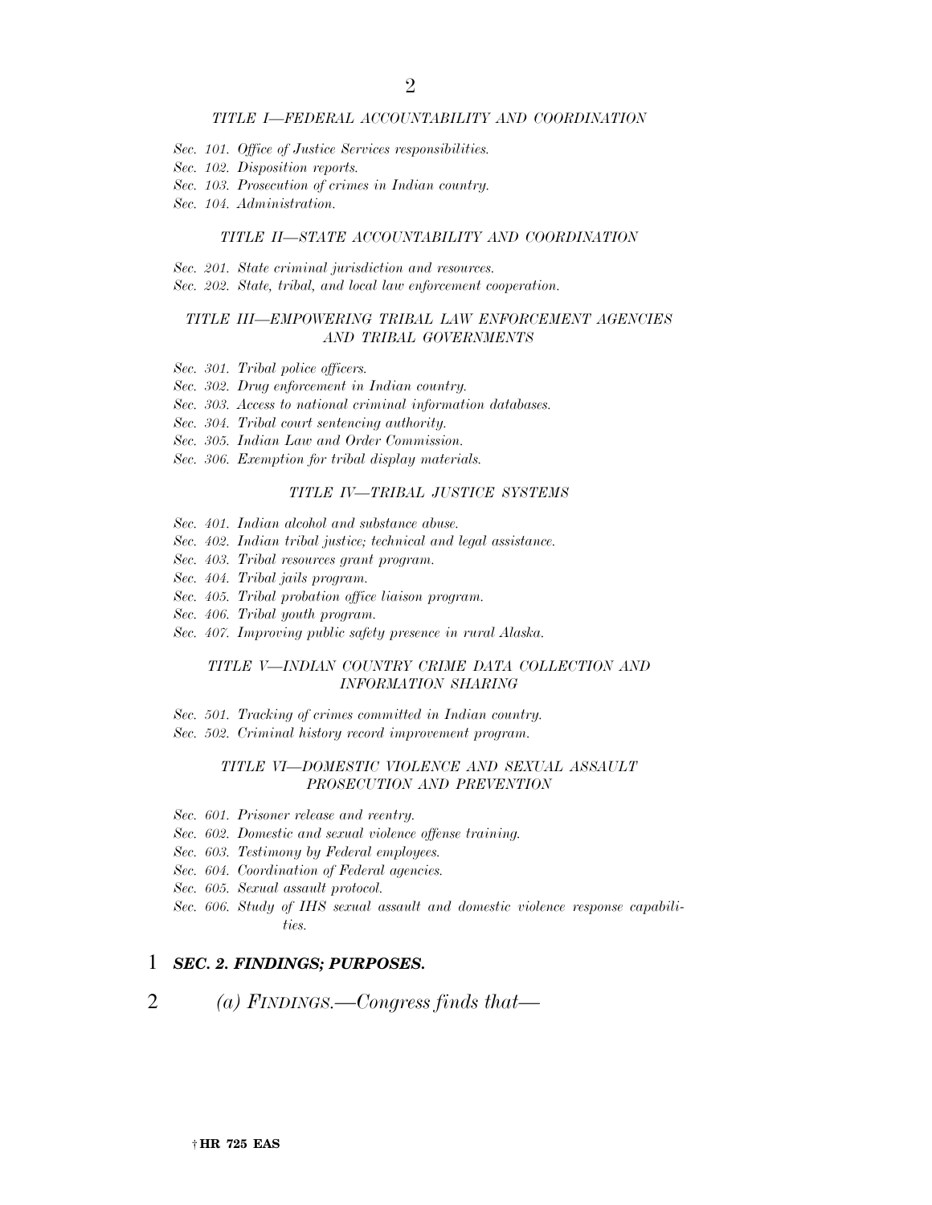*TITLE I—FEDERAL ACCOUNTABILITY AND COORDINATION*

*Sec. 101. Office of Justice Services responsibilities.*
*Sec. 102. Disposition reports.*
*Sec. 103. Prosecution of crimes in Indian country.*
*Sec. 104. Administration.*

*TITLE II—STATE ACCOUNTABILITY AND COORDINATION*

*Sec. 201. State criminal jurisdiction and resources.*
*Sec. 202. State, tribal, and local law enforcement cooperation.*

*TITLE III—EMPOWERING TRIBAL LAW ENFORCEMENT AGENCIES AND TRIBAL GOVERNMENTS*

*Sec. 301. Tribal police officers.*
*Sec. 302. Drug enforcement in Indian country.*
*Sec. 303. Access to national criminal information databases.*
*Sec. 304. Tribal court sentencing authority.*
*Sec. 305. Indian Law and Order Commission.*
*Sec. 306. Exemption for tribal display materials.*

*TITLE IV—TRIBAL JUSTICE SYSTEMS*

*Sec. 401. Indian alcohol and substance abuse.*
*Sec. 402. Indian tribal justice; technical and legal assistance.*
*Sec. 403. Tribal resources grant program.*
*Sec. 404. Tribal jails program.*
*Sec. 405. Tribal probation office liaison program.*
*Sec. 406. Tribal youth program.*
*Sec. 407. Improving public safety presence in rural Alaska.*

*TITLE V—INDIAN COUNTRY CRIME DATA COLLECTION AND INFORMATION SHARING*

*Sec. 501. Tracking of crimes committed in Indian country.*
*Sec. 502. Criminal history record improvement program.*

*TITLE VI—DOMESTIC VIOLENCE AND SEXUAL ASSAULT PROSECUTION AND PREVENTION*

*Sec. 601. Prisoner release and reentry.*
*Sec. 602. Domestic and sexual violence offense training.*
*Sec. 603. Testimony by Federal employees.*
*Sec. 604. Coordination of Federal agencies.*
*Sec. 605. Sexual assault protocol.*
*Sec. 606. Study of IHS sexual assault and domestic violence response capabilities.*

1 ***SEC. 2. FINDINGS; PURPOSES.***

2 *(a) FINDINGS.—Congress finds that—*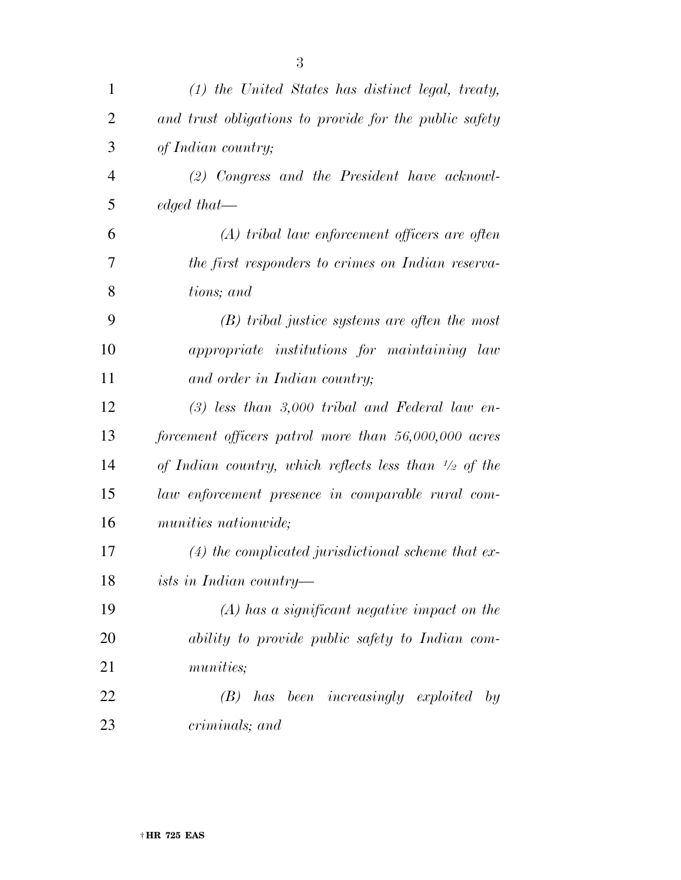*(1) the United States has distinct legal, treaty, and trust obligations to provide for the public safety of Indian country;*

*(2) Congress and the President have acknowledged that—*

*(A) tribal law enforcement officers are often the first responders to crimes on Indian reservations; and*

*(B) tribal justice systems are often the most appropriate institutions for maintaining law and order in Indian country;*

*(3) less than 3,000 tribal and Federal law enforcement officers patrol more than 56,000,000 acres of Indian country, which reflects less than ½ of the law enforcement presence in comparable rural communities nationwide;*

*(4) the complicated jurisdictional scheme that exists in Indian country—*

*(A) has a significant negative impact on the ability to provide public safety to Indian communities;*

*(B) has been increasingly exploited by criminals; and*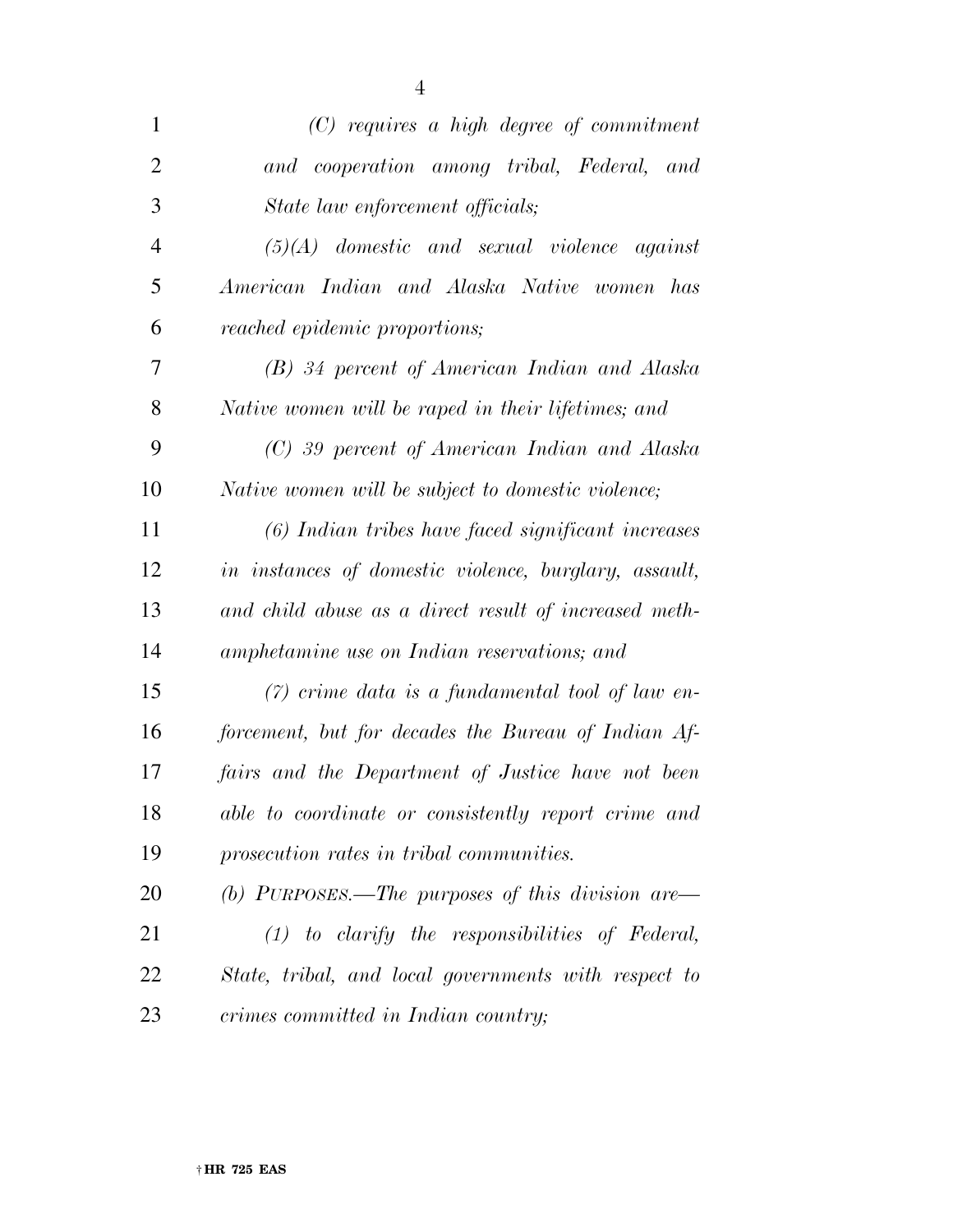*(C) requires a high degree of commitment and cooperation among tribal, Federal, and State law enforcement officials;*

*(5)(A) domestic and sexual violence against American Indian and Alaska Native women has reached epidemic proportions;*

*(B) 34 percent of American Indian and Alaska Native women will be raped in their lifetimes; and*

*(C) 39 percent of American Indian and Alaska Native women will be subject to domestic violence;*

*(6) Indian tribes have faced significant increases in instances of domestic violence, burglary, assault, and child abuse as a direct result of increased methamphetamine use on Indian reservations; and*

*(7) crime data is a fundamental tool of law enforcement, but for decades the Bureau of Indian Affairs and the Department of Justice have not been able to coordinate or consistently report crime and prosecution rates in tribal communities.*

*(b) PURPOSES.—The purposes of this division are—*

*(1) to clarify the responsibilities of Federal, State, tribal, and local governments with respect to crimes committed in Indian country;*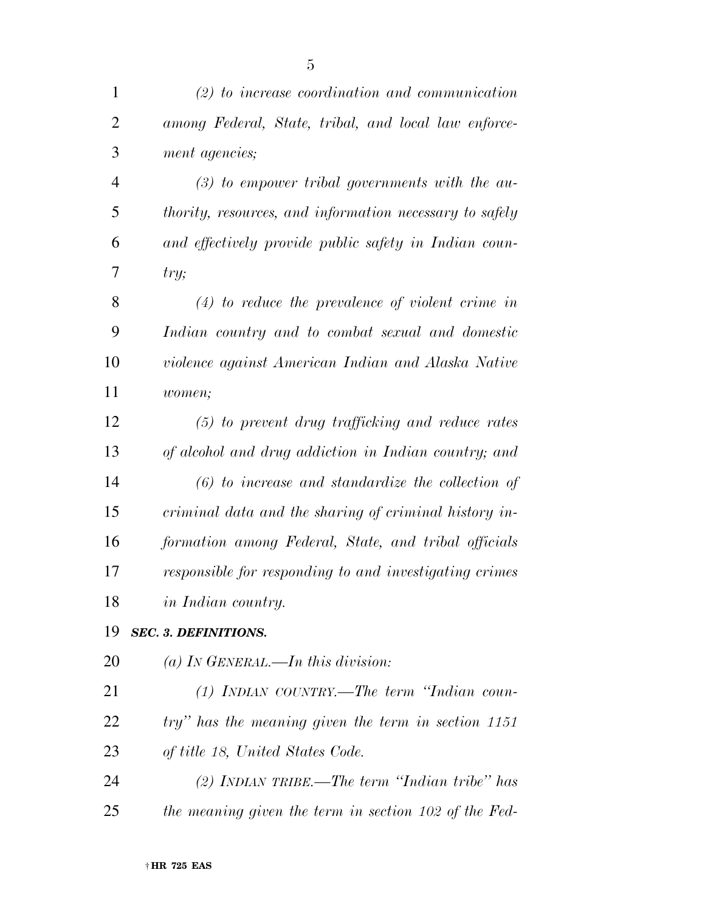*(2) to increase coordination and communication among Federal, State, tribal, and local law enforcement agencies;*

*(3) to empower tribal governments with the authority, resources, and information necessary to safely and effectively provide public safety in Indian country;*

*(4) to reduce the prevalence of violent crime in Indian country and to combat sexual and domestic violence against American Indian and Alaska Native women;*

*(5) to prevent drug trafficking and reduce rates of alcohol and drug addiction in Indian country; and*

*(6) to increase and standardize the collection of criminal data and the sharing of criminal history information among Federal, State, and tribal officials responsible for responding to and investigating crimes in Indian country.*

***SEC. 3. DEFINITIONS.***

*(a) IN GENERAL.—In this division:*

*(1) INDIAN COUNTRY.—The term "Indian country" has the meaning given the term in section 1151 of title 18, United States Code.*

*(2) INDIAN TRIBE.—The term "Indian tribe" has the meaning given the term in section 102 of the Fed-*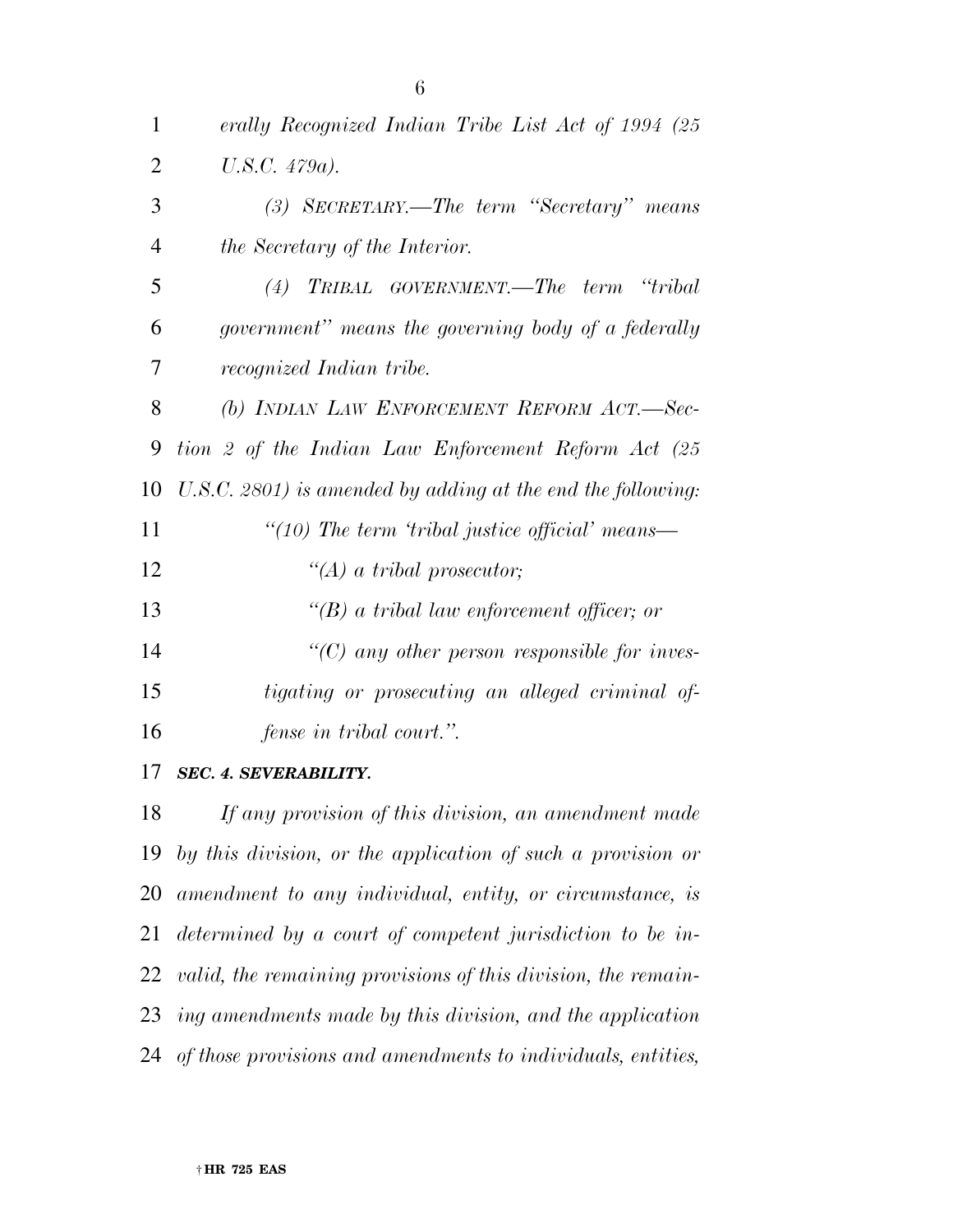*erally Recognized Indian Tribe List Act of 1994 (25 U.S.C. 479a).*

*(3) SECRETARY.—The term "Secretary" means the Secretary of the Interior.*

*(4) TRIBAL GOVERNMENT.—The term "tribal government" means the governing body of a federally recognized Indian tribe.*

*(b) INDIAN LAW ENFORCEMENT REFORM ACT.—Section 2 of the Indian Law Enforcement Reform Act (25 U.S.C. 2801) is amended by adding at the end the following:*

*"(10) The term 'tribal justice official' means—*

*"(A) a tribal prosecutor;*

*"(B) a tribal law enforcement officer; or*

*"(C) any other person responsible for investigating or prosecuting an alleged criminal offense in tribal court.".*

***SEC. 4. SEVERABILITY.***

*If any provision of this division, an amendment made by this division, or the application of such a provision or amendment to any individual, entity, or circumstance, is determined by a court of competent jurisdiction to be invalid, the remaining provisions of this division, the remaining amendments made by this division, and the application of those provisions and amendments to individuals, entities,*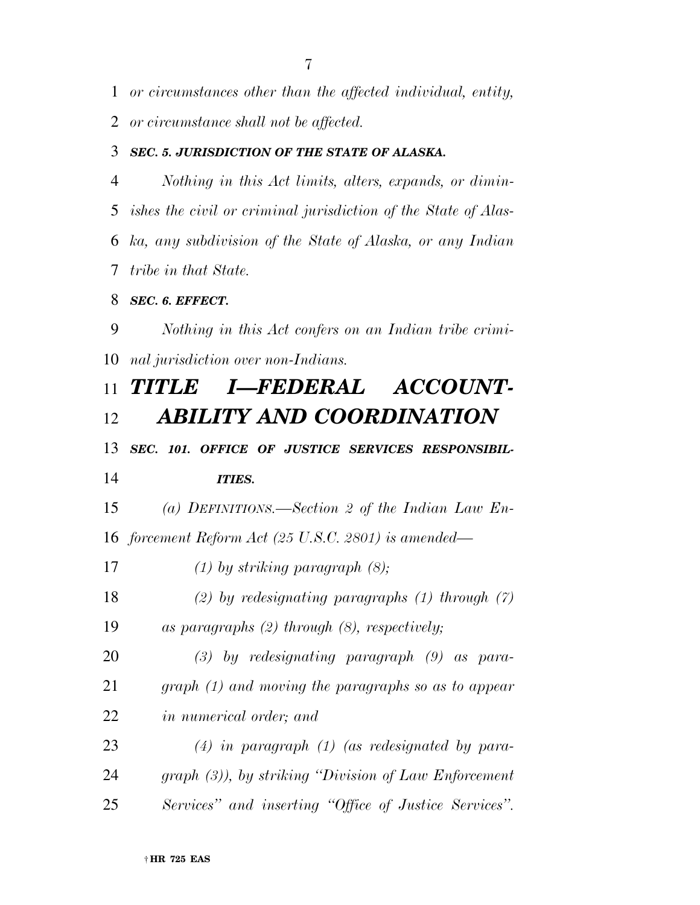*or circumstances other than the affected individual, entity, or circumstance shall not be affected.*

***SEC. 5. JURISDICTION OF THE STATE OF ALASKA.***

*Nothing in this Act limits, alters, expands, or diminishes the civil or criminal jurisdiction of the State of Alaska, any subdivision of the State of Alaska, or any Indian tribe in that State.*

***SEC. 6. EFFECT.***

*Nothing in this Act confers on an Indian tribe criminal jurisdiction over non-Indians.*

# *TITLE I—FEDERAL ACCOUNTABILITY AND COORDINATION*

***SEC. 101. OFFICE OF JUSTICE SERVICES RESPONSIBILITIES.***

*(a) DEFINITIONS.—Section 2 of the Indian Law Enforcement Reform Act (25 U.S.C. 2801) is amended—*

*(1) by striking paragraph (8);*

*(2) by redesignating paragraphs (1) through (7) as paragraphs (2) through (8), respectively;*

*(3) by redesignating paragraph (9) as paragraph (1) and moving the paragraphs so as to appear in numerical order; and*

*(4) in paragraph (1) (as redesignated by paragraph (3)), by striking "Division of Law Enforcement Services" and inserting "Office of Justice Services".*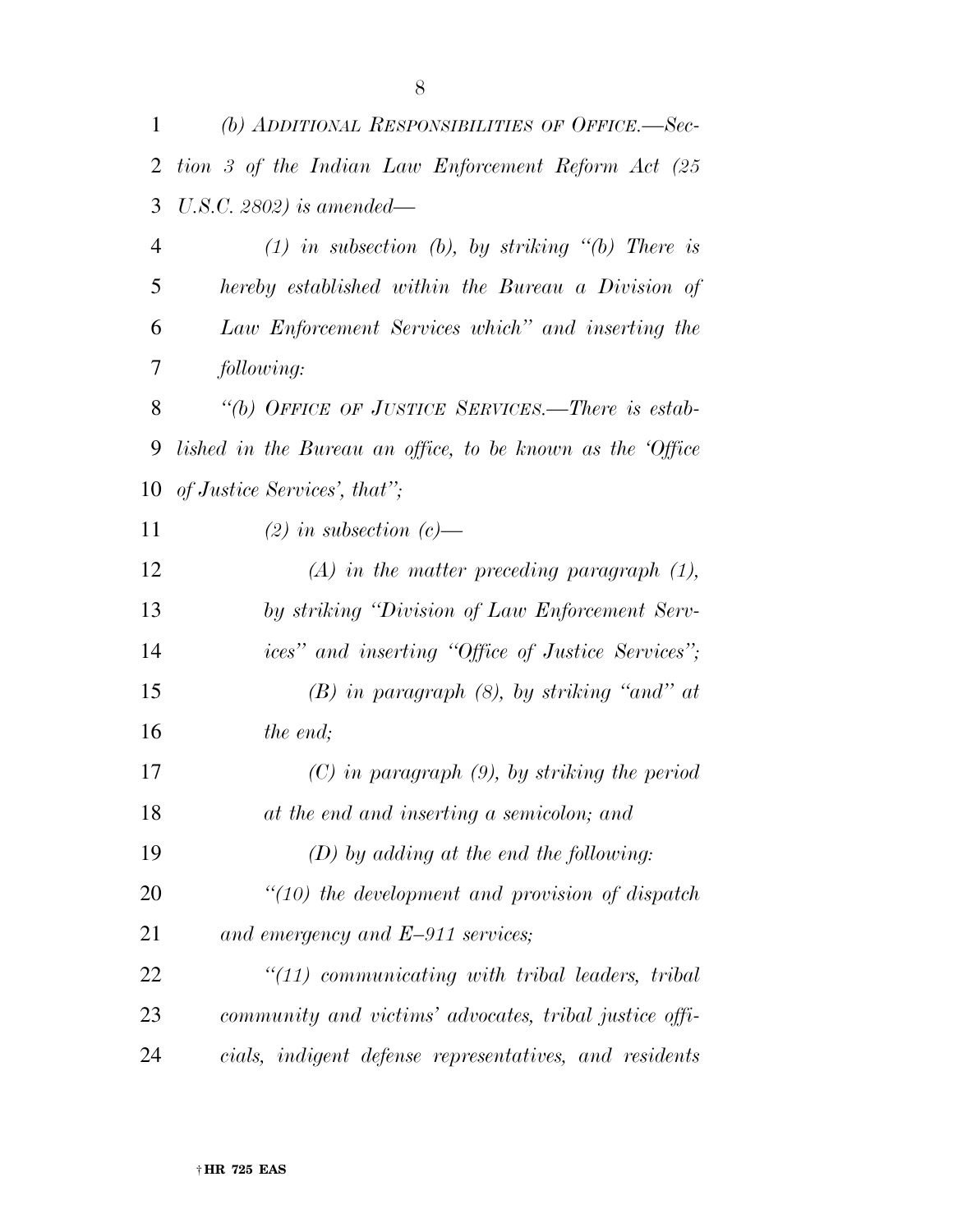*(b) ADDITIONAL RESPONSIBILITIES OF OFFICE.—Section 3 of the Indian Law Enforcement Reform Act (25 U.S.C. 2802) is amended—*

*(1) in subsection (b), by striking "(b) There is hereby established within the Bureau a Division of Law Enforcement Services which" and inserting the following:*

*"(b) OFFICE OF JUSTICE SERVICES.—There is established in the Bureau an office, to be known as the 'Office of Justice Services', that";*

*(2) in subsection (c)—*

*(A) in the matter preceding paragraph (1), by striking "Division of Law Enforcement Services" and inserting "Office of Justice Services";*

*(B) in paragraph (8), by striking "and" at the end;*

*(C) in paragraph (9), by striking the period at the end and inserting a semicolon; and*

*(D) by adding at the end the following:*

*"(10) the development and provision of dispatch and emergency and E–911 services;*

*"(11) communicating with tribal leaders, tribal community and victims' advocates, tribal justice officials, indigent defense representatives, and residents*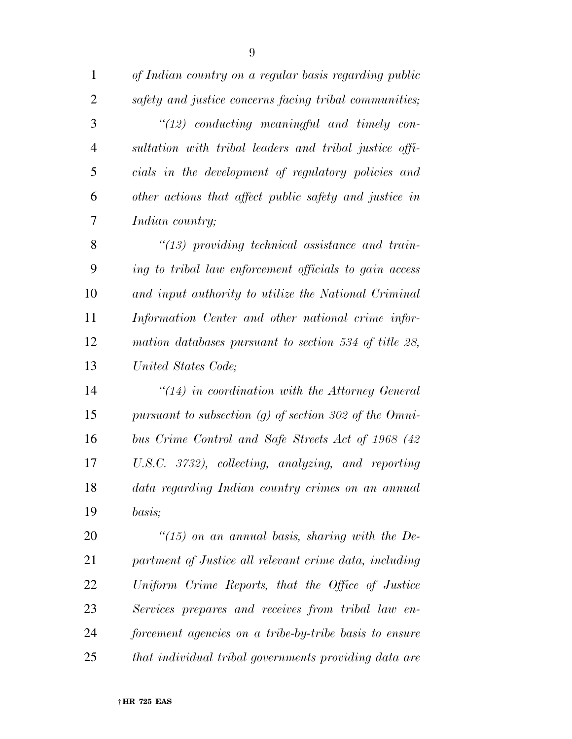*of Indian country on a regular basis regarding public safety and justice concerns facing tribal communities;*

*"(12) conducting meaningful and timely consultation with tribal leaders and tribal justice officials in the development of regulatory policies and other actions that affect public safety and justice in Indian country;*

*"(13) providing technical assistance and training to tribal law enforcement officials to gain access and input authority to utilize the National Criminal Information Center and other national crime information databases pursuant to section 534 of title 28, United States Code;*

*"(14) in coordination with the Attorney General pursuant to subsection (g) of section 302 of the Omnibus Crime Control and Safe Streets Act of 1968 (42 U.S.C. 3732), collecting, analyzing, and reporting data regarding Indian country crimes on an annual basis;*

*"(15) on an annual basis, sharing with the Department of Justice all relevant crime data, including Uniform Crime Reports, that the Office of Justice Services prepares and receives from tribal law enforcement agencies on a tribe-by-tribe basis to ensure that individual tribal governments providing data are*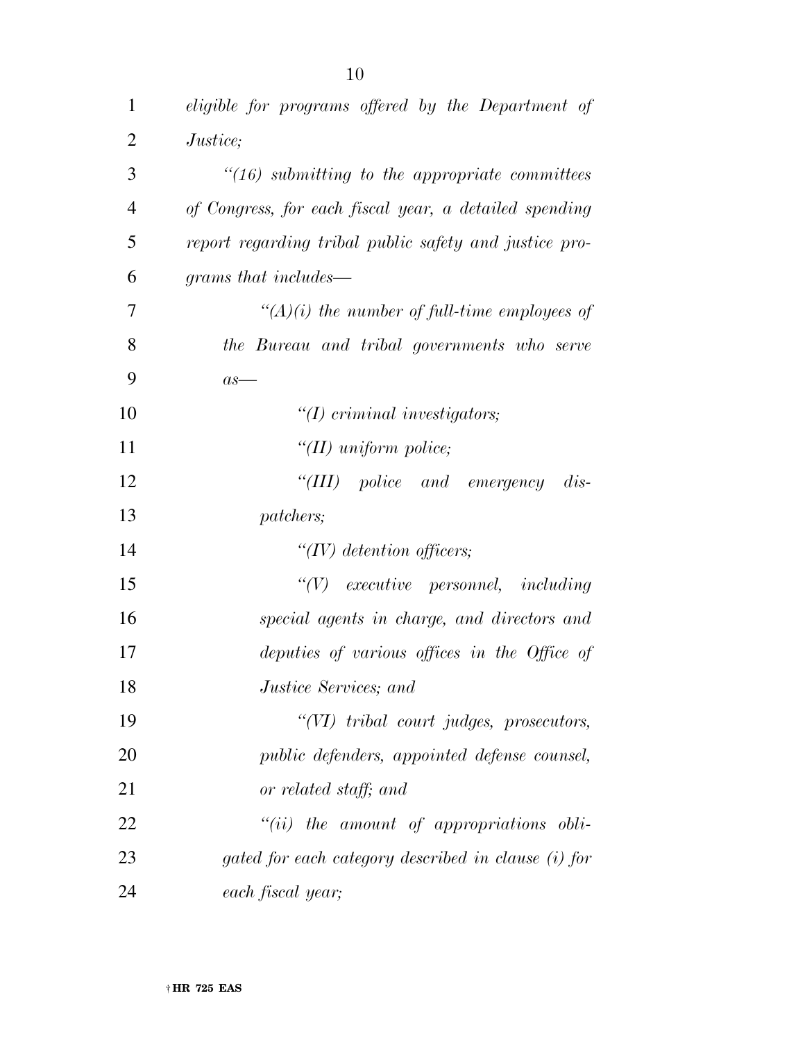*eligible for programs offered by the Department of Justice;*

*"(16) submitting to the appropriate committees of Congress, for each fiscal year, a detailed spending report regarding tribal public safety and justice programs that includes—*

*"(A)(i) the number of full-time employees of the Bureau and tribal governments who serve as—*

*"(I) criminal investigators;*

*"(II) uniform police;*

*"(III) police and emergency dispatchers;*

*"(IV) detention officers;*

*"(V) executive personnel, including special agents in charge, and directors and deputies of various offices in the Office of Justice Services; and*

*"(VI) tribal court judges, prosecutors, public defenders, appointed defense counsel, or related staff; and*

*"(ii) the amount of appropriations obligated for each category described in clause (i) for each fiscal year;*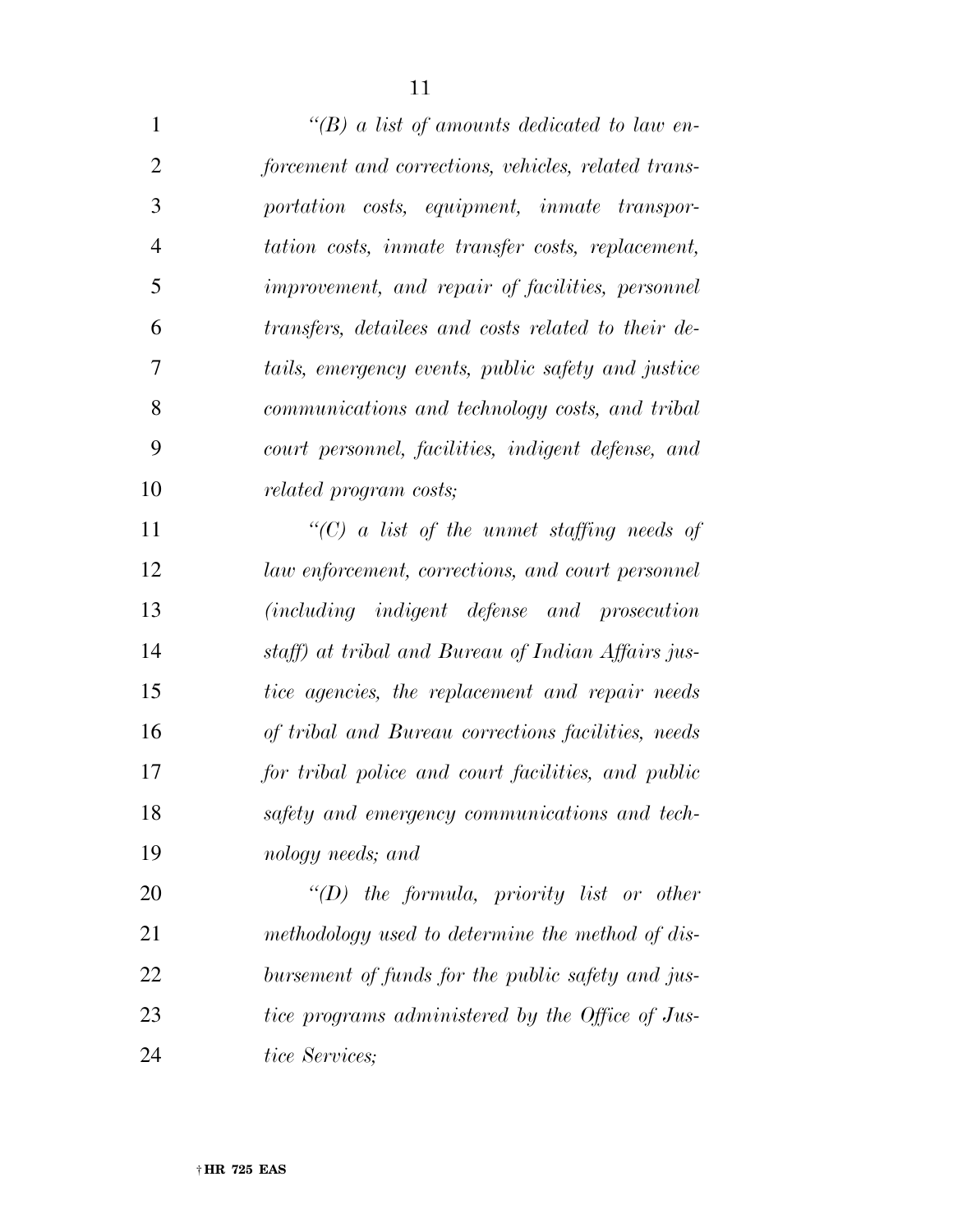*"(B) a list of amounts dedicated to law enforcement and corrections, vehicles, related transportation costs, equipment, inmate transportation costs, inmate transfer costs, replacement, improvement, and repair of facilities, personnel transfers, detailees and costs related to their details, emergency events, public safety and justice communications and technology costs, and tribal court personnel, facilities, indigent defense, and related program costs;*

*"(C) a list of the unmet staffing needs of law enforcement, corrections, and court personnel (including indigent defense and prosecution staff) at tribal and Bureau of Indian Affairs justice agencies, the replacement and repair needs of tribal and Bureau corrections facilities, needs for tribal police and court facilities, and public safety and emergency communications and technology needs; and*

*"(D) the formula, priority list or other methodology used to determine the method of disbursement of funds for the public safety and justice programs administered by the Office of Justice Services;*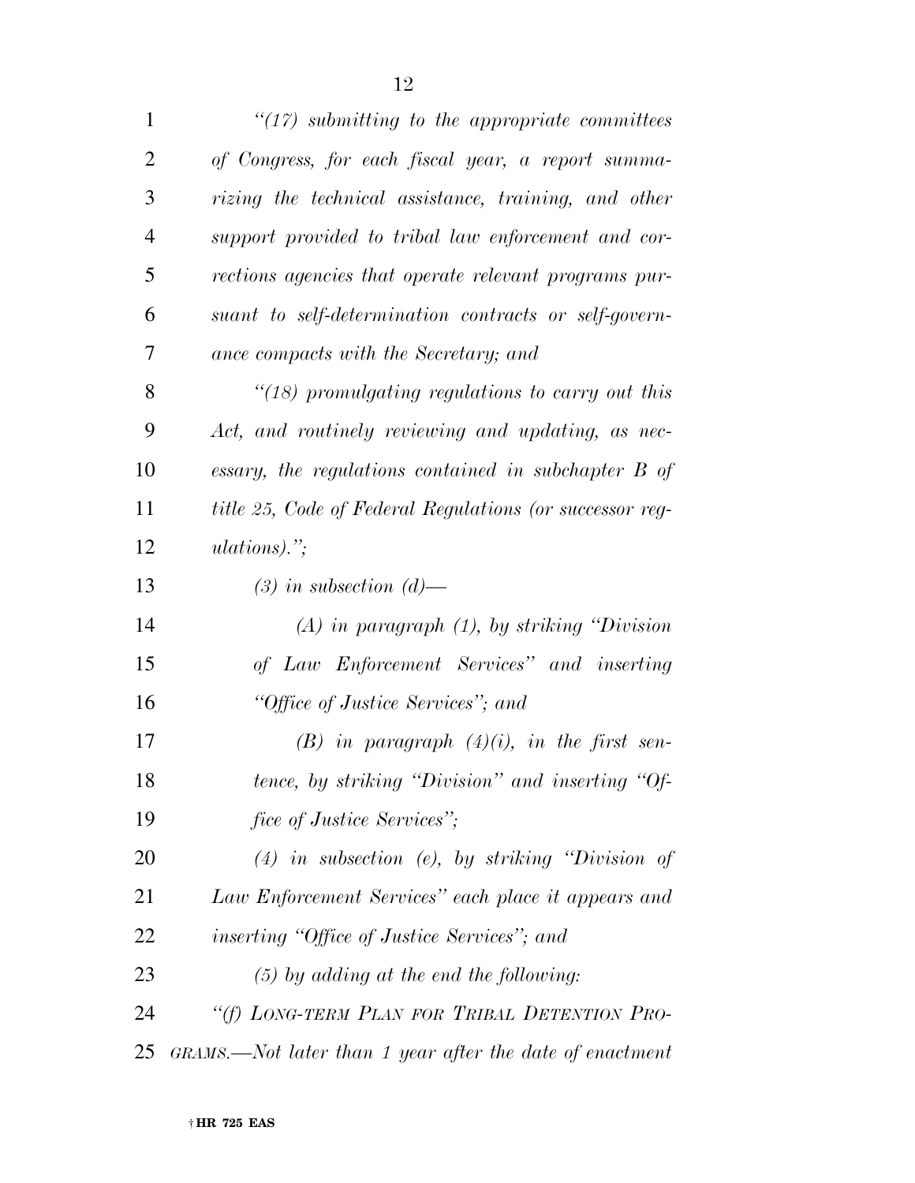*"(17) submitting to the appropriate committees of Congress, for each fiscal year, a report summarizing the technical assistance, training, and other support provided to tribal law enforcement and corrections agencies that operate relevant programs pursuant to self-determination contracts or self-governance compacts with the Secretary; and*

*"(18) promulgating regulations to carry out this Act, and routinely reviewing and updating, as necessary, the regulations contained in subchapter B of title 25, Code of Federal Regulations (or successor regulations).";*

*(3) in subsection (d)—*

*(A) in paragraph (1), by striking "Division of Law Enforcement Services" and inserting "Office of Justice Services"; and*

*(B) in paragraph (4)(i), in the first sentence, by striking "Division" and inserting "Office of Justice Services";*

*(4) in subsection (e), by striking "Division of Law Enforcement Services" each place it appears and inserting "Office of Justice Services"; and*

*(5) by adding at the end the following:*

*"(f) LONG-TERM PLAN FOR TRIBAL DETENTION PROGRAMS.—Not later than 1 year after the date of enactment*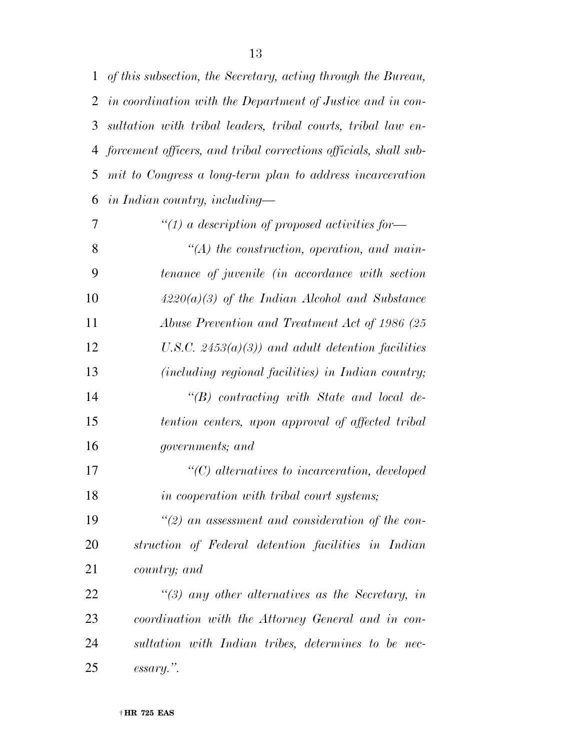*of this subsection, the Secretary, acting through the Bureau, in coordination with the Department of Justice and in consultation with tribal leaders, tribal courts, tribal law enforcement officers, and tribal corrections officials, shall submit to Congress a long-term plan to address incarceration in Indian country, including—*

*"(1) a description of proposed activities for—*

*"(A) the construction, operation, and maintenance of juvenile (in accordance with section 4220(a)(3) of the Indian Alcohol and Substance Abuse Prevention and Treatment Act of 1986 (25 U.S.C. 2453(a)(3)) and adult detention facilities (including regional facilities) in Indian country;*

*"(B) contracting with State and local detention centers, upon approval of affected tribal governments; and*

*"(C) alternatives to incarceration, developed in cooperation with tribal court systems;*

*"(2) an assessment and consideration of the construction of Federal detention facilities in Indian country; and*

*"(3) any other alternatives as the Secretary, in coordination with the Attorney General and in consultation with Indian tribes, determines to be necessary.".*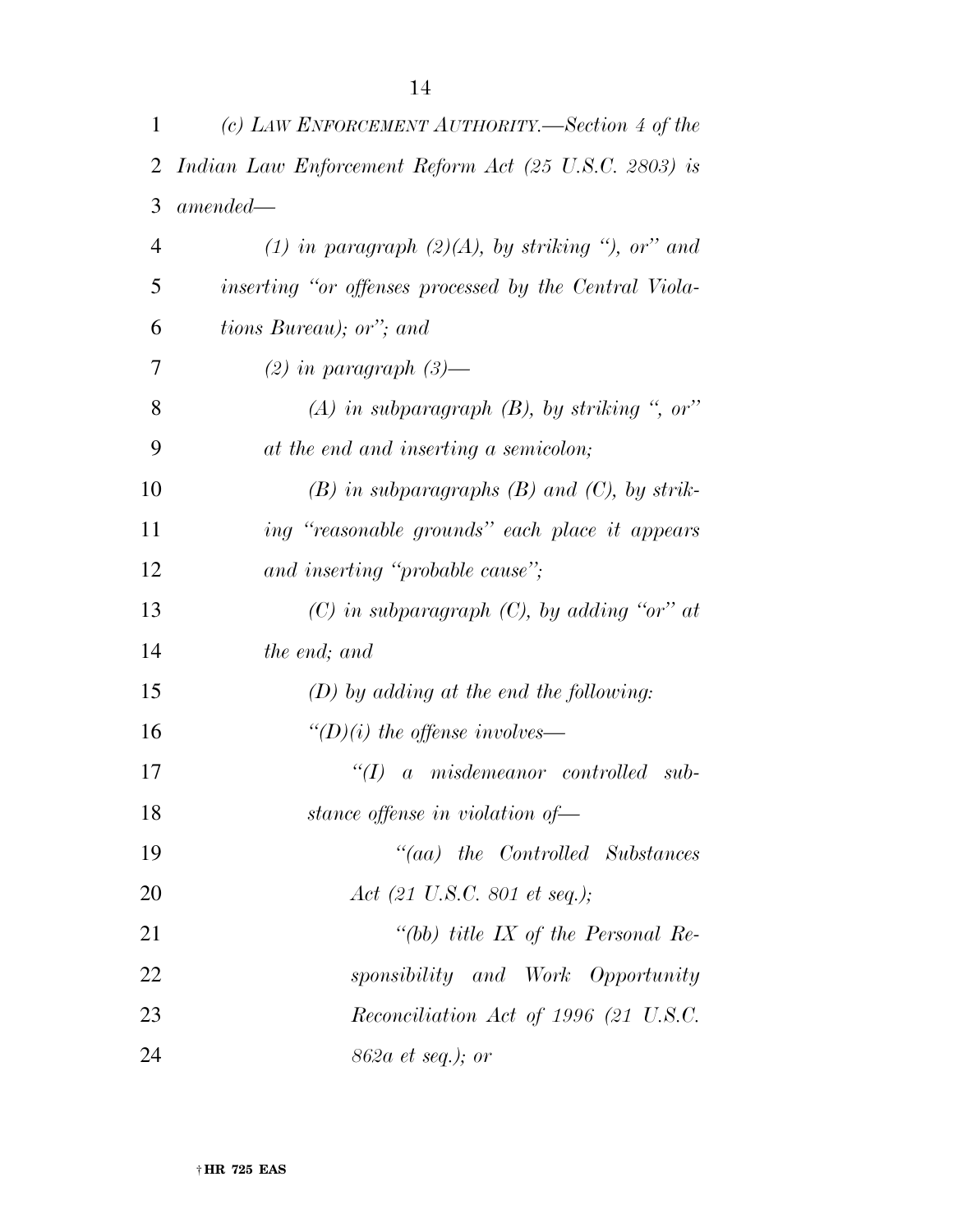*(c) LAW ENFORCEMENT AUTHORITY.—Section 4 of the Indian Law Enforcement Reform Act (25 U.S.C. 2803) is amended—*

*(1) in paragraph (2)(A), by striking "), or" and inserting "or offenses processed by the Central Violations Bureau); or"; and*

*(2) in paragraph (3)—*

*(A) in subparagraph (B), by striking ", or" at the end and inserting a semicolon;*

*(B) in subparagraphs (B) and (C), by striking "reasonable grounds" each place it appears and inserting "probable cause";*

*(C) in subparagraph (C), by adding "or" at the end; and*

*(D) by adding at the end the following:*

*"(D)(i) the offense involves—*

*"(I) a misdemeanor controlled substance offense in violation of—*

*"(aa) the Controlled Substances Act (21 U.S.C. 801 et seq.);*

*"(bb) title IX of the Personal Responsibility and Work Opportunity Reconciliation Act of 1996 (21 U.S.C. 862a et seq.); or*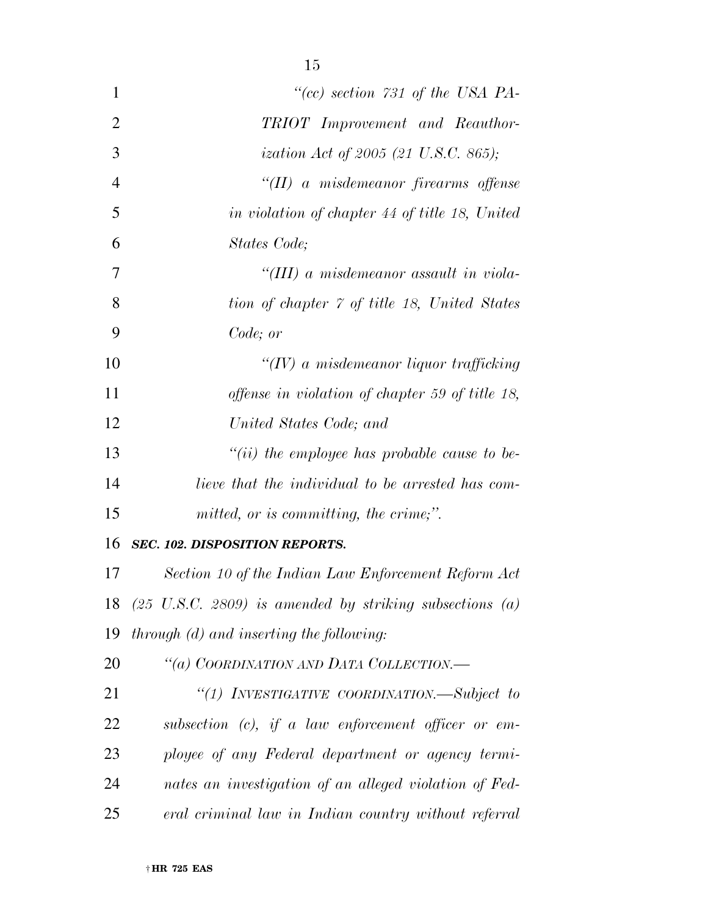*"(cc) section 731 of the USA PATRIOT Improvement and Reauthorization Act of 2005 (21 U.S.C. 865);*

*"(II) a misdemeanor firearms offense in violation of chapter 44 of title 18, United States Code;*

*"(III) a misdemeanor assault in violation of chapter 7 of title 18, United States Code; or*

*"(IV) a misdemeanor liquor trafficking offense in violation of chapter 59 of title 18, United States Code; and*

*"(ii) the employee has probable cause to believe that the individual to be arrested has committed, or is committing, the crime;".*

***SEC. 102. DISPOSITION REPORTS.***

*Section 10 of the Indian Law Enforcement Reform Act (25 U.S.C. 2809) is amended by striking subsections (a) through (d) and inserting the following:*

*"(a) COORDINATION AND DATA COLLECTION.—*

*"(1) INVESTIGATIVE COORDINATION.—Subject to subsection (c), if a law enforcement officer or employee of any Federal department or agency terminates an investigation of an alleged violation of Federal criminal law in Indian country without referral*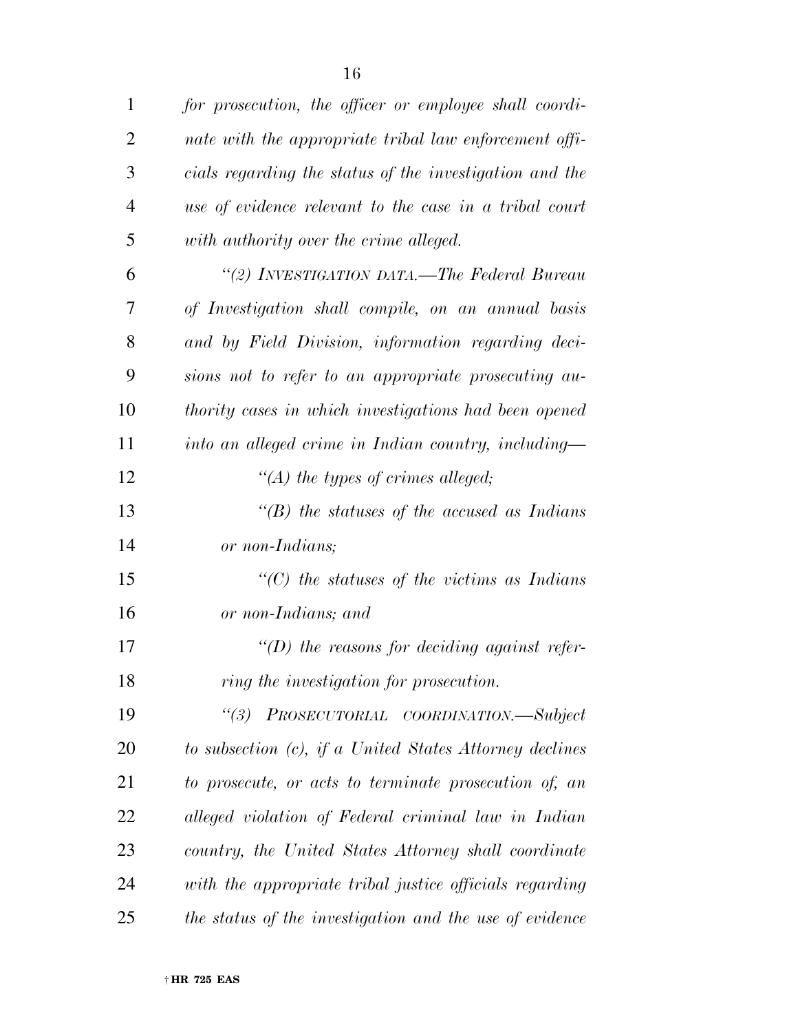*for prosecution, the officer or employee shall coordinate with the appropriate tribal law enforcement officials regarding the status of the investigation and the use of evidence relevant to the case in a tribal court with authority over the crime alleged.*

*“(2) INVESTIGATION DATA.—The Federal Bureau of Investigation shall compile, on an annual basis and by Field Division, information regarding decisions not to refer to an appropriate prosecuting authority cases in which investigations had been opened into an alleged crime in Indian country, including—*

*“(A) the types of crimes alleged;*

*“(B) the statuses of the accused as Indians or non-Indians;*

*“(C) the statuses of the victims as Indians or non-Indians; and*

*“(D) the reasons for deciding against referring the investigation for prosecution.*

*“(3) PROSECUTORIAL COORDINATION.—Subject to subsection (c), if a United States Attorney declines to prosecute, or acts to terminate prosecution of, an alleged violation of Federal criminal law in Indian country, the United States Attorney shall coordinate with the appropriate tribal justice officials regarding the status of the investigation and the use of evidence*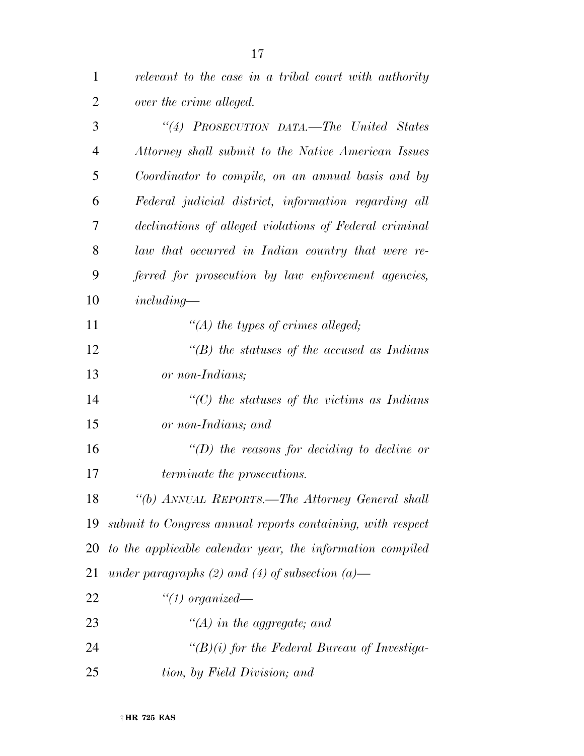*relevant to the case in a tribal court with authority over the crime alleged.*

*"(4) PROSECUTION DATA.—The United States Attorney shall submit to the Native American Issues Coordinator to compile, on an annual basis and by Federal judicial district, information regarding all declinations of alleged violations of Federal criminal law that occurred in Indian country that were referred for prosecution by law enforcement agencies, including—*

*"(A) the types of crimes alleged;*

*"(B) the statuses of the accused as Indians or non-Indians;*

*"(C) the statuses of the victims as Indians or non-Indians; and*

*"(D) the reasons for deciding to decline or terminate the prosecutions.*

*"(b) ANNUAL REPORTS.—The Attorney General shall submit to Congress annual reports containing, with respect to the applicable calendar year, the information compiled under paragraphs (2) and (4) of subsection (a)—*

*"(1) organized—*

*"(A) in the aggregate; and*

*"(B)(i) for the Federal Bureau of Investigation, by Field Division; and*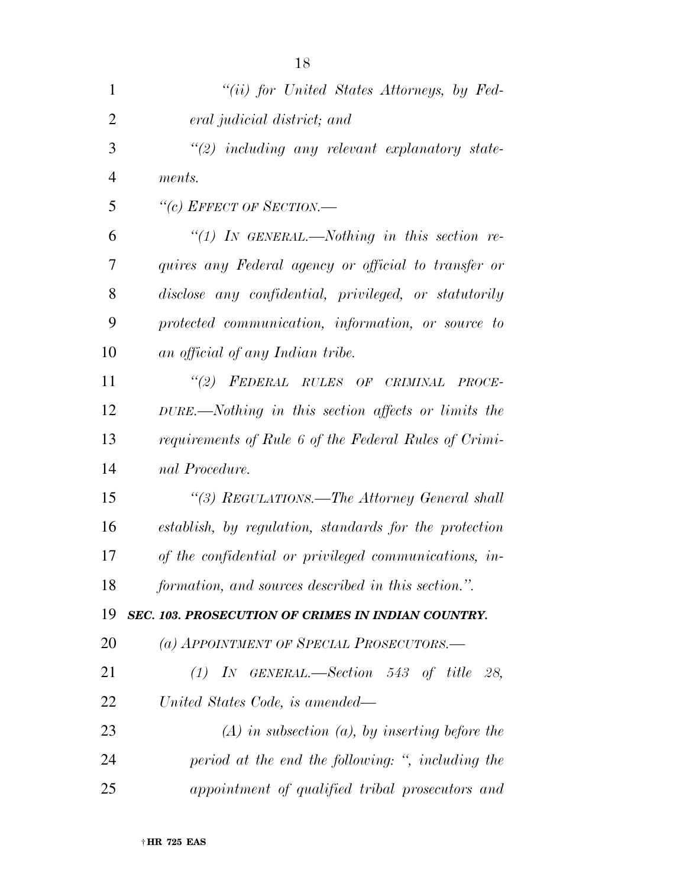*"(ii) for United States Attorneys, by Federal judicial district; and*

*"(2) including any relevant explanatory statements.*

*"(c) EFFECT OF SECTION.—*

*"(1) IN GENERAL.—Nothing in this section requires any Federal agency or official to transfer or disclose any confidential, privileged, or statutorily protected communication, information, or source to an official of any Indian tribe.*

*"(2) FEDERAL RULES OF CRIMINAL PROCEDURE.—Nothing in this section affects or limits the requirements of Rule 6 of the Federal Rules of Criminal Procedure.*

*"(3) REGULATIONS.—The Attorney General shall establish, by regulation, standards for the protection of the confidential or privileged communications, information, and sources described in this section.".*

***SEC. 103. PROSECUTION OF CRIMES IN INDIAN COUNTRY.***

*(a) APPOINTMENT OF SPECIAL PROSECUTORS.—*

*(1) IN GENERAL.—Section 543 of title 28, United States Code, is amended—*

*(A) in subsection (a), by inserting before the period at the end the following: ", including the appointment of qualified tribal prosecutors and*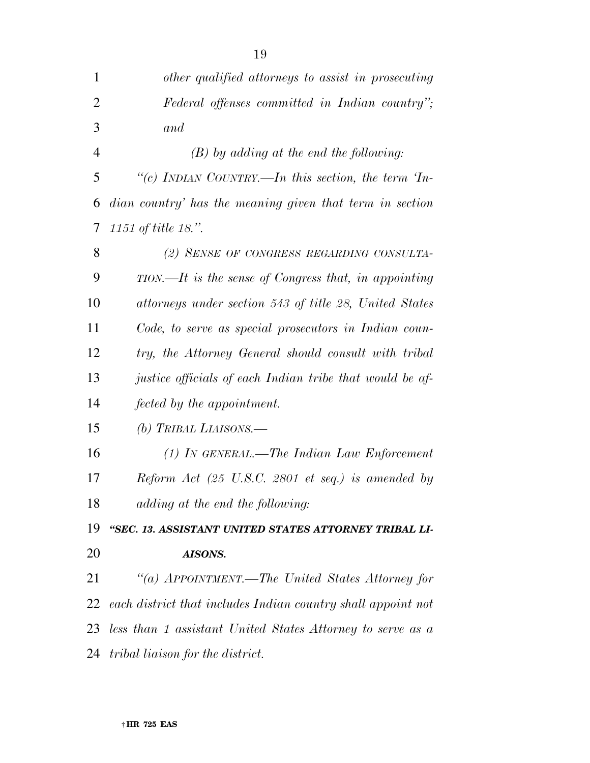*other qualified attorneys to assist in prosecuting Federal offenses committed in Indian country"; and*

*(B) by adding at the end the following:*

*"(c) INDIAN COUNTRY.—In this section, the term 'Indian country' has the meaning given that term in section 1151 of title 18.".*

*(2) SENSE OF CONGRESS REGARDING CONSULTATION.—It is the sense of Congress that, in appointing attorneys under section 543 of title 28, United States Code, to serve as special prosecutors in Indian country, the Attorney General should consult with tribal justice officials of each Indian tribe that would be affected by the appointment.*

*(b) TRIBAL LIAISONS.—*

*(1) IN GENERAL.—The Indian Law Enforcement Reform Act (25 U.S.C. 2801 et seq.) is amended by adding at the end the following:*

***"SEC. 13. ASSISTANT UNITED STATES ATTORNEY TRIBAL LIAISONS.***

*"(a) APPOINTMENT.—The United States Attorney for each district that includes Indian country shall appoint not less than 1 assistant United States Attorney to serve as a tribal liaison for the district.*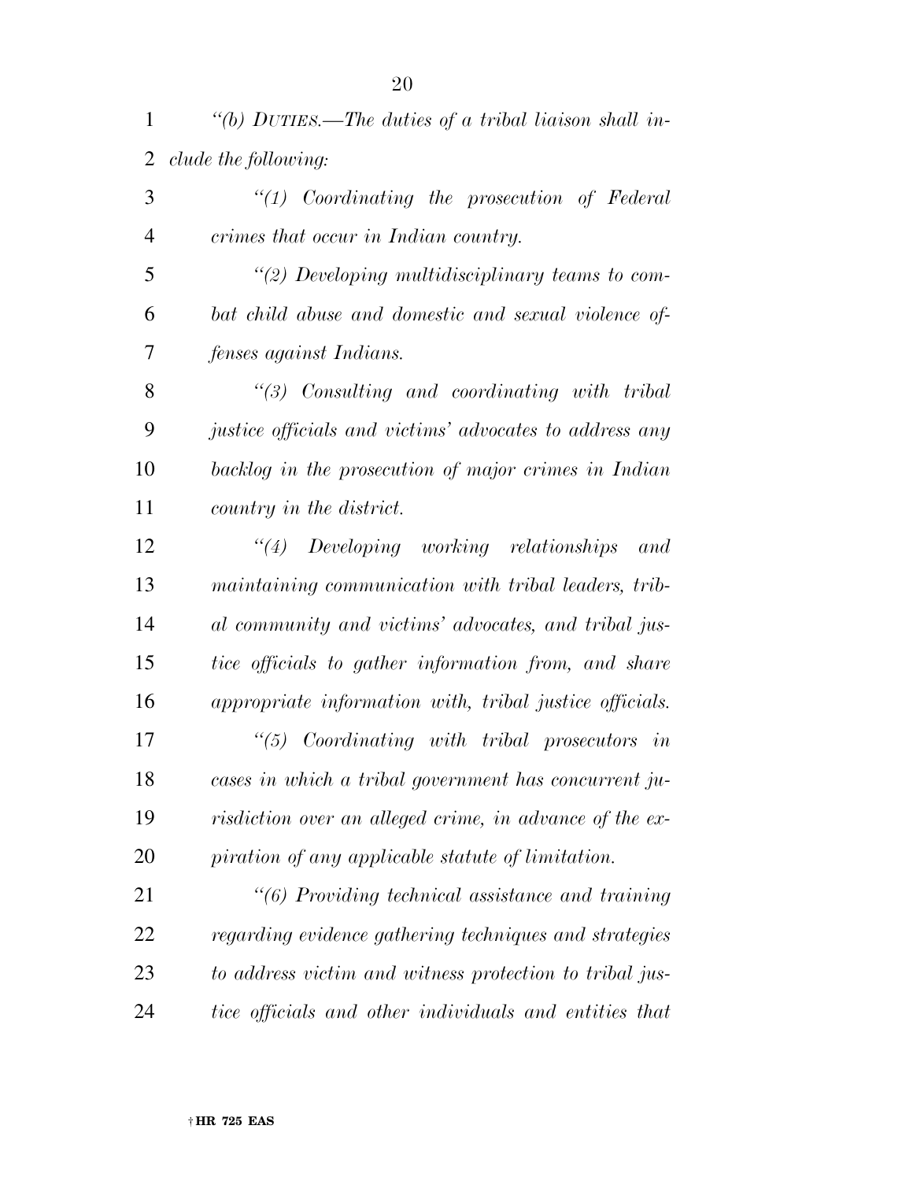*"(b) DUTIES.—The duties of a tribal liaison shall include the following:*

*"(1) Coordinating the prosecution of Federal crimes that occur in Indian country.*

*"(2) Developing multidisciplinary teams to combat child abuse and domestic and sexual violence offenses against Indians.*

*"(3) Consulting and coordinating with tribal justice officials and victims' advocates to address any backlog in the prosecution of major crimes in Indian country in the district.*

*"(4) Developing working relationships and maintaining communication with tribal leaders, tribal community and victims' advocates, and tribal justice officials to gather information from, and share appropriate information with, tribal justice officials.*

*"(5) Coordinating with tribal prosecutors in cases in which a tribal government has concurrent jurisdiction over an alleged crime, in advance of the expiration of any applicable statute of limitation.*

*"(6) Providing technical assistance and training regarding evidence gathering techniques and strategies to address victim and witness protection to tribal justice officials and other individuals and entities that*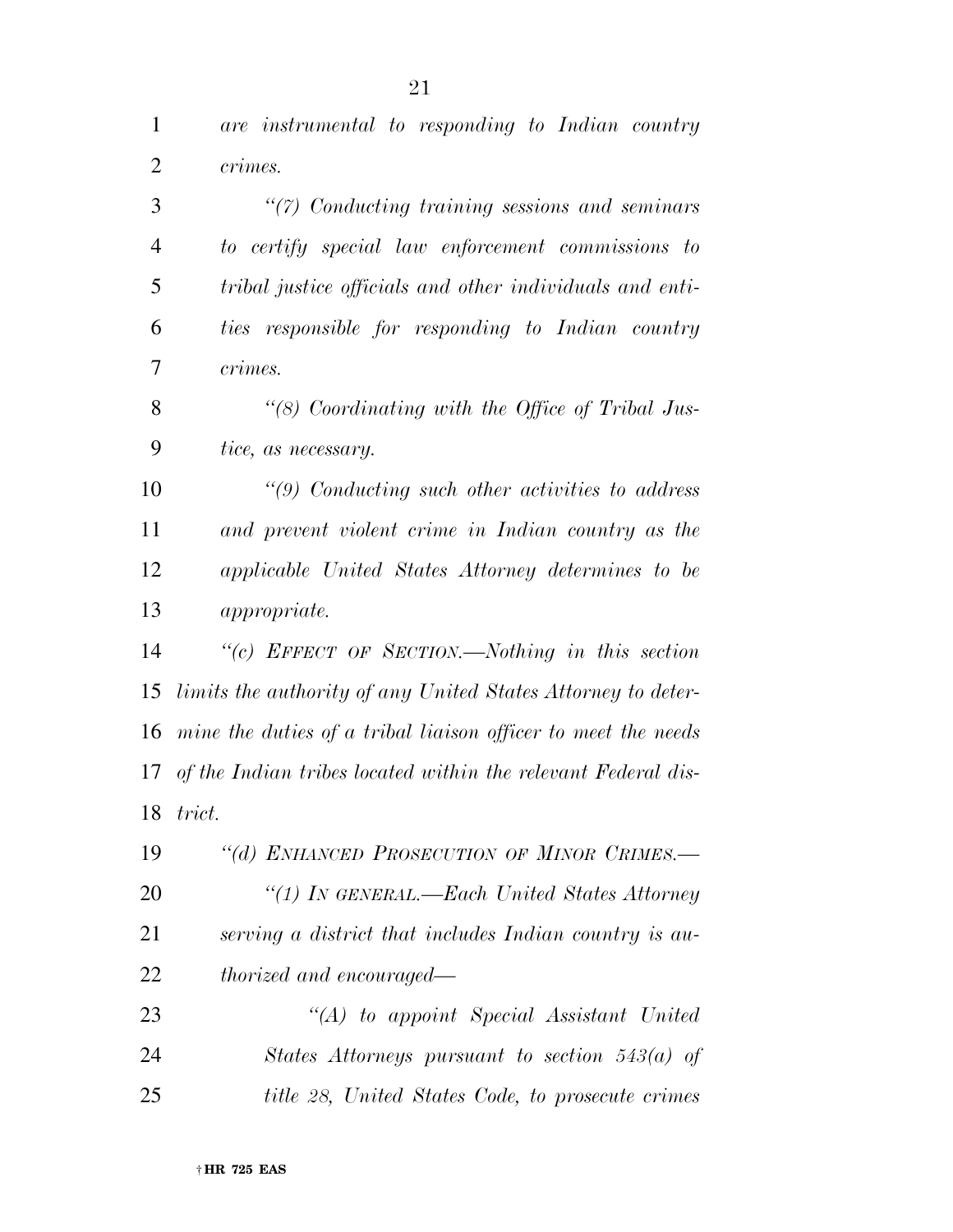*are instrumental to responding to Indian country crimes.*

*"(7) Conducting training sessions and seminars to certify special law enforcement commissions to tribal justice officials and other individuals and entities responsible for responding to Indian country crimes.*

*"(8) Coordinating with the Office of Tribal Justice, as necessary.*

*"(9) Conducting such other activities to address and prevent violent crime in Indian country as the applicable United States Attorney determines to be appropriate.*

*"(c) EFFECT OF SECTION.—Nothing in this section limits the authority of any United States Attorney to determine the duties of a tribal liaison officer to meet the needs of the Indian tribes located within the relevant Federal district.*

*"(d) ENHANCED PROSECUTION OF MINOR CRIMES.—*

*"(1) IN GENERAL.—Each United States Attorney serving a district that includes Indian country is authorized and encouraged—*

*"(A) to appoint Special Assistant United States Attorneys pursuant to section 543(a) of title 28, United States Code, to prosecute crimes*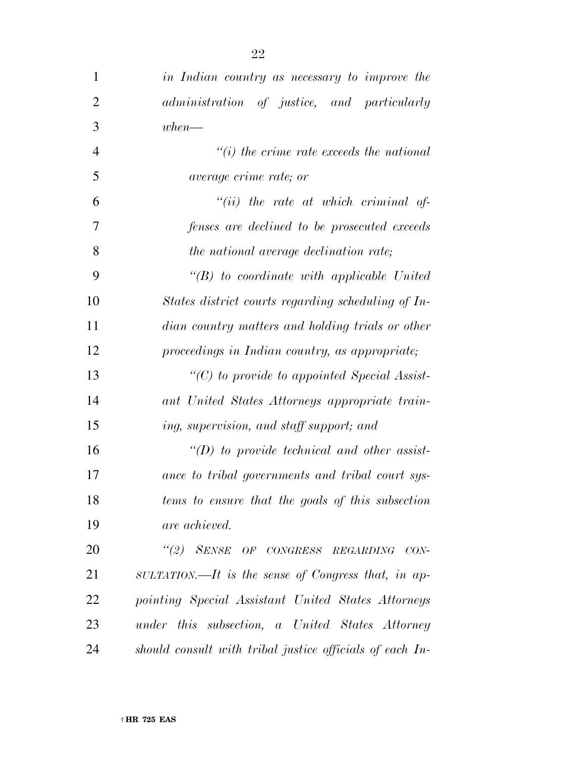*in Indian country as necessary to improve the administration of justice, and particularly when—*

*"(i) the crime rate exceeds the national average crime rate; or*

*"(ii) the rate at which criminal offenses are declined to be prosecuted exceeds the national average declination rate;*

*"(B) to coordinate with applicable United States district courts regarding scheduling of Indian country matters and holding trials or other proceedings in Indian country, as appropriate;*

*"(C) to provide to appointed Special Assistant United States Attorneys appropriate training, supervision, and staff support; and*

*"(D) to provide technical and other assistance to tribal governments and tribal court systems to ensure that the goals of this subsection are achieved.*

*"(2) SENSE OF CONGRESS REGARDING CONSULTATION.—It is the sense of Congress that, in appointing Special Assistant United States Attorneys under this subsection, a United States Attorney should consult with tribal justice officials of each In-*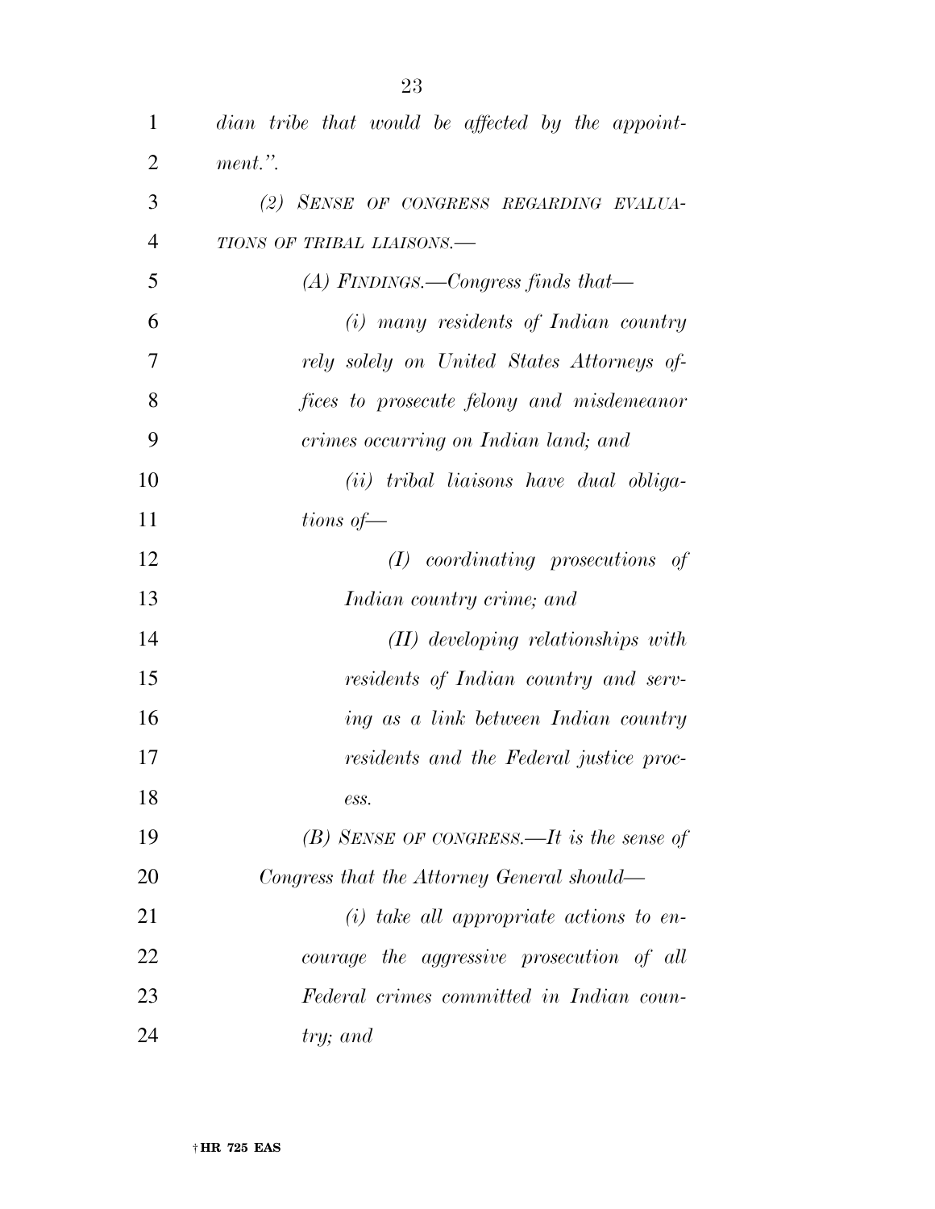*dian tribe that would be affected by the appointment.".*

*(2) SENSE OF CONGRESS REGARDING EVALUATIONS OF TRIBAL LIAISONS.—*

*(A) FINDINGS.—Congress finds that—*

*(i) many residents of Indian country rely solely on United States Attorneys offices to prosecute felony and misdemeanor crimes occurring on Indian land; and*

*(ii) tribal liaisons have dual obligations of—*

*(I) coordinating prosecutions of Indian country crime; and*

*(II) developing relationships with residents of Indian country and serving as a link between Indian country residents and the Federal justice process.*

*(B) SENSE OF CONGRESS.—It is the sense of Congress that the Attorney General should—*

*(i) take all appropriate actions to encourage the aggressive prosecution of all Federal crimes committed in Indian country; and*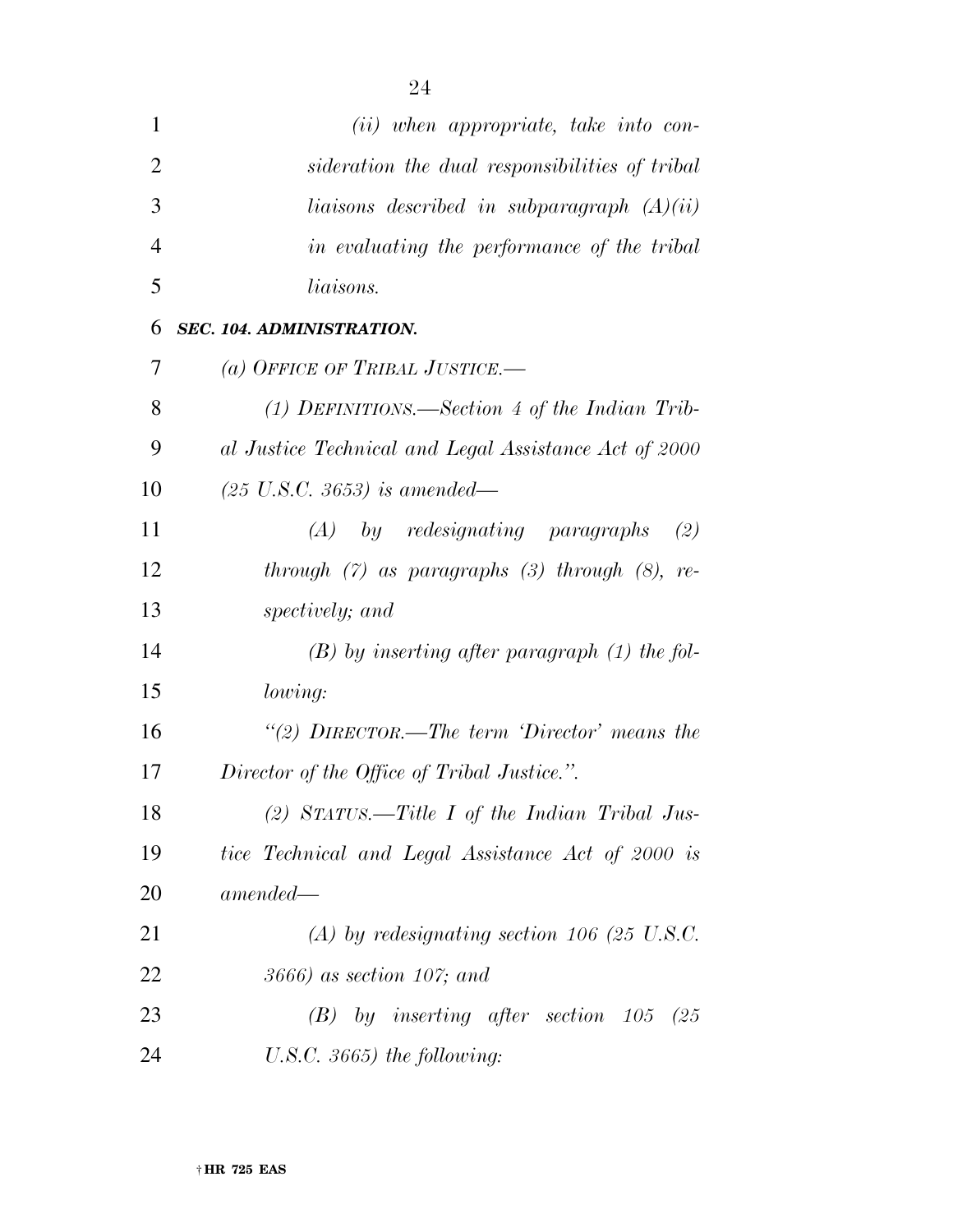*(ii) when appropriate, take into consideration the dual responsibilities of tribal liaisons described in subparagraph (A)(ii) in evaluating the performance of the tribal liaisons.*

***SEC. 104. ADMINISTRATION.***

*(a) OFFICE OF TRIBAL JUSTICE.—*

*(1) DEFINITIONS.—Section 4 of the Indian Tribal Justice Technical and Legal Assistance Act of 2000 (25 U.S.C. 3653) is amended—*

*(A) by redesignating paragraphs (2) through (7) as paragraphs (3) through (8), respectively; and*

*(B) by inserting after paragraph (1) the following:*

*"(2) DIRECTOR.—The term 'Director' means the Director of the Office of Tribal Justice.".*

*(2) STATUS.—Title I of the Indian Tribal Justice Technical and Legal Assistance Act of 2000 is amended—*

*(A) by redesignating section 106 (25 U.S.C. 3666) as section 107; and*

*(B) by inserting after section 105 (25 U.S.C. 3665) the following:*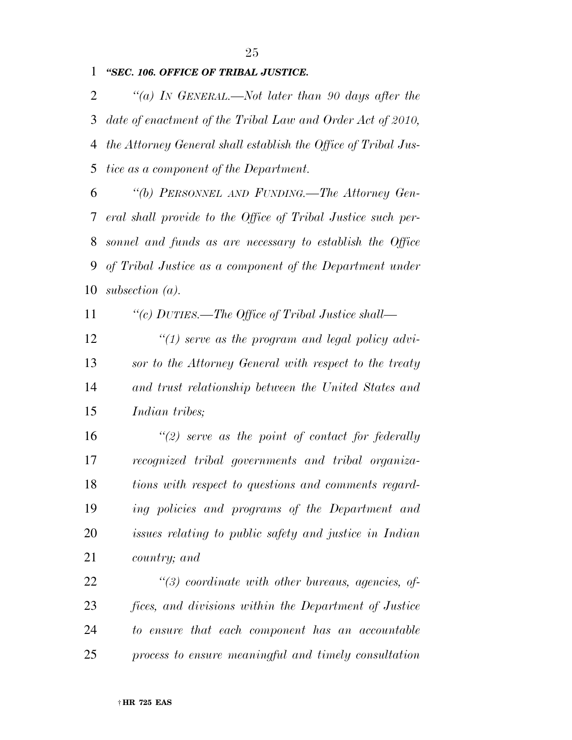*"SEC. 106. OFFICE OF TRIBAL JUSTICE.*

*"(a) IN GENERAL.—Not later than 90 days after the date of enactment of the Tribal Law and Order Act of 2010, the Attorney General shall establish the Office of Tribal Justice as a component of the Department.*

*"(b) PERSONNEL AND FUNDING.—The Attorney General shall provide to the Office of Tribal Justice such personnel and funds as are necessary to establish the Office of Tribal Justice as a component of the Department under subsection (a).*

*"(c) DUTIES.—The Office of Tribal Justice shall—*

*"(1) serve as the program and legal policy advisor to the Attorney General with respect to the treaty and trust relationship between the United States and Indian tribes;*

*"(2) serve as the point of contact for federally recognized tribal governments and tribal organizations with respect to questions and comments regarding policies and programs of the Department and issues relating to public safety and justice in Indian country; and*

*"(3) coordinate with other bureaus, agencies, offices, and divisions within the Department of Justice to ensure that each component has an accountable process to ensure meaningful and timely consultation*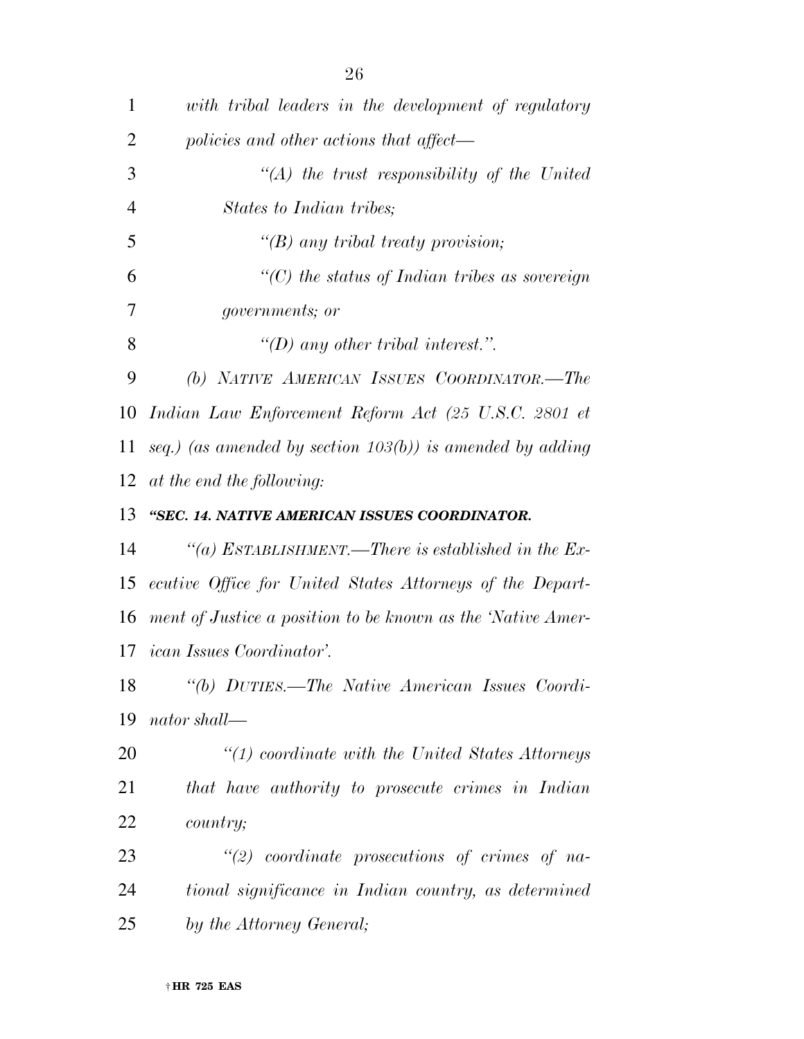*with tribal leaders in the development of regulatory policies and other actions that affect—*

*“(A) the trust responsibility of the United States to Indian tribes;*

*“(B) any tribal treaty provision;*

*“(C) the status of Indian tribes as sovereign governments; or*

*“(D) any other tribal interest.”.*

*(b) NATIVE AMERICAN ISSUES COORDINATOR.—The Indian Law Enforcement Reform Act (25 U.S.C. 2801 et seq.) (as amended by section 103(b)) is amended by adding at the end the following:*

***“SEC. 14. NATIVE AMERICAN ISSUES COORDINATOR.***

*“(a) ESTABLISHMENT.—There is established in the Executive Office for United States Attorneys of the Department of Justice a position to be known as the ‘Native American Issues Coordinator’.*

*“(b) DUTIES.—The Native American Issues Coordinator shall—*

*“(1) coordinate with the United States Attorneys that have authority to prosecute crimes in Indian country;*

*“(2) coordinate prosecutions of crimes of national significance in Indian country, as determined by the Attorney General;*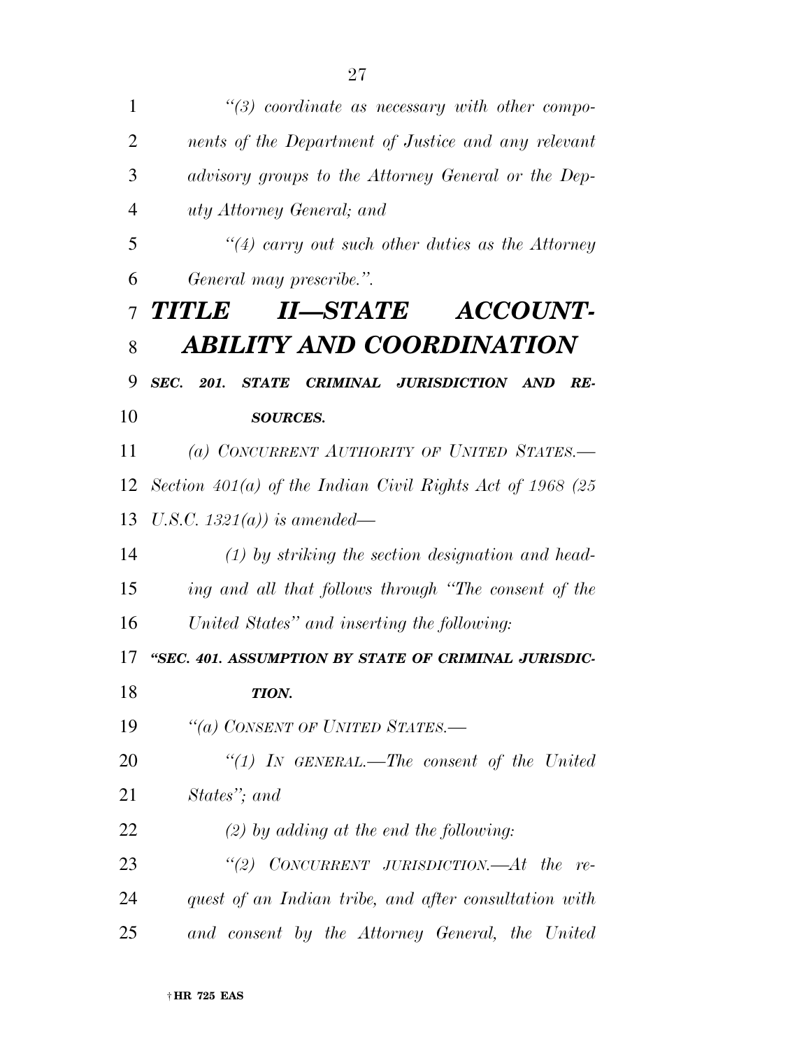*"(3) coordinate as necessary with other components of the Department of Justice and any relevant advisory groups to the Attorney General or the Deputy Attorney General; and*

*"(4) carry out such other duties as the Attorney General may prescribe.".*

# *TITLE II—STATE ACCOUNTABILITY AND COORDINATION*

***SEC. 201. STATE CRIMINAL JURISDICTION AND RESOURCES.***

*(a) CONCURRENT AUTHORITY OF UNITED STATES.—Section 401(a) of the Indian Civil Rights Act of 1968 (25 U.S.C. 1321(a)) is amended—*

*(1) by striking the section designation and heading and all that follows through "The consent of the United States" and inserting the following:*

***"SEC. 401. ASSUMPTION BY STATE OF CRIMINAL JURISDICTION.***

*"(a) CONSENT OF UNITED STATES.—*

*"(1) IN GENERAL.—The consent of the United States"; and*

*(2) by adding at the end the following:*

*"(2) CONCURRENT JURISDICTION.—At the request of an Indian tribe, and after consultation with and consent by the Attorney General, the United*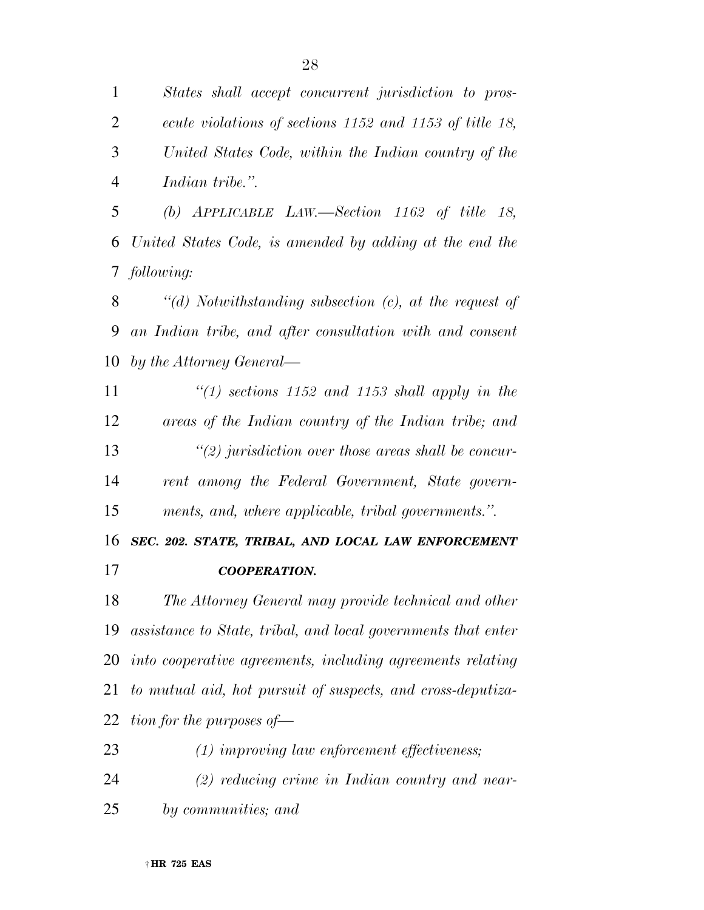*States shall accept concurrent jurisdiction to prosecute violations of sections 1152 and 1153 of title 18, United States Code, within the Indian country of the Indian tribe.''.*

*(b) APPLICABLE LAW.—Section 1162 of title 18, United States Code, is amended by adding at the end the following:*

*''(d) Notwithstanding subsection (c), at the request of an Indian tribe, and after consultation with and consent by the Attorney General—*

*''(1) sections 1152 and 1153 shall apply in the areas of the Indian country of the Indian tribe; and*

*''(2) jurisdiction over those areas shall be concurrent among the Federal Government, State governments, and, where applicable, tribal governments.''.*

***SEC. 202. STATE, TRIBAL, AND LOCAL LAW ENFORCEMENT COOPERATION.***

*The Attorney General may provide technical and other assistance to State, tribal, and local governments that enter into cooperative agreements, including agreements relating to mutual aid, hot pursuit of suspects, and cross-deputization for the purposes of—*

*(1) improving law enforcement effectiveness;*

*(2) reducing crime in Indian country and nearby communities; and*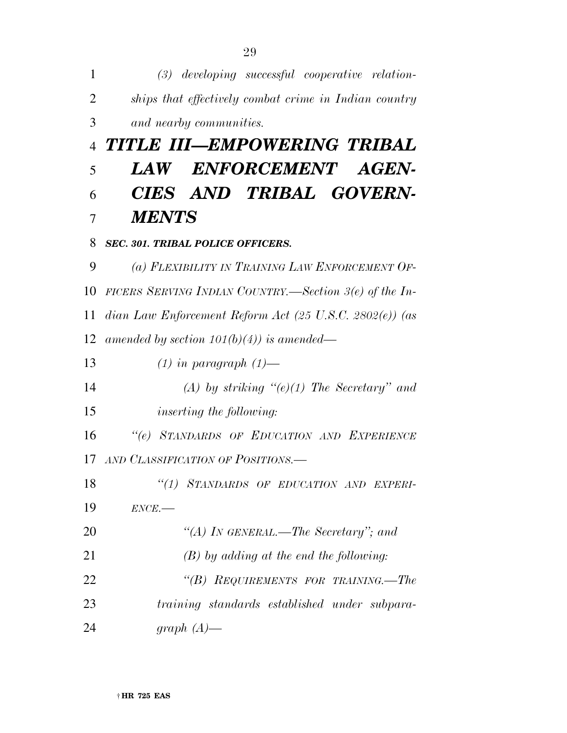*(3) developing successful cooperative relationships that effectively combat crime in Indian country and nearby communities.*

# *TITLE III—EMPOWERING TRIBAL LAW ENFORCEMENT AGENCIES AND TRIBAL GOVERNMENTS*

### *SEC. 301. TRIBAL POLICE OFFICERS.*

*(a) FLEXIBILITY IN TRAINING LAW ENFORCEMENT OFFICERS SERVING INDIAN COUNTRY.—Section 3(e) of the Indian Law Enforcement Reform Act (25 U.S.C. 2802(e)) (as amended by section 101(b)(4)) is amended—*

*(1) in paragraph (1)—*

*(A) by striking "(e)(1) The Secretary" and inserting the following:*

*"(e) STANDARDS OF EDUCATION AND EXPERIENCE AND CLASSIFICATION OF POSITIONS.—*

*"(1) STANDARDS OF EDUCATION AND EXPERIENCE.—*

*"(A) IN GENERAL.—The Secretary"; and*

*(B) by adding at the end the following:*

*"(B) REQUIREMENTS FOR TRAINING.—The training standards established under subparagraph (A)—*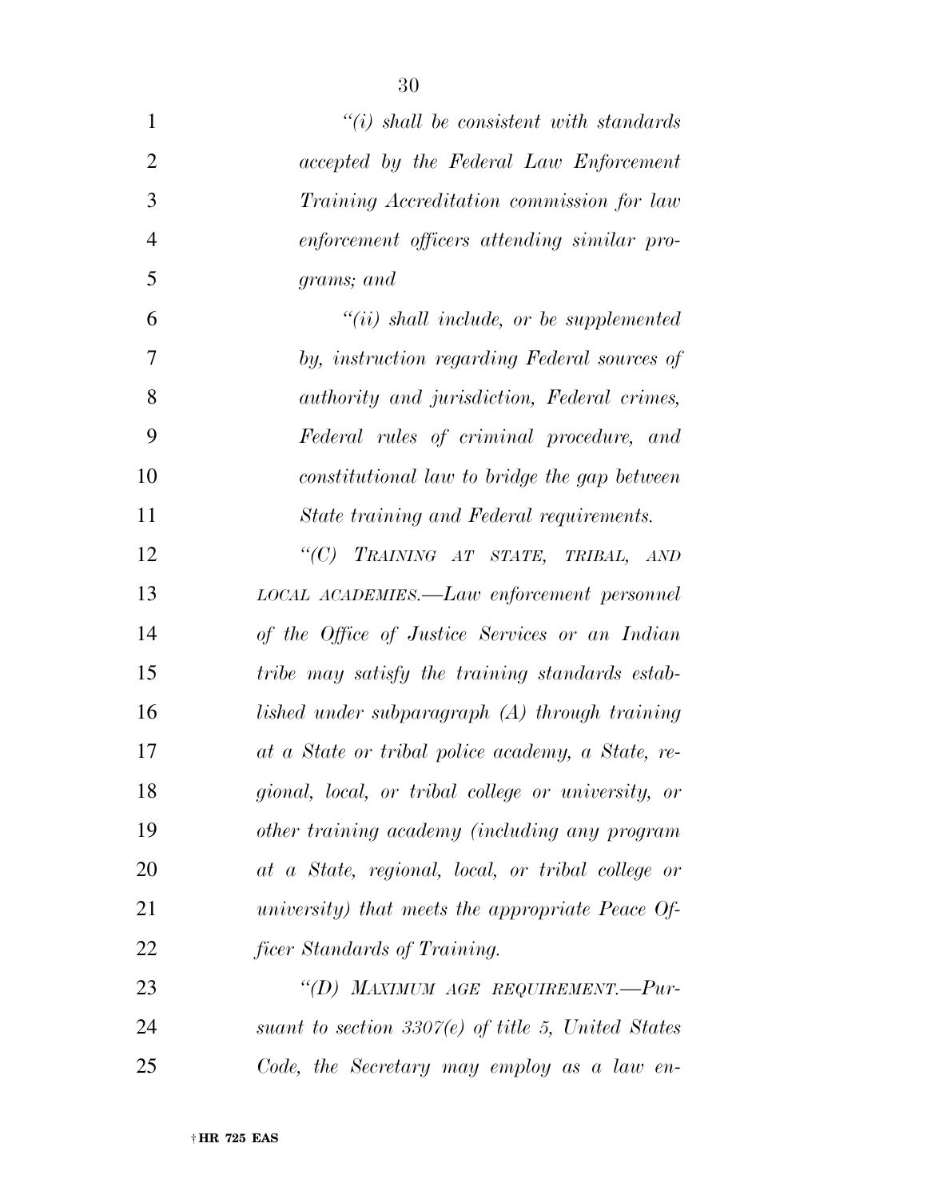*"(i) shall be consistent with standards accepted by the Federal Law Enforcement Training Accreditation commission for law enforcement officers attending similar programs; and*

*"(ii) shall include, or be supplemented by, instruction regarding Federal sources of authority and jurisdiction, Federal crimes, Federal rules of criminal procedure, and constitutional law to bridge the gap between State training and Federal requirements.*

*"(C) TRAINING AT STATE, TRIBAL, AND LOCAL ACADEMIES.—Law enforcement personnel of the Office of Justice Services or an Indian tribe may satisfy the training standards established under subparagraph (A) through training at a State or tribal police academy, a State, regional, local, or tribal college or university, or other training academy (including any program at a State, regional, local, or tribal college or university) that meets the appropriate Peace Officer Standards of Training.*

*"(D) MAXIMUM AGE REQUIREMENT.—Pursuant to section 3307(e) of title 5, United States Code, the Secretary may employ as a law en-*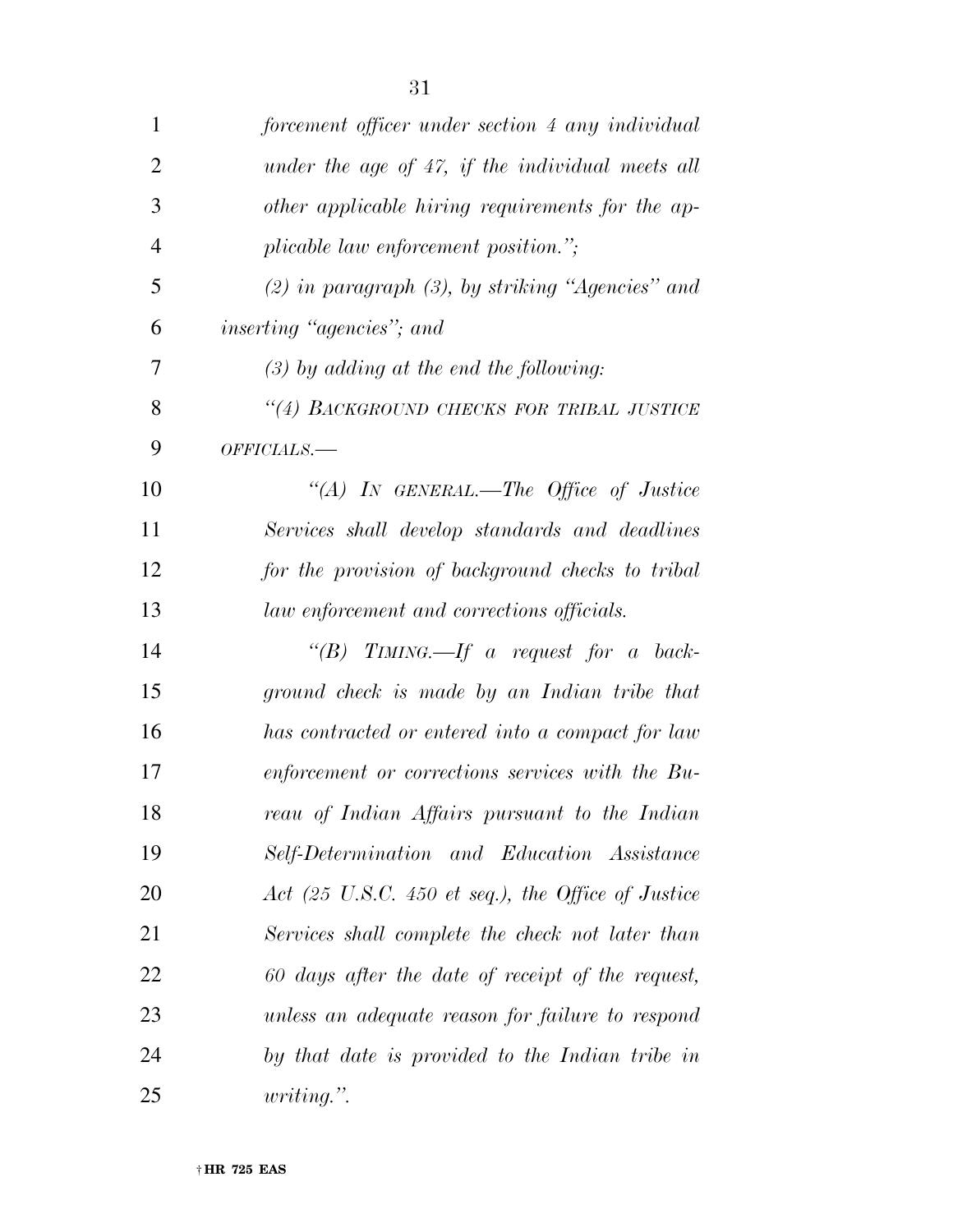*forcement officer under section 4 any individual under the age of 47, if the individual meets all other applicable hiring requirements for the applicable law enforcement position.";*

*(2) in paragraph (3), by striking "Agencies" and inserting "agencies"; and*

*(3) by adding at the end the following:*

*"(4) BACKGROUND CHECKS FOR TRIBAL JUSTICE OFFICIALS.—*

*"(A) IN GENERAL.—The Office of Justice Services shall develop standards and deadlines for the provision of background checks to tribal law enforcement and corrections officials.*

*"(B) TIMING.—If a request for a background check is made by an Indian tribe that has contracted or entered into a compact for law enforcement or corrections services with the Bureau of Indian Affairs pursuant to the Indian Self-Determination and Education Assistance Act (25 U.S.C. 450 et seq.), the Office of Justice Services shall complete the check not later than 60 days after the date of receipt of the request, unless an adequate reason for failure to respond by that date is provided to the Indian tribe in writing.".*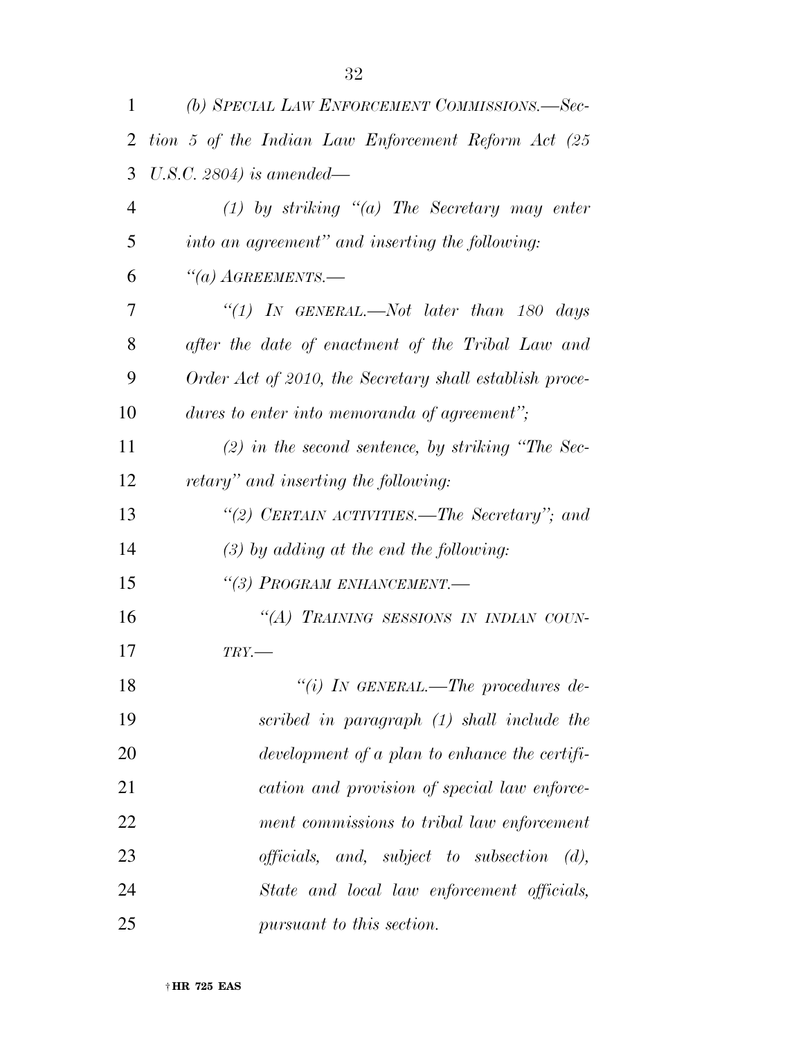*(b) SPECIAL LAW ENFORCEMENT COMMISSIONS.—Section 5 of the Indian Law Enforcement Reform Act (25 U.S.C. 2804) is amended—*

*(1) by striking "(a) The Secretary may enter into an agreement" and inserting the following:*

*"(a) AGREEMENTS.—*

*"(1) IN GENERAL.—Not later than 180 days after the date of enactment of the Tribal Law and Order Act of 2010, the Secretary shall establish procedures to enter into memoranda of agreement";*

*(2) in the second sentence, by striking "The Secretary" and inserting the following:*

*"(2) CERTAIN ACTIVITIES.—The Secretary"; and*

*(3) by adding at the end the following:*

*"(3) PROGRAM ENHANCEMENT.—*

*"(A) TRAINING SESSIONS IN INDIAN COUNTRY.—*

*"(i) IN GENERAL.—The procedures described in paragraph (1) shall include the development of a plan to enhance the certification and provision of special law enforcement commissions to tribal law enforcement officials, and, subject to subsection (d), State and local law enforcement officials, pursuant to this section.*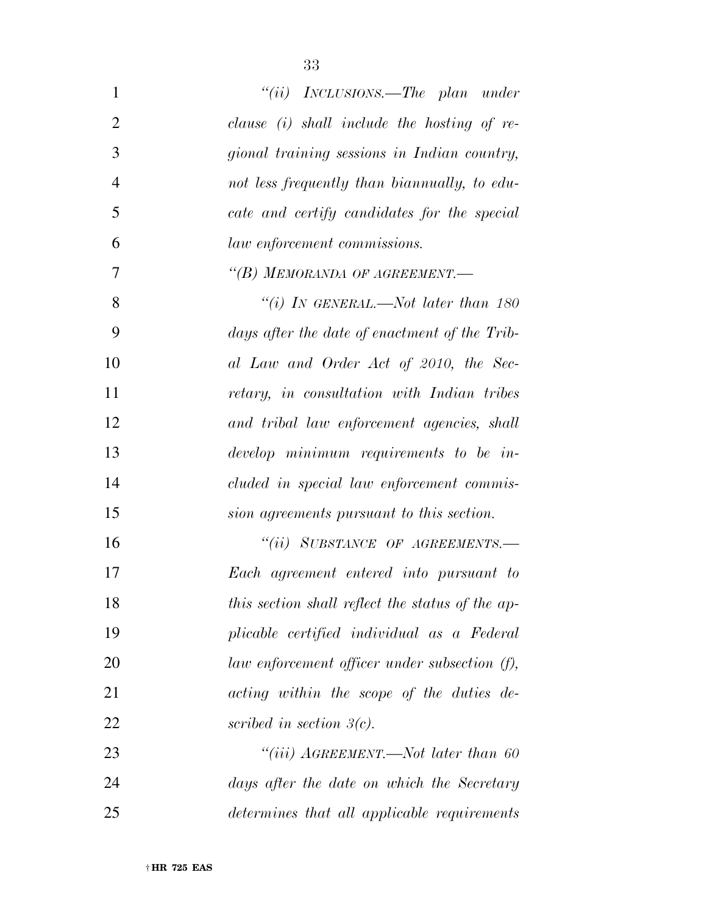*"(ii) INCLUSIONS.—The plan under clause (i) shall include the hosting of regional training sessions in Indian country, not less frequently than biannually, to educate and certify candidates for the special law enforcement commissions.*

*"(B) MEMORANDA OF AGREEMENT.—*

*"(i) IN GENERAL.—Not later than 180 days after the date of enactment of the Tribal Law and Order Act of 2010, the Secretary, in consultation with Indian tribes and tribal law enforcement agencies, shall develop minimum requirements to be included in special law enforcement commission agreements pursuant to this section.*

*"(ii) SUBSTANCE OF AGREEMENTS.—Each agreement entered into pursuant to this section shall reflect the status of the applicable certified individual as a Federal law enforcement officer under subsection (f), acting within the scope of the duties described in section 3(c).*

*"(iii) AGREEMENT.—Not later than 60 days after the date on which the Secretary determines that all applicable requirements*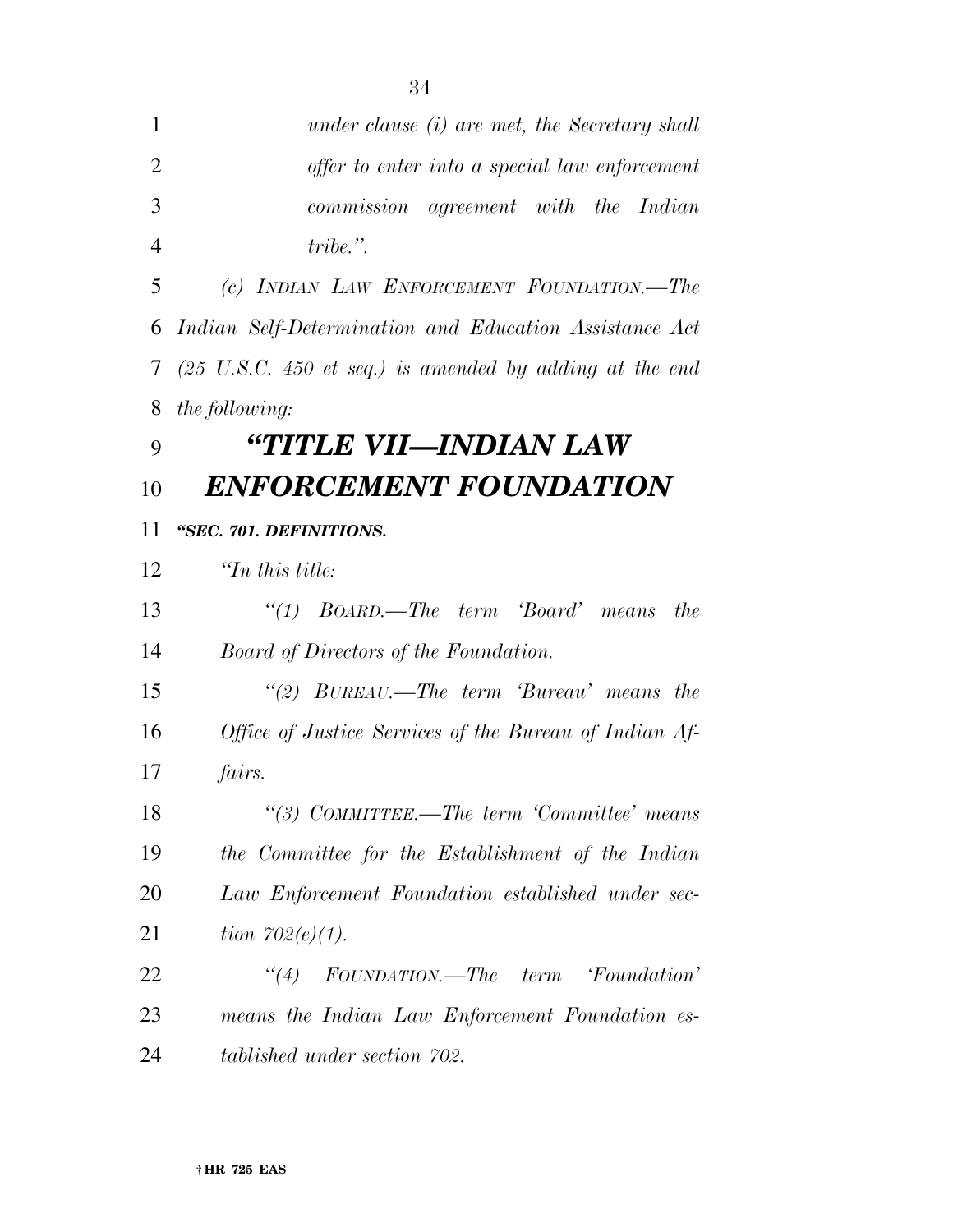*under clause (i) are met, the Secretary shall offer to enter into a special law enforcement commission agreement with the Indian tribe.''.*

*(c) INDIAN LAW ENFORCEMENT FOUNDATION.—The Indian Self-Determination and Education Assistance Act (25 U.S.C. 450 et seq.) is amended by adding at the end the following:*

# *''TITLE VII—INDIAN LAW ENFORCEMENT FOUNDATION*

***''SEC. 701. DEFINITIONS.***

*''In this title:*

*''(1) BOARD.—The term 'Board' means the Board of Directors of the Foundation.*

*''(2) BUREAU.—The term 'Bureau' means the Office of Justice Services of the Bureau of Indian Affairs.*

*''(3) COMMITTEE.—The term 'Committee' means the Committee for the Establishment of the Indian Law Enforcement Foundation established under section 702(e)(1).*

*''(4) FOUNDATION.—The term 'Foundation' means the Indian Law Enforcement Foundation established under section 702.*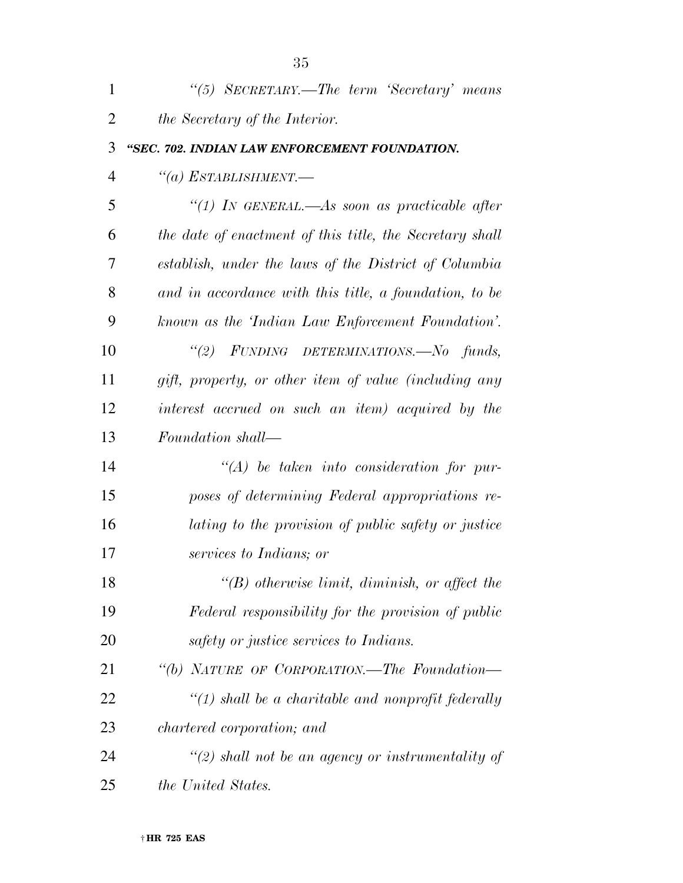*"(5) SECRETARY.—The term 'Secretary' means the Secretary of the Interior.*

***"SEC. 702. INDIAN LAW ENFORCEMENT FOUNDATION.***

*"(a) ESTABLISHMENT.—*

*"(1) IN GENERAL.—As soon as practicable after the date of enactment of this title, the Secretary shall establish, under the laws of the District of Columbia and in accordance with this title, a foundation, to be known as the 'Indian Law Enforcement Foundation'.*

*"(2) FUNDING DETERMINATIONS.—No funds, gift, property, or other item of value (including any interest accrued on such an item) acquired by the Foundation shall—*

*"(A) be taken into consideration for purposes of determining Federal appropriations relating to the provision of public safety or justice services to Indians; or*

*"(B) otherwise limit, diminish, or affect the Federal responsibility for the provision of public safety or justice services to Indians.*

*"(b) NATURE OF CORPORATION.—The Foundation—*

*"(1) shall be a charitable and nonprofit federally chartered corporation; and*

*"(2) shall not be an agency or instrumentality of the United States.*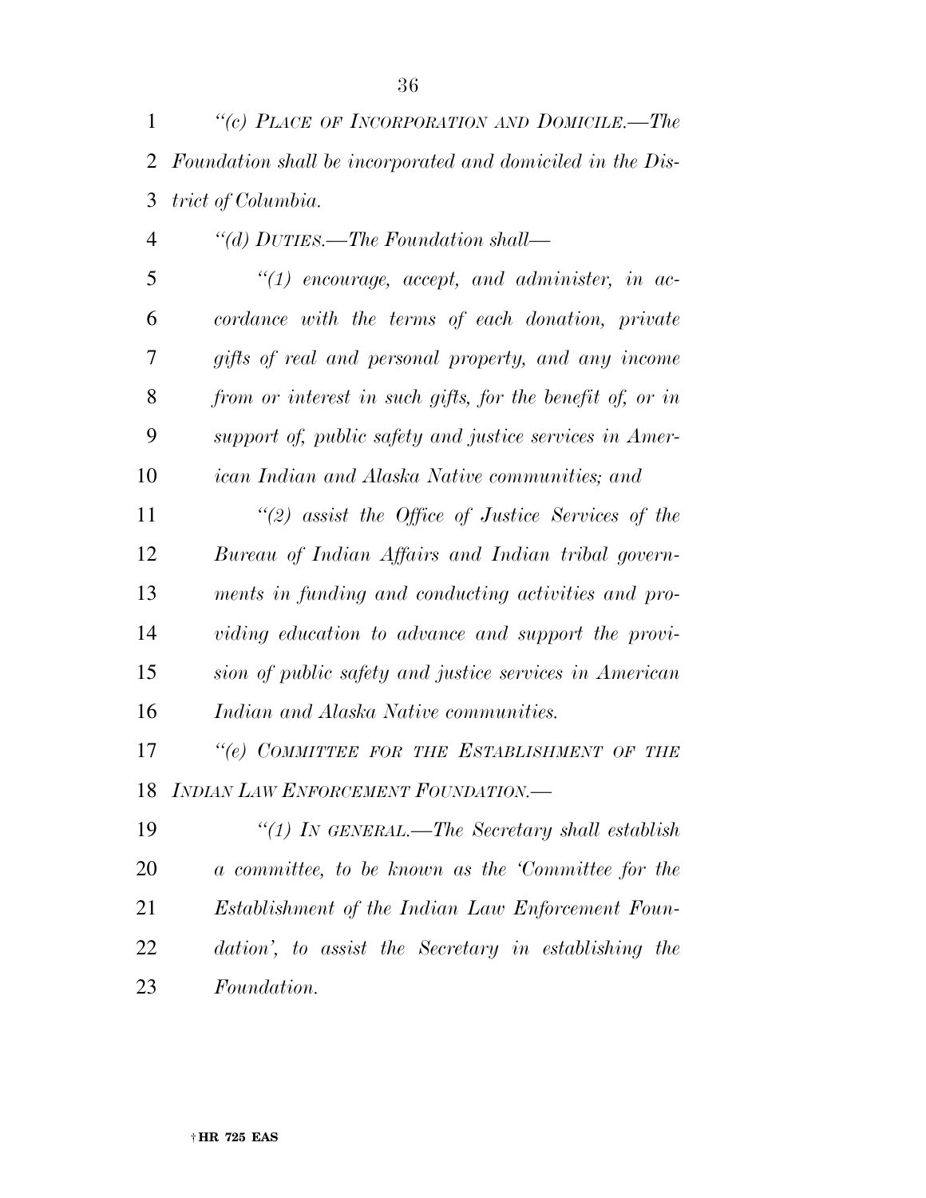*"(c) PLACE OF INCORPORATION AND DOMICILE.—The Foundation shall be incorporated and domiciled in the District of Columbia.*

*"(d) DUTIES.—The Foundation shall—*

*"(1) encourage, accept, and administer, in accordance with the terms of each donation, private gifts of real and personal property, and any income from or interest in such gifts, for the benefit of, or in support of, public safety and justice services in American Indian and Alaska Native communities; and*

*"(2) assist the Office of Justice Services of the Bureau of Indian Affairs and Indian tribal governments in funding and conducting activities and providing education to advance and support the provision of public safety and justice services in American Indian and Alaska Native communities.*

*"(e) COMMITTEE FOR THE ESTABLISHMENT OF THE INDIAN LAW ENFORCEMENT FOUNDATION.—*

*"(1) IN GENERAL.—The Secretary shall establish a committee, to be known as the 'Committee for the Establishment of the Indian Law Enforcement Foundation', to assist the Secretary in establishing the Foundation.*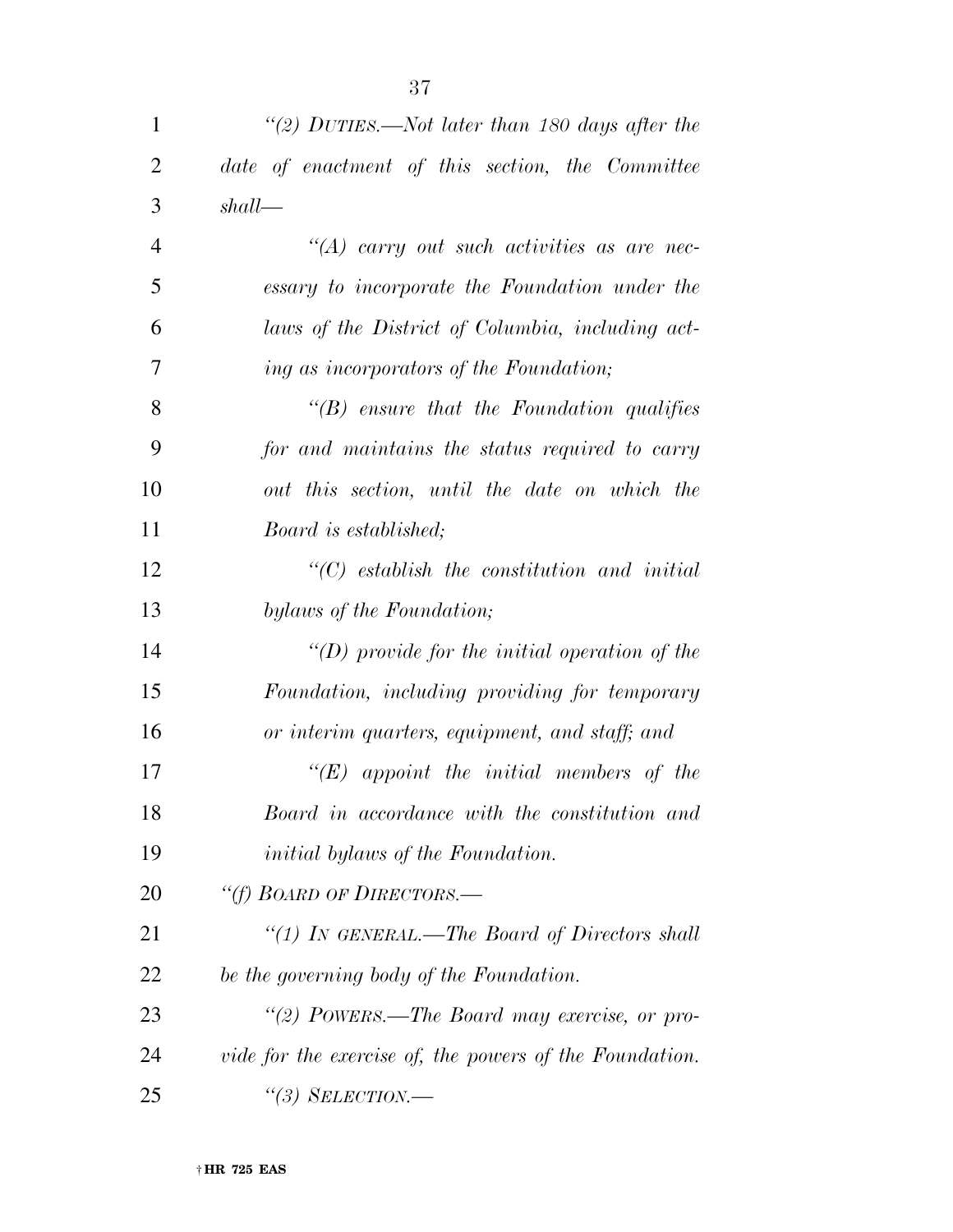*"(2) DUTIES.—Not later than 180 days after the date of enactment of this section, the Committee shall—*

*"(A) carry out such activities as are necessary to incorporate the Foundation under the laws of the District of Columbia, including acting as incorporators of the Foundation;*

*"(B) ensure that the Foundation qualifies for and maintains the status required to carry out this section, until the date on which the Board is established;*

*"(C) establish the constitution and initial bylaws of the Foundation;*

*"(D) provide for the initial operation of the Foundation, including providing for temporary or interim quarters, equipment, and staff; and*

*"(E) appoint the initial members of the Board in accordance with the constitution and initial bylaws of the Foundation.*

*"(f) BOARD OF DIRECTORS.—*

*"(1) IN GENERAL.—The Board of Directors shall be the governing body of the Foundation.*

*"(2) POWERS.—The Board may exercise, or provide for the exercise of, the powers of the Foundation.*

*"(3) SELECTION.—*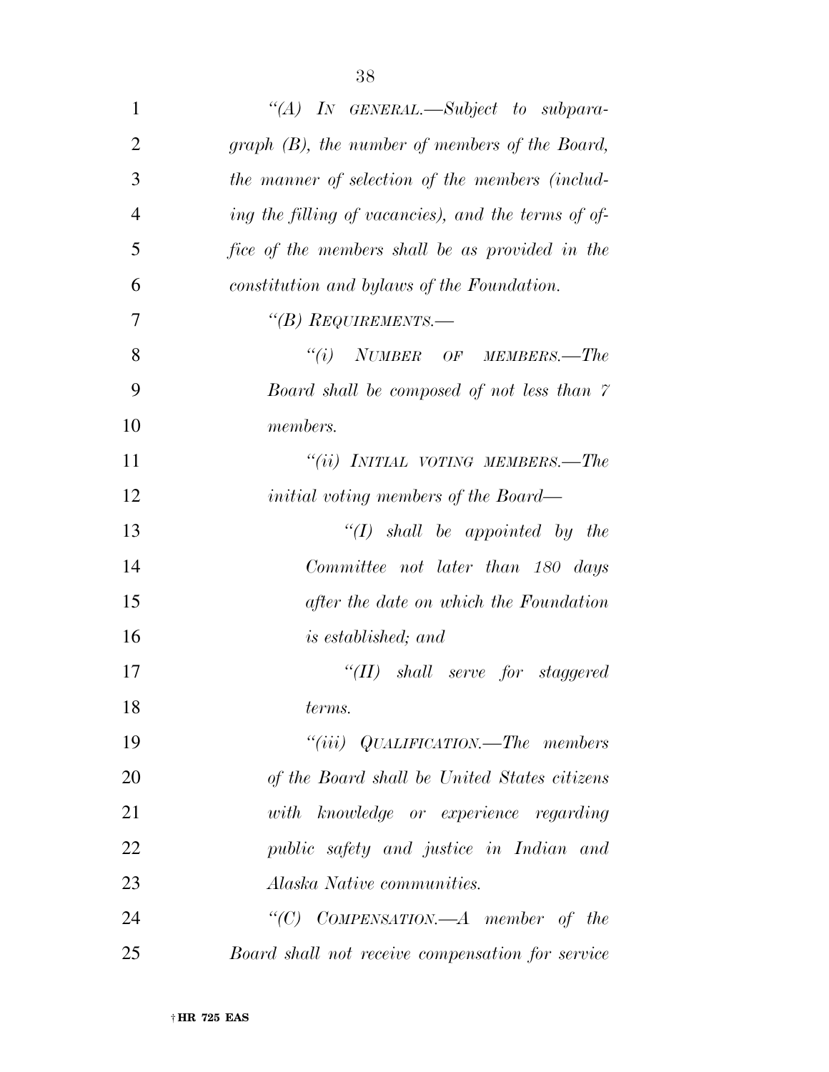*"(A) IN GENERAL.—Subject to subparagraph (B), the number of members of the Board, the manner of selection of the members (including the filling of vacancies), and the terms of office of the members shall be as provided in the constitution and bylaws of the Foundation.*

*"(B) REQUIREMENTS.—*

*"(i) NUMBER OF MEMBERS.—The Board shall be composed of not less than 7 members.*

*"(ii) INITIAL VOTING MEMBERS.—The initial voting members of the Board—*

*"(I) shall be appointed by the Committee not later than 180 days after the date on which the Foundation is established; and*

*"(II) shall serve for staggered terms.*

*"(iii) QUALIFICATION.—The members of the Board shall be United States citizens with knowledge or experience regarding public safety and justice in Indian and Alaska Native communities.*

*"(C) COMPENSATION.—A member of the Board shall not receive compensation for service*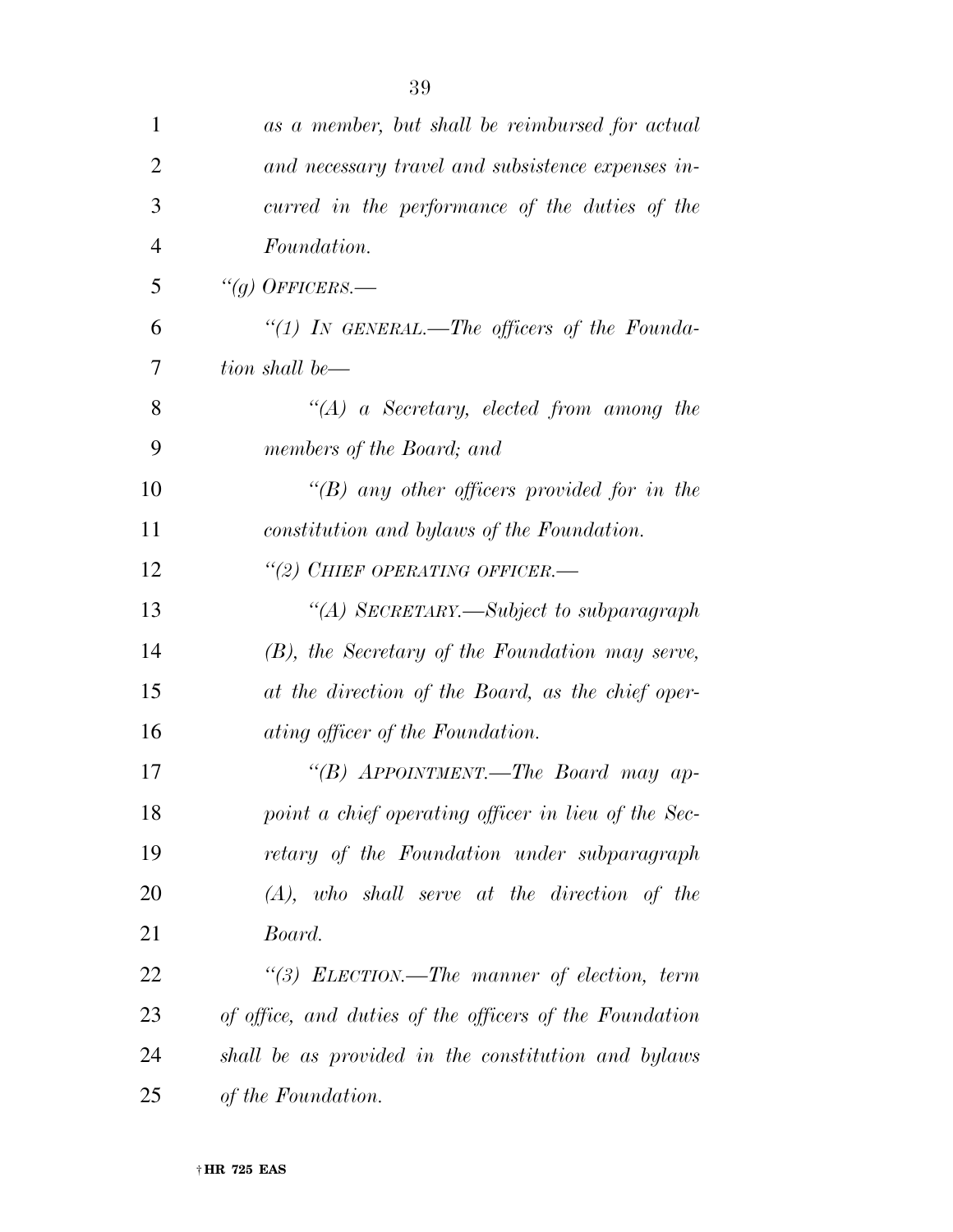*as a member, but shall be reimbursed for actual and necessary travel and subsistence expenses incurred in the performance of the duties of the Foundation.*

*"(g) OFFICERS.—*

*"(1) IN GENERAL.—The officers of the Foundation shall be—*

*"(A) a Secretary, elected from among the members of the Board; and*

*"(B) any other officers provided for in the constitution and bylaws of the Foundation.*

*"(2) CHIEF OPERATING OFFICER.—*

*"(A) SECRETARY.—Subject to subparagraph (B), the Secretary of the Foundation may serve, at the direction of the Board, as the chief operating officer of the Foundation.*

*"(B) APPOINTMENT.—The Board may appoint a chief operating officer in lieu of the Secretary of the Foundation under subparagraph (A), who shall serve at the direction of the Board.*

*"(3) ELECTION.—The manner of election, term of office, and duties of the officers of the Foundation shall be as provided in the constitution and bylaws of the Foundation.*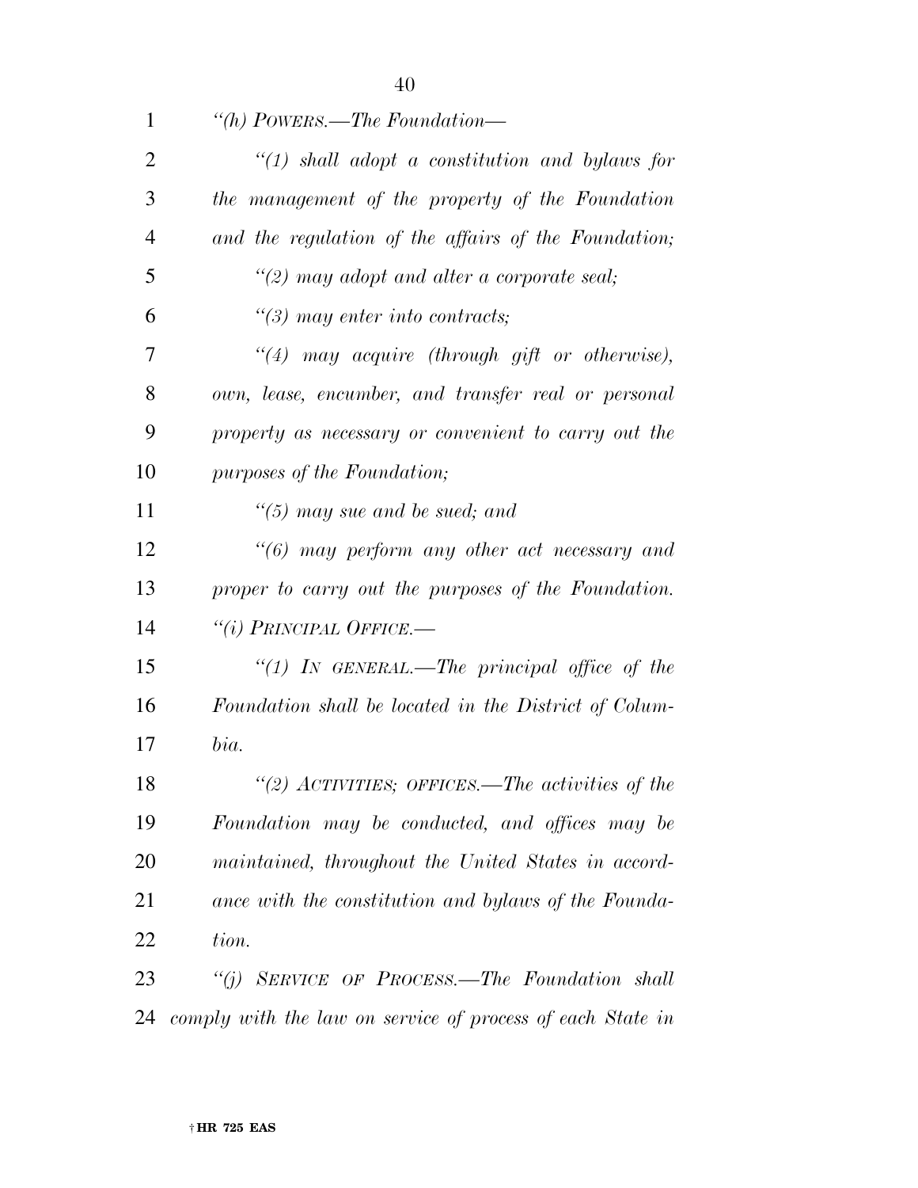*"(h) POWERS.—The Foundation—*

*"(1) shall adopt a constitution and bylaws for the management of the property of the Foundation and the regulation of the affairs of the Foundation;*

*"(2) may adopt and alter a corporate seal;*

*"(3) may enter into contracts;*

*"(4) may acquire (through gift or otherwise), own, lease, encumber, and transfer real or personal property as necessary or convenient to carry out the purposes of the Foundation;*

*"(5) may sue and be sued; and*

*"(6) may perform any other act necessary and proper to carry out the purposes of the Foundation.*

*"(i) PRINCIPAL OFFICE.—*

*"(1) IN GENERAL.—The principal office of the Foundation shall be located in the District of Columbia.*

*"(2) ACTIVITIES; OFFICES.—The activities of the Foundation may be conducted, and offices may be maintained, throughout the United States in accordance with the constitution and bylaws of the Foundation.*

*"(j) SERVICE OF PROCESS.—The Foundation shall comply with the law on service of process of each State in*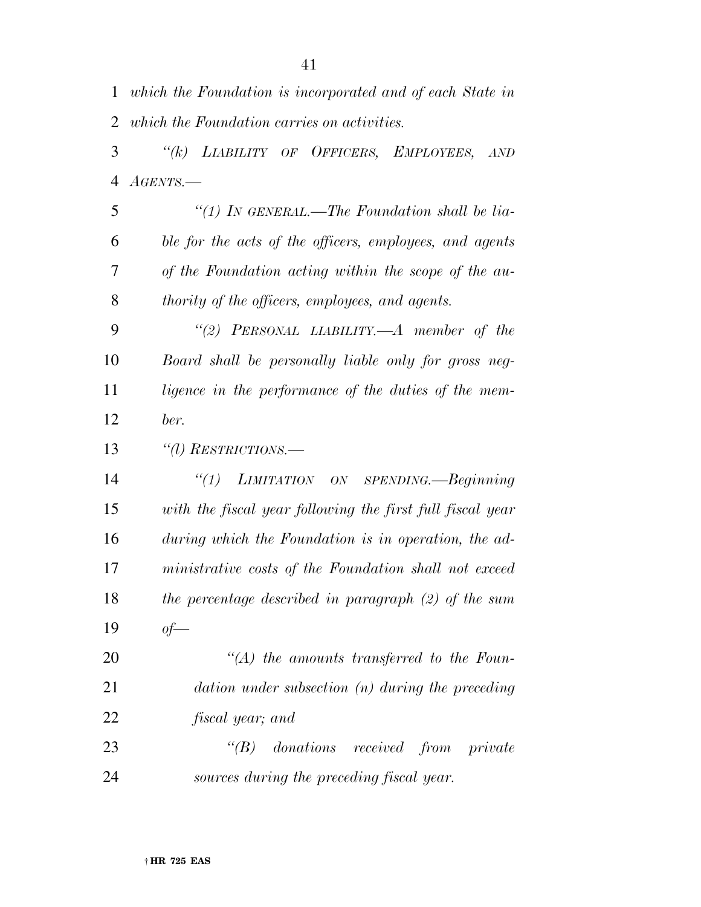*which the Foundation is incorporated and of each State in which the Foundation carries on activities.*

*''(k) LIABILITY OF OFFICERS, EMPLOYEES, AND AGENTS.—*

*''(1) IN GENERAL.—The Foundation shall be liable for the acts of the officers, employees, and agents of the Foundation acting within the scope of the authority of the officers, employees, and agents.*

*''(2) PERSONAL LIABILITY.—A member of the Board shall be personally liable only for gross negligence in the performance of the duties of the member.*

*''(l) RESTRICTIONS.—*

*''(1) LIMITATION ON SPENDING.—Beginning with the fiscal year following the first full fiscal year during which the Foundation is in operation, the administrative costs of the Foundation shall not exceed the percentage described in paragraph (2) of the sum of—*

*''(A) the amounts transferred to the Foundation under subsection (n) during the preceding fiscal year; and*

*''(B) donations received from private sources during the preceding fiscal year.*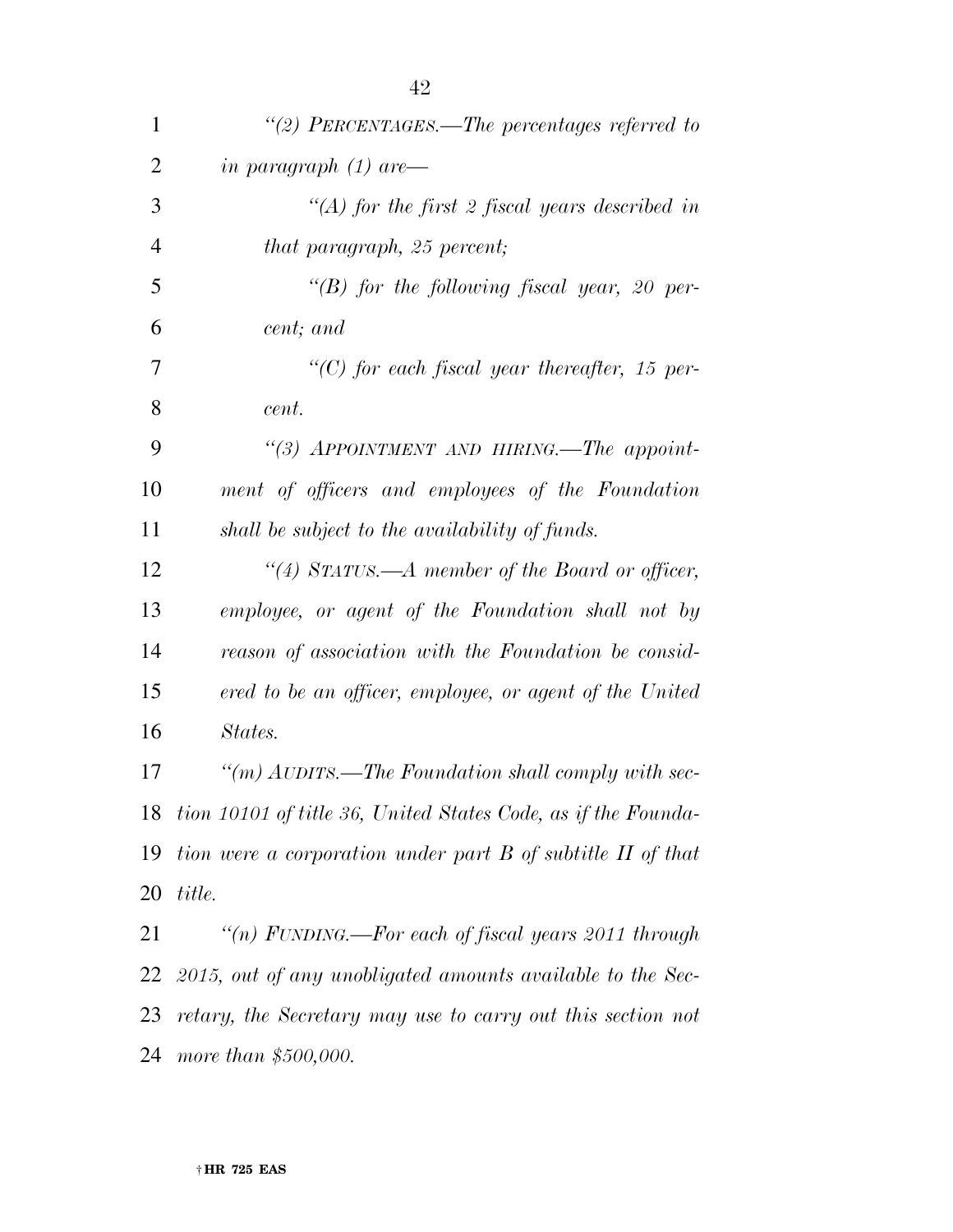*"(2) PERCENTAGES.—The percentages referred to in paragraph (1) are—*

*"(A) for the first 2 fiscal years described in that paragraph, 25 percent;*

*"(B) for the following fiscal year, 20 percent; and*

*"(C) for each fiscal year thereafter, 15 percent.*

*"(3) APPOINTMENT AND HIRING.—The appointment of officers and employees of the Foundation shall be subject to the availability of funds.*

*"(4) STATUS.—A member of the Board or officer, employee, or agent of the Foundation shall not by reason of association with the Foundation be considered to be an officer, employee, or agent of the United States.*

*"(m) AUDITS.—The Foundation shall comply with section 10101 of title 36, United States Code, as if the Foundation were a corporation under part B of subtitle II of that title.*

*"(n) FUNDING.—For each of fiscal years 2011 through 2015, out of any unobligated amounts available to the Secretary, the Secretary may use to carry out this section not more than $500,000.*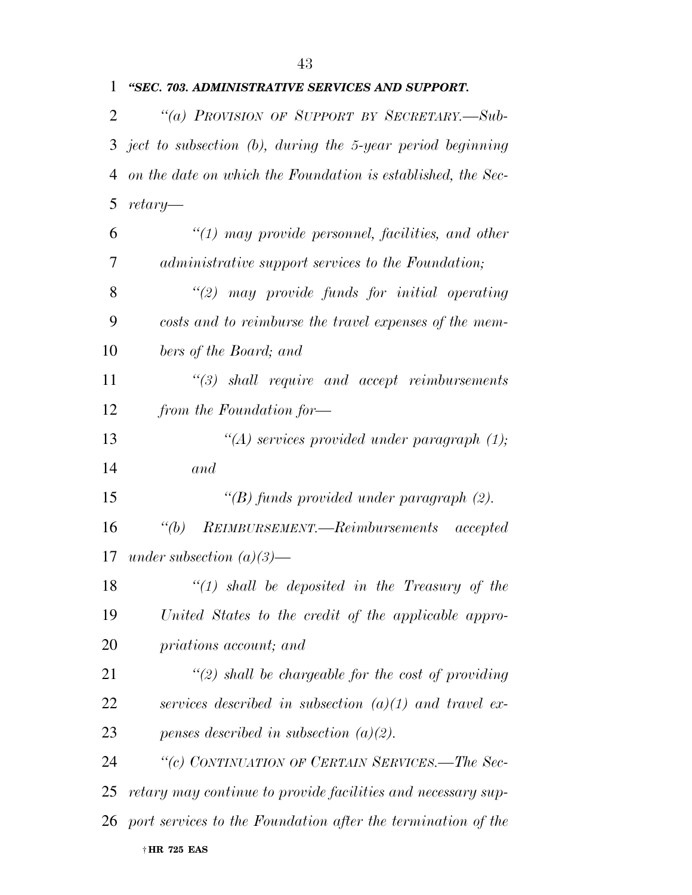*"SEC. 703. ADMINISTRATIVE SERVICES AND SUPPORT.*

*"(a) PROVISION OF SUPPORT BY SECRETARY.—Subject to subsection (b), during the 5-year period beginning on the date on which the Foundation is established, the Secretary—*

*"(1) may provide personnel, facilities, and other administrative support services to the Foundation;*

*"(2) may provide funds for initial operating costs and to reimburse the travel expenses of the members of the Board; and*

*"(3) shall require and accept reimbursements from the Foundation for—*

*"(A) services provided under paragraph (1); and*

*"(B) funds provided under paragraph (2).*

*"(b) REIMBURSEMENT.—Reimbursements accepted under subsection (a)(3)—*

*"(1) shall be deposited in the Treasury of the United States to the credit of the applicable appropriations account; and*

*"(2) shall be chargeable for the cost of providing services described in subsection (a)(1) and travel expenses described in subsection (a)(2).*

*"(c) CONTINUATION OF CERTAIN SERVICES.—The Secretary may continue to provide facilities and necessary support services to the Foundation after the termination of the*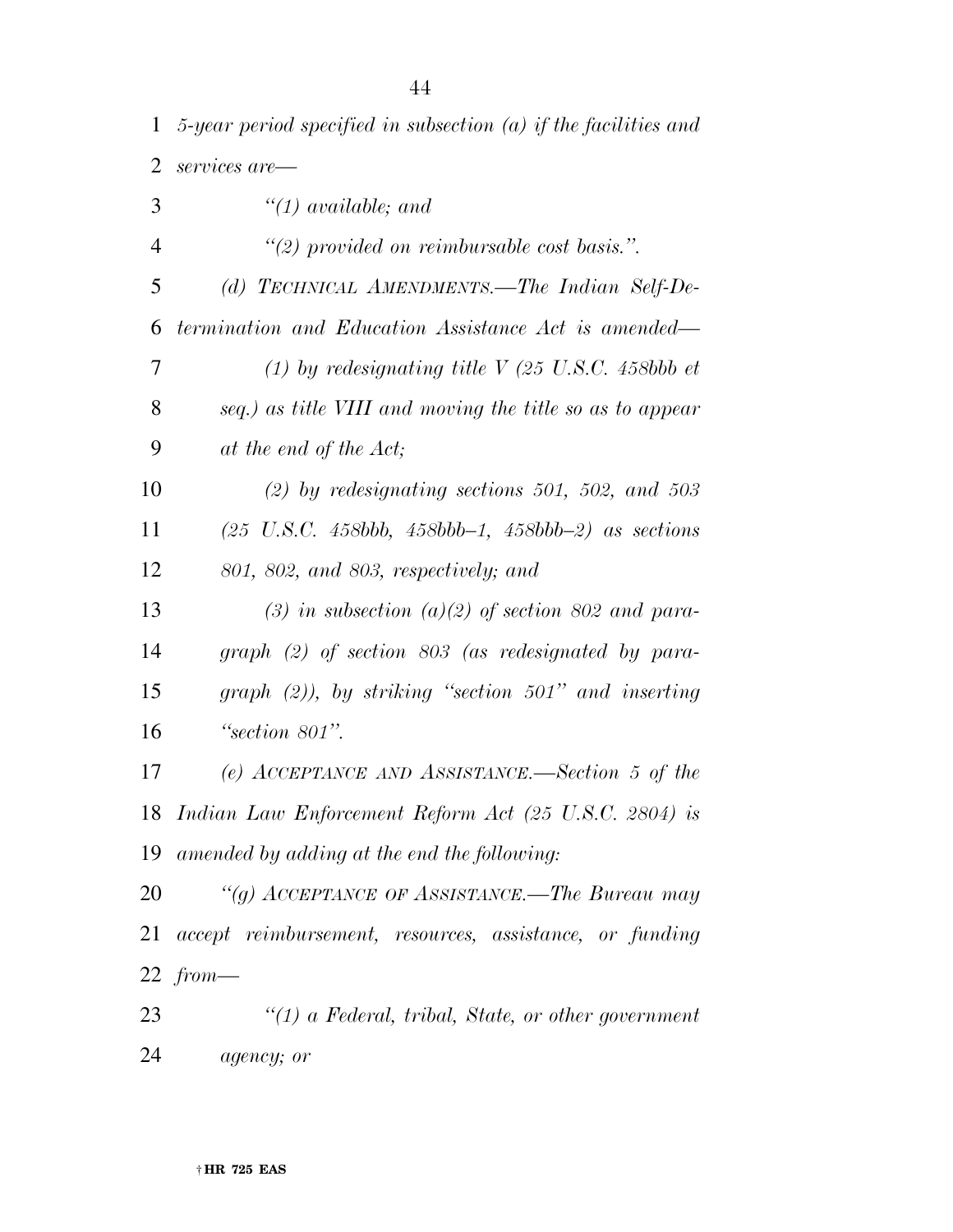*5-year period specified in subsection (a) if the facilities and services are—*

*"(1) available; and*

*"(2) provided on reimbursable cost basis.".*

*(d) TECHNICAL AMENDMENTS.—The Indian Self-Determination and Education Assistance Act is amended—*

*(1) by redesignating title V (25 U.S.C. 458bbb et seq.) as title VIII and moving the title so as to appear at the end of the Act;*

*(2) by redesignating sections 501, 502, and 503 (25 U.S.C. 458bbb, 458bbb–1, 458bbb–2) as sections 801, 802, and 803, respectively; and*

*(3) in subsection (a)(2) of section 802 and paragraph (2) of section 803 (as redesignated by paragraph (2)), by striking "section 501" and inserting "section 801".*

*(e) ACCEPTANCE AND ASSISTANCE.—Section 5 of the Indian Law Enforcement Reform Act (25 U.S.C. 2804) is amended by adding at the end the following:*

*"(g) ACCEPTANCE OF ASSISTANCE.—The Bureau may accept reimbursement, resources, assistance, or funding from—*

*"(1) a Federal, tribal, State, or other government agency; or*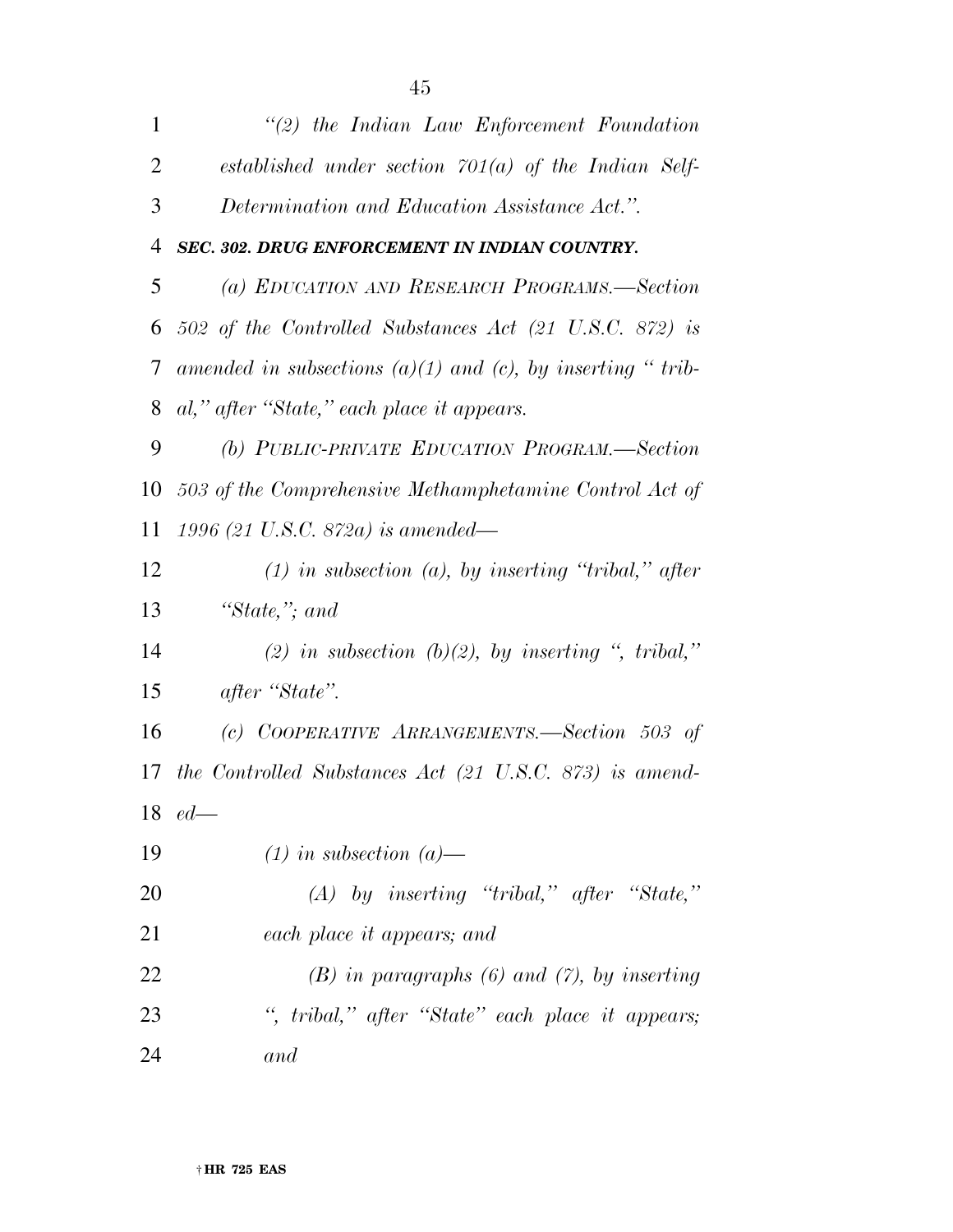*"(2) the Indian Law Enforcement Foundation established under section 701(a) of the Indian Self-Determination and Education Assistance Act.".*

***SEC. 302. DRUG ENFORCEMENT IN INDIAN COUNTRY.***

*(a) EDUCATION AND RESEARCH PROGRAMS.—Section 502 of the Controlled Substances Act (21 U.S.C. 872) is amended in subsections (a)(1) and (c), by inserting " tribal," after "State," each place it appears.*

*(b) PUBLIC-PRIVATE EDUCATION PROGRAM.—Section 503 of the Comprehensive Methamphetamine Control Act of 1996 (21 U.S.C. 872a) is amended—*

*(1) in subsection (a), by inserting "tribal," after "State,"; and*

*(2) in subsection (b)(2), by inserting ", tribal," after "State".*

*(c) COOPERATIVE ARRANGEMENTS.—Section 503 of the Controlled Substances Act (21 U.S.C. 873) is amended—*

*(1) in subsection (a)—*

*(A) by inserting "tribal," after "State," each place it appears; and*

*(B) in paragraphs (6) and (7), by inserting ", tribal," after "State" each place it appears; and*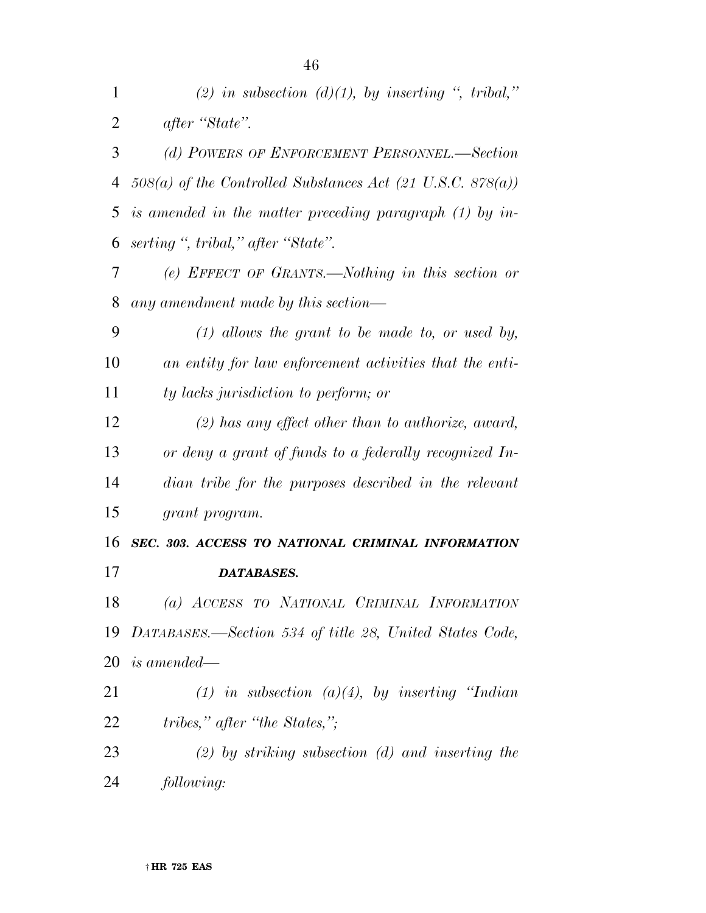*(2) in subsection (d)(1), by inserting ", tribal," after "State".*

*(d) POWERS OF ENFORCEMENT PERSONNEL.—Section 508(a) of the Controlled Substances Act (21 U.S.C. 878(a)) is amended in the matter preceding paragraph (1) by inserting ", tribal," after "State".*

*(e) EFFECT OF GRANTS.—Nothing in this section or any amendment made by this section—*

*(1) allows the grant to be made to, or used by, an entity for law enforcement activities that the entity lacks jurisdiction to perform; or*

*(2) has any effect other than to authorize, award, or deny a grant of funds to a federally recognized Indian tribe for the purposes described in the relevant grant program.*

***SEC. 303. ACCESS TO NATIONAL CRIMINAL INFORMATION DATABASES.***

*(a) ACCESS TO NATIONAL CRIMINAL INFORMATION DATABASES.—Section 534 of title 28, United States Code, is amended—*

*(1) in subsection (a)(4), by inserting "Indian tribes," after "the States,";*

*(2) by striking subsection (d) and inserting the following:*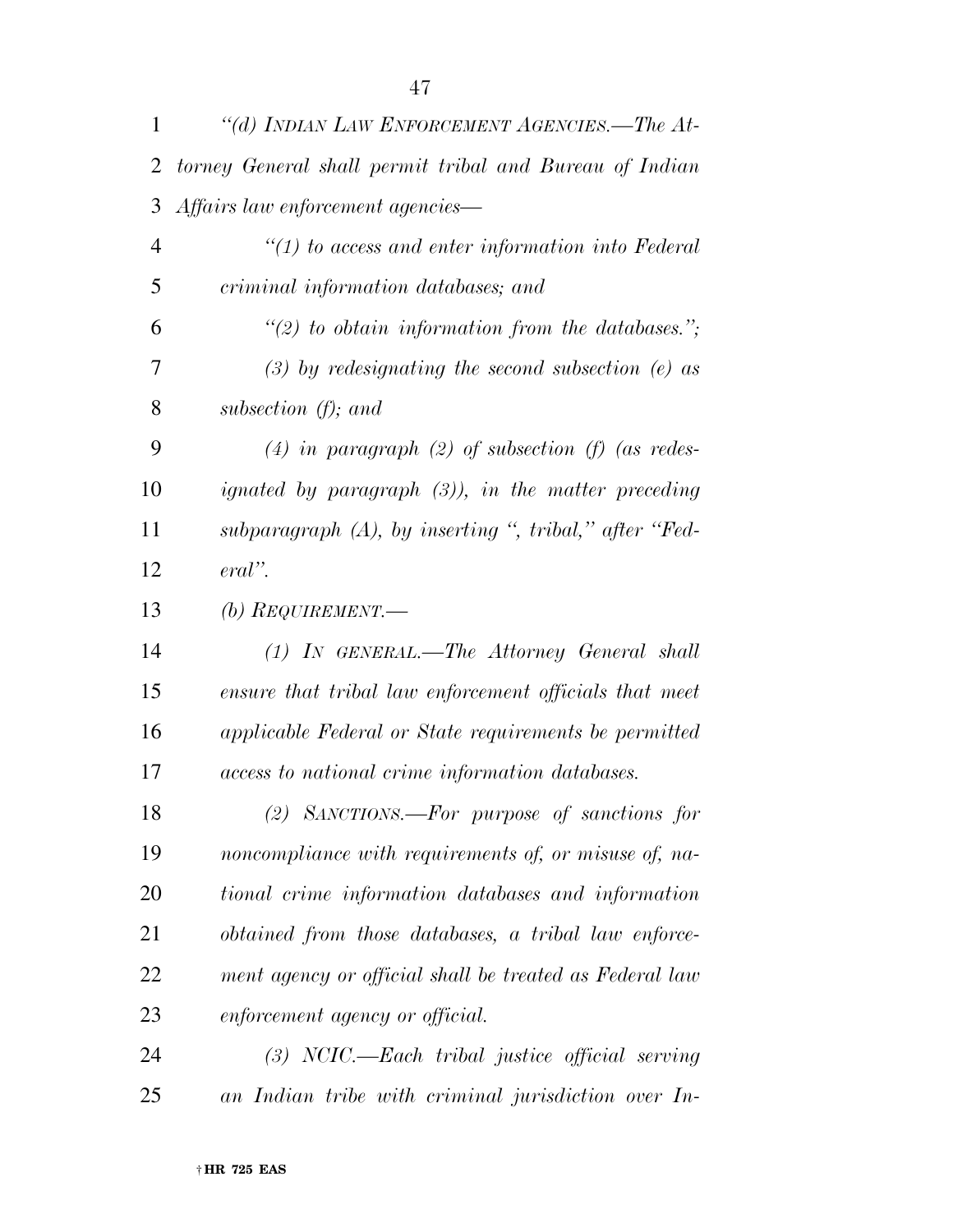*"(d) Indian Law Enforcement Agencies.—The Attorney General shall permit tribal and Bureau of Indian Affairs law enforcement agencies—*

*"(1) to access and enter information into Federal criminal information databases; and*

*"(2) to obtain information from the databases.";*

*(3) by redesignating the second subsection (e) as subsection (f); and*

*(4) in paragraph (2) of subsection (f) (as redesignated by paragraph (3)), in the matter preceding subparagraph (A), by inserting ", tribal," after "Federal".*

*(b) Requirement.—*

*(1) In general.—The Attorney General shall ensure that tribal law enforcement officials that meet applicable Federal or State requirements be permitted access to national crime information databases.*

*(2) Sanctions.—For purpose of sanctions for noncompliance with requirements of, or misuse of, national crime information databases and information obtained from those databases, a tribal law enforcement agency or official shall be treated as Federal law enforcement agency or official.*

*(3) NCIC.—Each tribal justice official serving an Indian tribe with criminal jurisdiction over In-*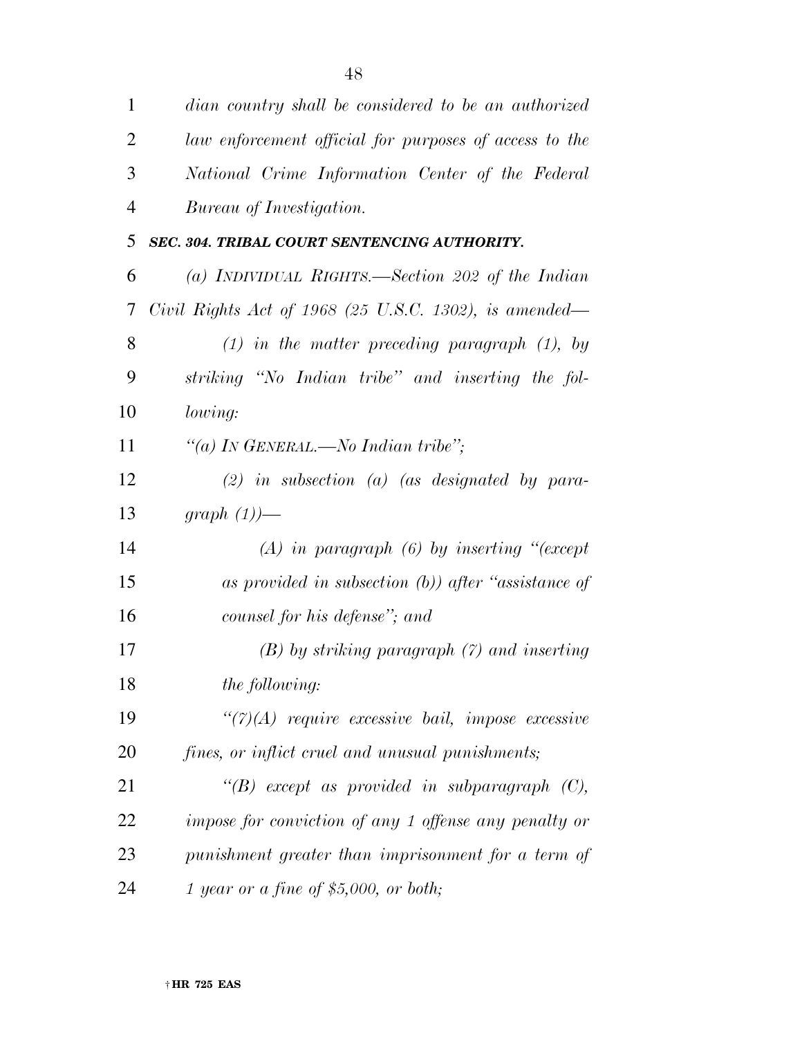*dian country shall be considered to be an authorized law enforcement official for purposes of access to the National Crime Information Center of the Federal Bureau of Investigation.*

***SEC. 304. TRIBAL COURT SENTENCING AUTHORITY.***

*(a) INDIVIDUAL RIGHTS.—Section 202 of the Indian Civil Rights Act of 1968 (25 U.S.C. 1302), is amended—*

*(1) in the matter preceding paragraph (1), by striking "No Indian tribe" and inserting the following:*

*"(a) IN GENERAL.—No Indian tribe";*

*(2) in subsection (a) (as designated by paragraph (1))—*

*(A) in paragraph (6) by inserting "(except as provided in subsection (b)) after "assistance of counsel for his defense"; and*

*(B) by striking paragraph (7) and inserting the following:*

*"(7)(A) require excessive bail, impose excessive fines, or inflict cruel and unusual punishments;*

*"(B) except as provided in subparagraph (C), impose for conviction of any 1 offense any penalty or punishment greater than imprisonment for a term of 1 year or a fine of $5,000, or both;*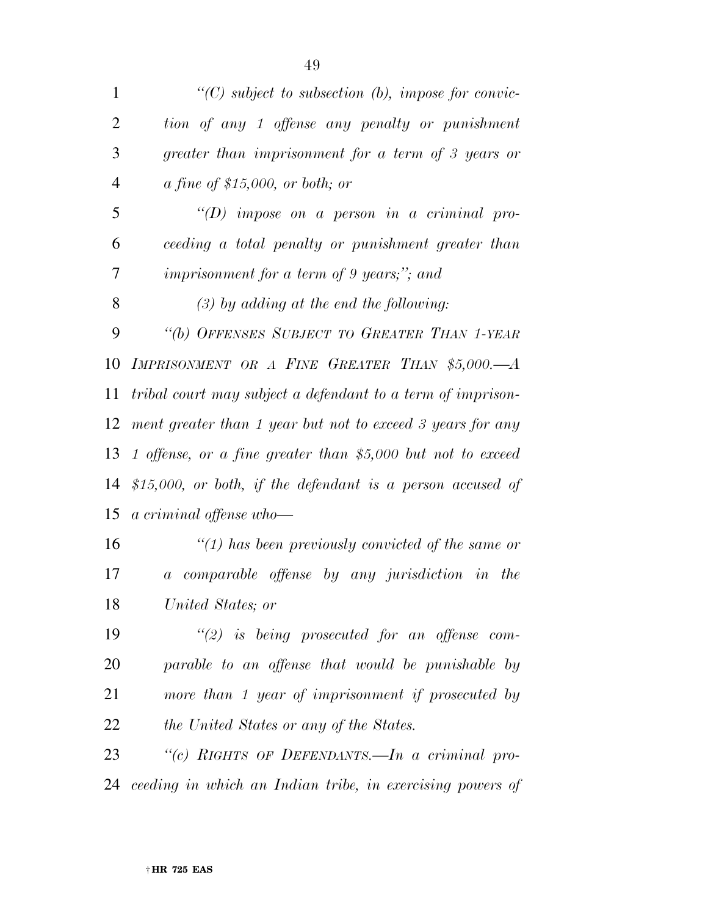*"(C) subject to subsection (b), impose for conviction of any 1 offense any penalty or punishment greater than imprisonment for a term of 3 years or a fine of $15,000, or both; or*

*"(D) impose on a person in a criminal proceeding a total penalty or punishment greater than imprisonment for a term of 9 years;"; and*

*(3) by adding at the end the following:*

*"(b) OFFENSES SUBJECT TO GREATER THAN 1-YEAR IMPRISONMENT OR A FINE GREATER THAN $5,000.—A tribal court may subject a defendant to a term of imprisonment greater than 1 year but not to exceed 3 years for any 1 offense, or a fine greater than $5,000 but not to exceed $15,000, or both, if the defendant is a person accused of a criminal offense who—*

*"(1) has been previously convicted of the same or a comparable offense by any jurisdiction in the United States; or*

*"(2) is being prosecuted for an offense comparable to an offense that would be punishable by more than 1 year of imprisonment if prosecuted by the United States or any of the States.*

*"(c) RIGHTS OF DEFENDANTS.—In a criminal proceeding in which an Indian tribe, in exercising powers of*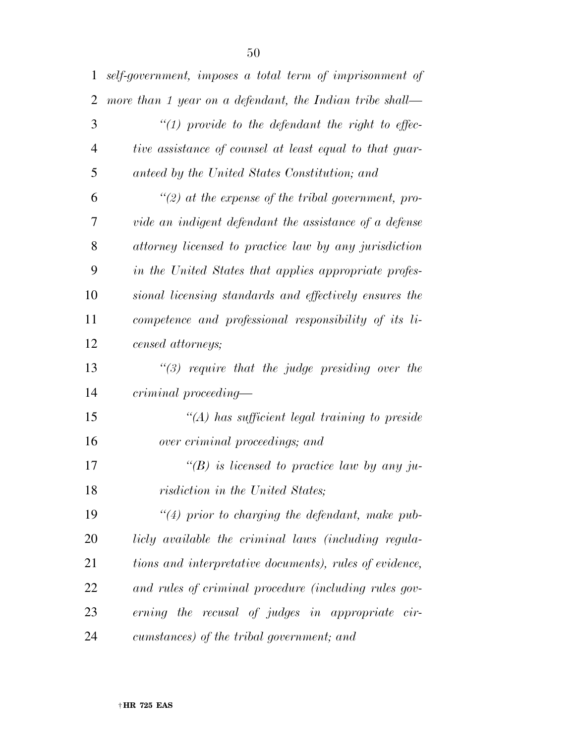*self-government, imposes a total term of imprisonment of more than 1 year on a defendant, the Indian tribe shall—*

*"(1) provide to the defendant the right to effective assistance of counsel at least equal to that guaranteed by the United States Constitution; and*

*"(2) at the expense of the tribal government, provide an indigent defendant the assistance of a defense attorney licensed to practice law by any jurisdiction in the United States that applies appropriate professional licensing standards and effectively ensures the competence and professional responsibility of its licensed attorneys;*

*"(3) require that the judge presiding over the criminal proceeding—*

*"(A) has sufficient legal training to preside over criminal proceedings; and*

*"(B) is licensed to practice law by any jurisdiction in the United States;*

*"(4) prior to charging the defendant, make publicly available the criminal laws (including regulations and interpretative documents), rules of evidence, and rules of criminal procedure (including rules governing the recusal of judges in appropriate circumstances) of the tribal government; and*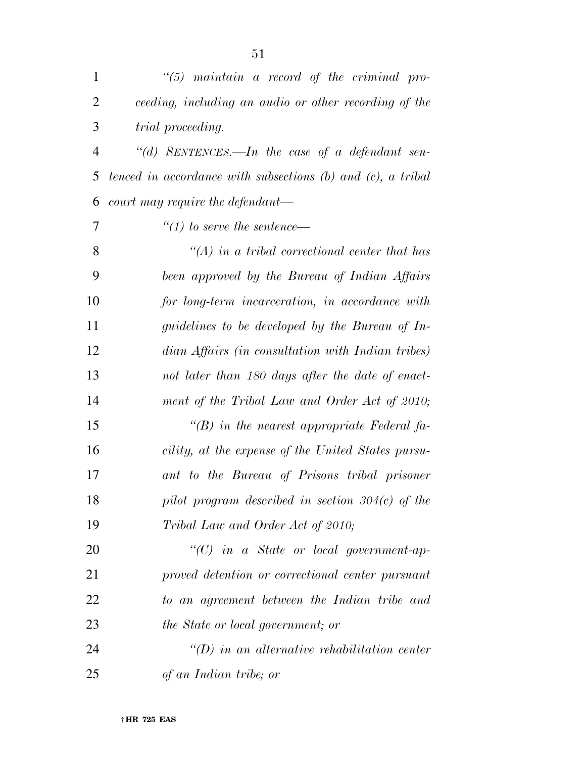*"(5) maintain a record of the criminal proceeding, including an audio or other recording of the trial proceeding.*

*"(d) SENTENCES.—In the case of a defendant sentenced in accordance with subsections (b) and (c), a tribal court may require the defendant—*

*"(1) to serve the sentence—*

*"(A) in a tribal correctional center that has been approved by the Bureau of Indian Affairs for long-term incarceration, in accordance with guidelines to be developed by the Bureau of Indian Affairs (in consultation with Indian tribes) not later than 180 days after the date of enactment of the Tribal Law and Order Act of 2010;*

*"(B) in the nearest appropriate Federal facility, at the expense of the United States pursuant to the Bureau of Prisons tribal prisoner pilot program described in section 304(c) of the Tribal Law and Order Act of 2010;*

*"(C) in a State or local government-approved detention or correctional center pursuant to an agreement between the Indian tribe and the State or local government; or*

*"(D) in an alternative rehabilitation center of an Indian tribe; or*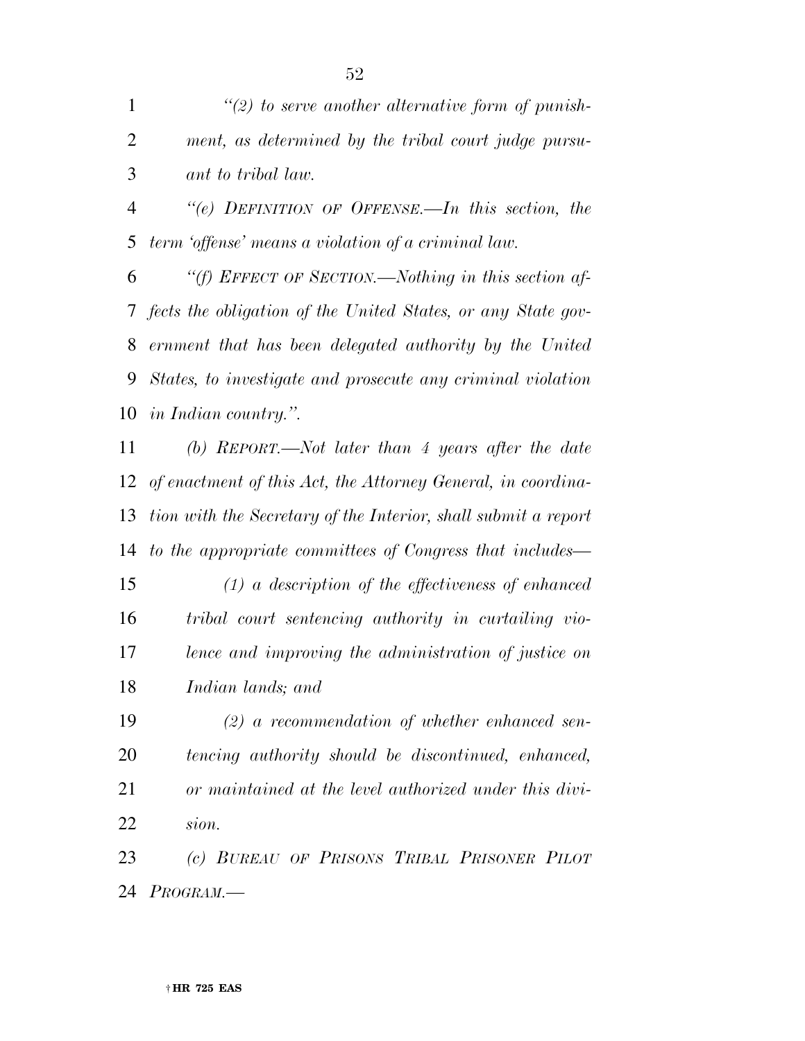*"(2) to serve another alternative form of punishment, as determined by the tribal court judge pursuant to tribal law.*

*"(e) DEFINITION OF OFFENSE.—In this section, the term 'offense' means a violation of a criminal law.*

*"(f) EFFECT OF SECTION.—Nothing in this section affects the obligation of the United States, or any State government that has been delegated authority by the United States, to investigate and prosecute any criminal violation in Indian country.".*

*(b) REPORT.—Not later than 4 years after the date of enactment of this Act, the Attorney General, in coordination with the Secretary of the Interior, shall submit a report to the appropriate committees of Congress that includes—*

*(1) a description of the effectiveness of enhanced tribal court sentencing authority in curtailing violence and improving the administration of justice on Indian lands; and*

*(2) a recommendation of whether enhanced sentencing authority should be discontinued, enhanced, or maintained at the level authorized under this division.*

*(c) BUREAU OF PRISONS TRIBAL PRISONER PILOT PROGRAM.—*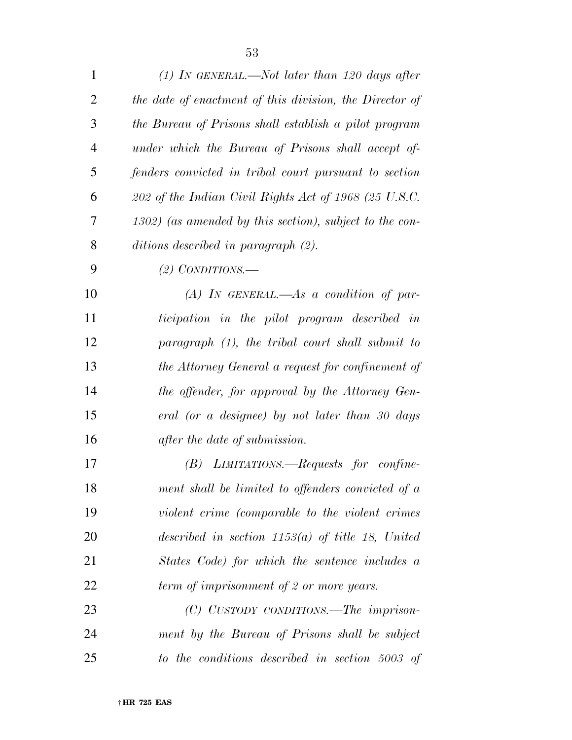*(1) IN GENERAL.—Not later than 120 days after the date of enactment of this division, the Director of the Bureau of Prisons shall establish a pilot program under which the Bureau of Prisons shall accept offenders convicted in tribal court pursuant to section 202 of the Indian Civil Rights Act of 1968 (25 U.S.C. 1302) (as amended by this section), subject to the conditions described in paragraph (2).*

*(2) CONDITIONS.—*

*(A) IN GENERAL.—As a condition of participation in the pilot program described in paragraph (1), the tribal court shall submit to the Attorney General a request for confinement of the offender, for approval by the Attorney General (or a designee) by not later than 30 days after the date of submission.*

*(B) LIMITATIONS.—Requests for confinement shall be limited to offenders convicted of a violent crime (comparable to the violent crimes described in section 1153(a) of title 18, United States Code) for which the sentence includes a term of imprisonment of 2 or more years.*

*(C) CUSTODY CONDITIONS.—The imprisonment by the Bureau of Prisons shall be subject to the conditions described in section 5003 of*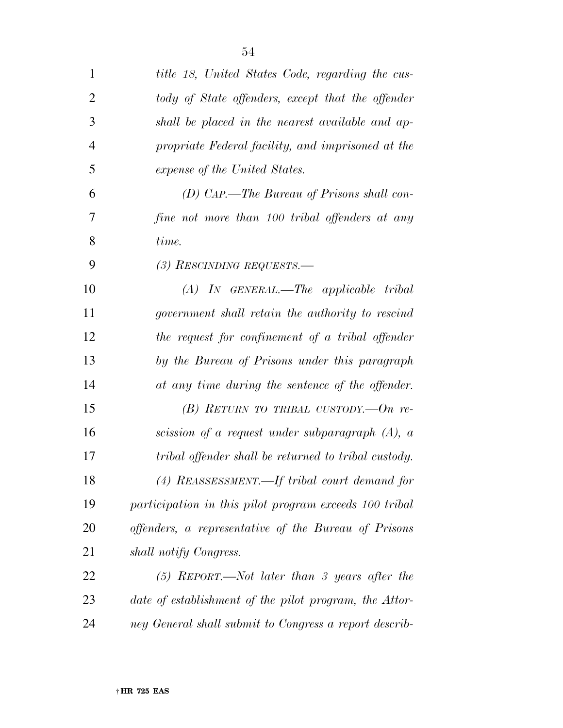*title 18, United States Code, regarding the custody of State offenders, except that the offender shall be placed in the nearest available and appropriate Federal facility, and imprisoned at the expense of the United States.*

*(D) CAP.—The Bureau of Prisons shall confine not more than 100 tribal offenders at any time.*

*(3) RESCINDING REQUESTS.—*

*(A) IN GENERAL.—The applicable tribal government shall retain the authority to rescind the request for confinement of a tribal offender by the Bureau of Prisons under this paragraph at any time during the sentence of the offender.*

*(B) RETURN TO TRIBAL CUSTODY.—On rescission of a request under subparagraph (A), a tribal offender shall be returned to tribal custody.*

*(4) REASSESSMENT.—If tribal court demand for participation in this pilot program exceeds 100 tribal offenders, a representative of the Bureau of Prisons shall notify Congress.*

*(5) REPORT.—Not later than 3 years after the date of establishment of the pilot program, the Attorney General shall submit to Congress a report describ-*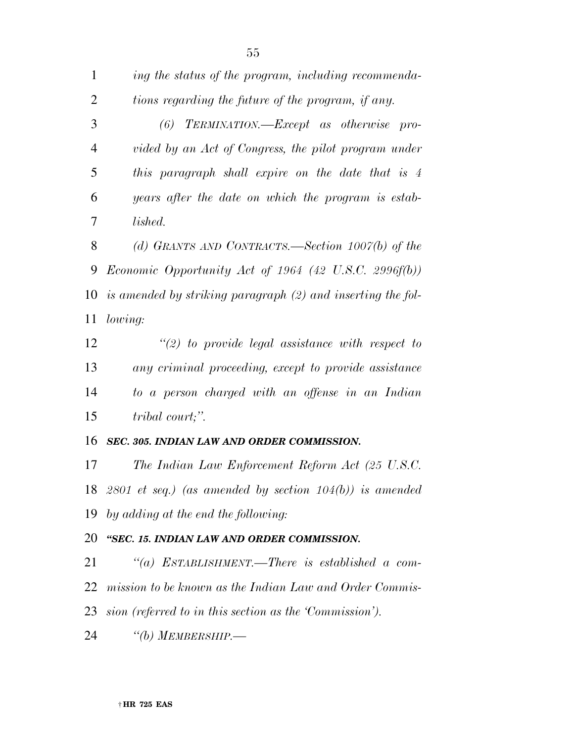*ing the status of the program, including recommendations regarding the future of the program, if any.*

*(6) TERMINATION.—Except as otherwise provided by an Act of Congress, the pilot program under this paragraph shall expire on the date that is 4 years after the date on which the program is established.*

*(d) GRANTS AND CONTRACTS.—Section 1007(b) of the Economic Opportunity Act of 1964 (42 U.S.C. 2996f(b)) is amended by striking paragraph (2) and inserting the following:*

*''(2) to provide legal assistance with respect to any criminal proceeding, except to provide assistance to a person charged with an offense in an Indian tribal court;''.*

***SEC. 305. INDIAN LAW AND ORDER COMMISSION.***

*The Indian Law Enforcement Reform Act (25 U.S.C. 2801 et seq.) (as amended by section 104(b)) is amended by adding at the end the following:*

***''SEC. 15. INDIAN LAW AND ORDER COMMISSION.***

*''(a) ESTABLISHMENT.—There is established a commission to be known as the Indian Law and Order Commission (referred to in this section as the 'Commission').*

*''(b) MEMBERSHIP.—*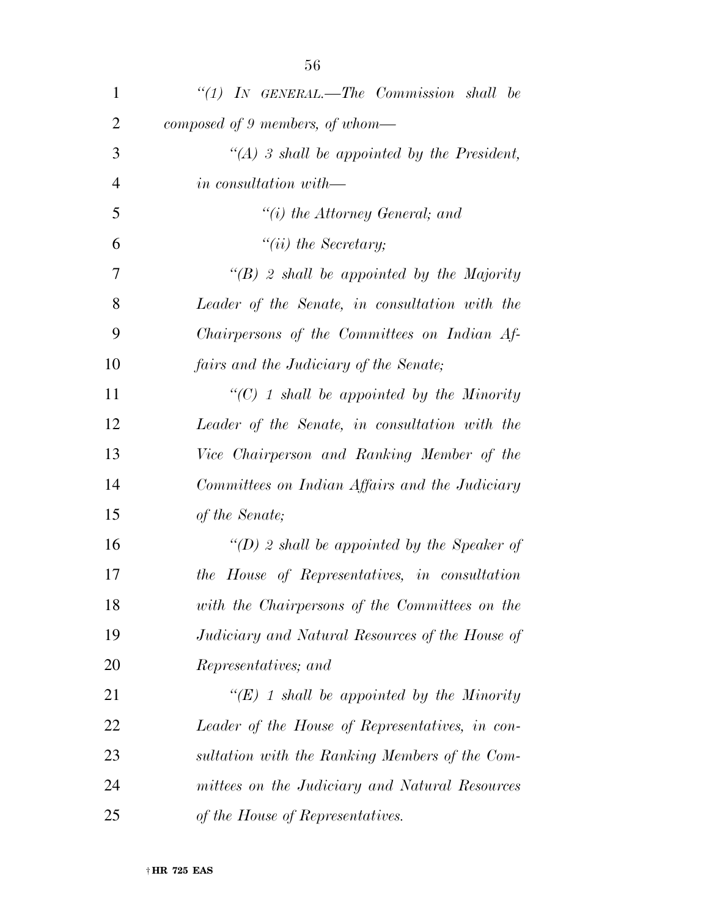*"(1) IN GENERAL.—The Commission shall be composed of 9 members, of whom—*

*"(A) 3 shall be appointed by the President, in consultation with—*

*"(i) the Attorney General; and*

*"(ii) the Secretary;*

*"(B) 2 shall be appointed by the Majority Leader of the Senate, in consultation with the Chairpersons of the Committees on Indian Affairs and the Judiciary of the Senate;*

*"(C) 1 shall be appointed by the Minority Leader of the Senate, in consultation with the Vice Chairperson and Ranking Member of the Committees on Indian Affairs and the Judiciary of the Senate;*

*"(D) 2 shall be appointed by the Speaker of the House of Representatives, in consultation with the Chairpersons of the Committees on the Judiciary and Natural Resources of the House of Representatives; and*

*"(E) 1 shall be appointed by the Minority Leader of the House of Representatives, in consultation with the Ranking Members of the Committees on the Judiciary and Natural Resources of the House of Representatives.*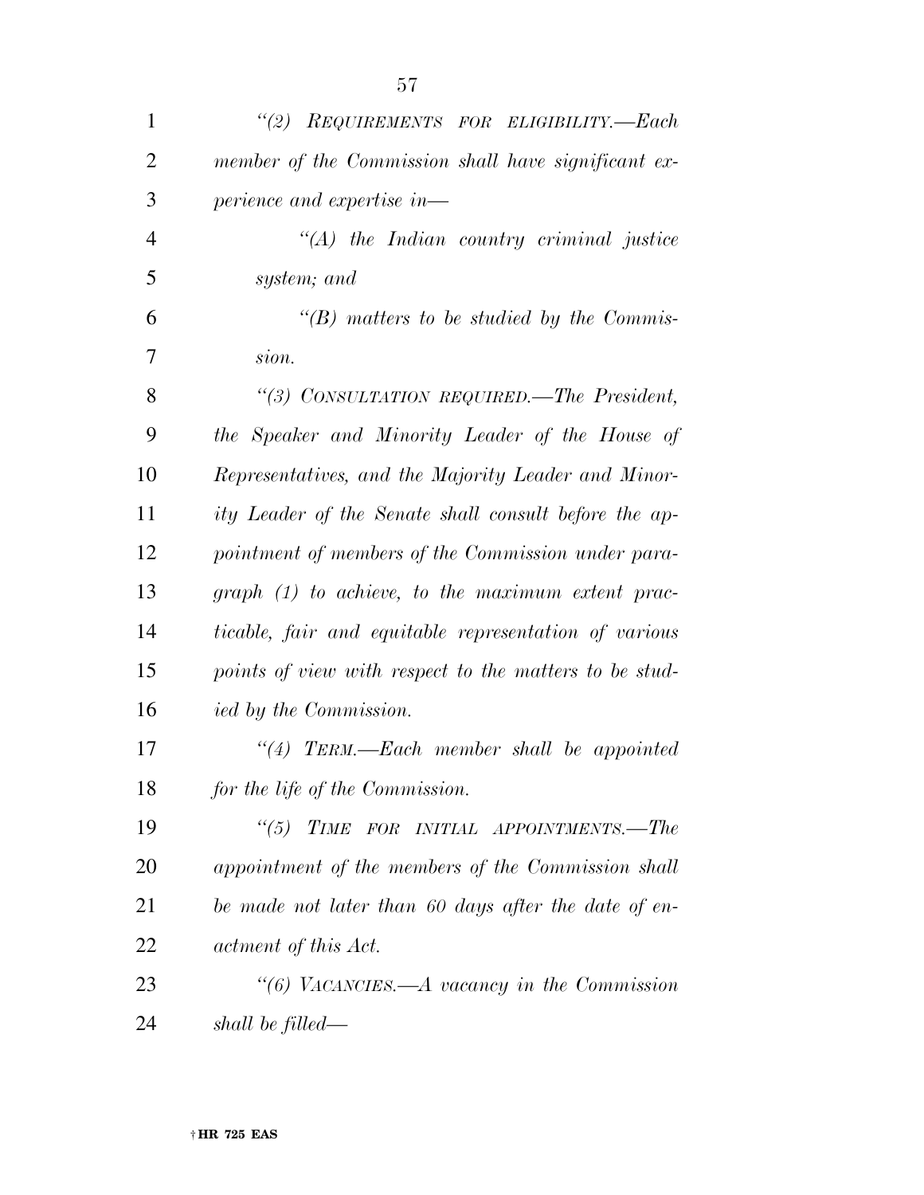*"(2) REQUIREMENTS FOR ELIGIBILITY.—Each member of the Commission shall have significant experience and expertise in—*

*"(A) the Indian country criminal justice system; and*

*"(B) matters to be studied by the Commission.*

*"(3) CONSULTATION REQUIRED.—The President, the Speaker and Minority Leader of the House of Representatives, and the Majority Leader and Minority Leader of the Senate shall consult before the appointment of members of the Commission under paragraph (1) to achieve, to the maximum extent practicable, fair and equitable representation of various points of view with respect to the matters to be studied by the Commission.*

*"(4) TERM.—Each member shall be appointed for the life of the Commission.*

*"(5) TIME FOR INITIAL APPOINTMENTS.—The appointment of the members of the Commission shall be made not later than 60 days after the date of enactment of this Act.*

*"(6) VACANCIES.—A vacancy in the Commission shall be filled—*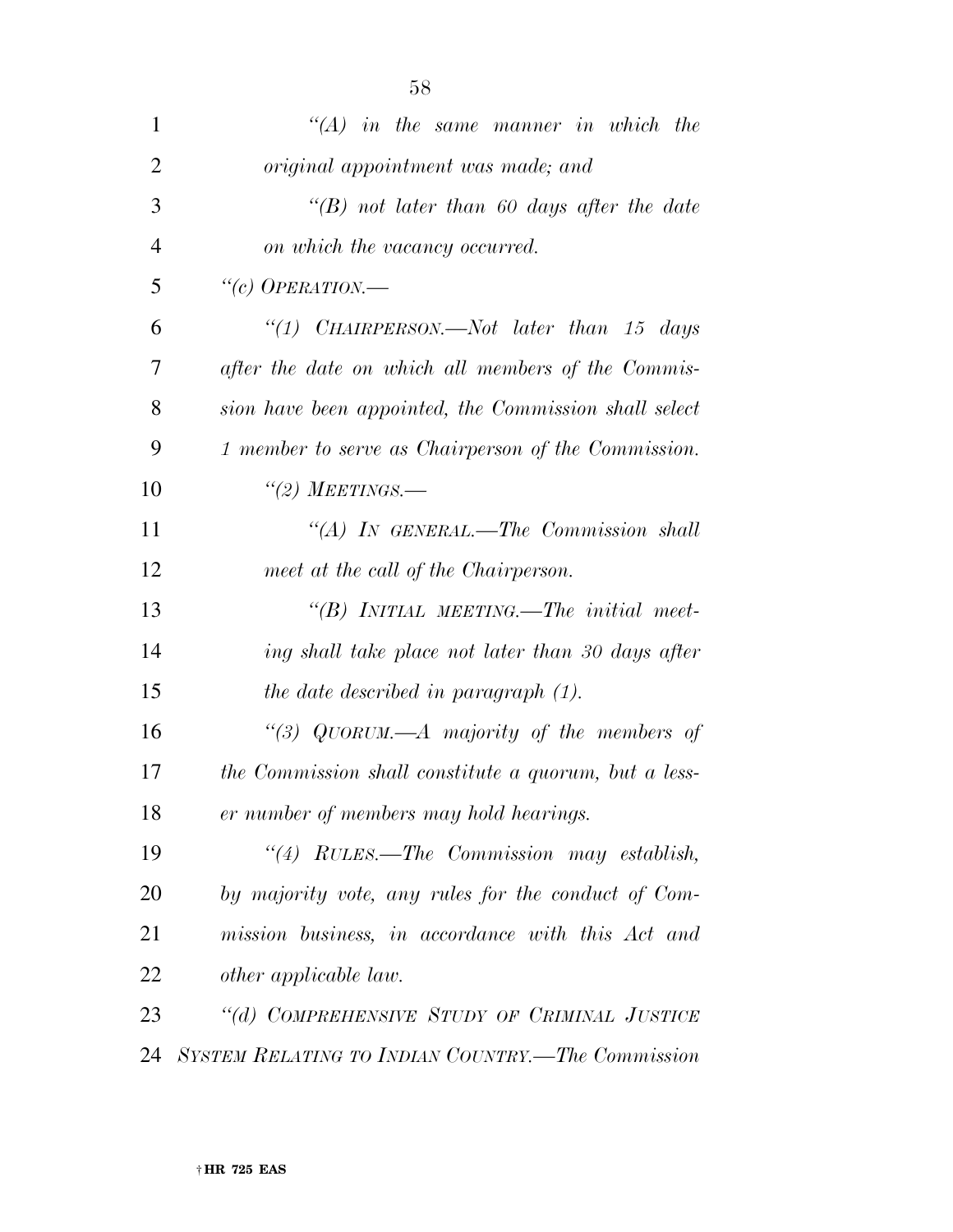*"(A) in the same manner in which the original appointment was made; and*

*"(B) not later than 60 days after the date on which the vacancy occurred.*

*"(c) OPERATION.—*

*"(1) CHAIRPERSON.—Not later than 15 days after the date on which all members of the Commission have been appointed, the Commission shall select 1 member to serve as Chairperson of the Commission.*

*"(2) MEETINGS.—*

*"(A) IN GENERAL.—The Commission shall meet at the call of the Chairperson.*

*"(B) INITIAL MEETING.—The initial meeting shall take place not later than 30 days after the date described in paragraph (1).*

*"(3) QUORUM.—A majority of the members of the Commission shall constitute a quorum, but a lesser number of members may hold hearings.*

*"(4) RULES.—The Commission may establish, by majority vote, any rules for the conduct of Commission business, in accordance with this Act and other applicable law.*

*"(d) COMPREHENSIVE STUDY OF CRIMINAL JUSTICE SYSTEM RELATING TO INDIAN COUNTRY.—The Commission*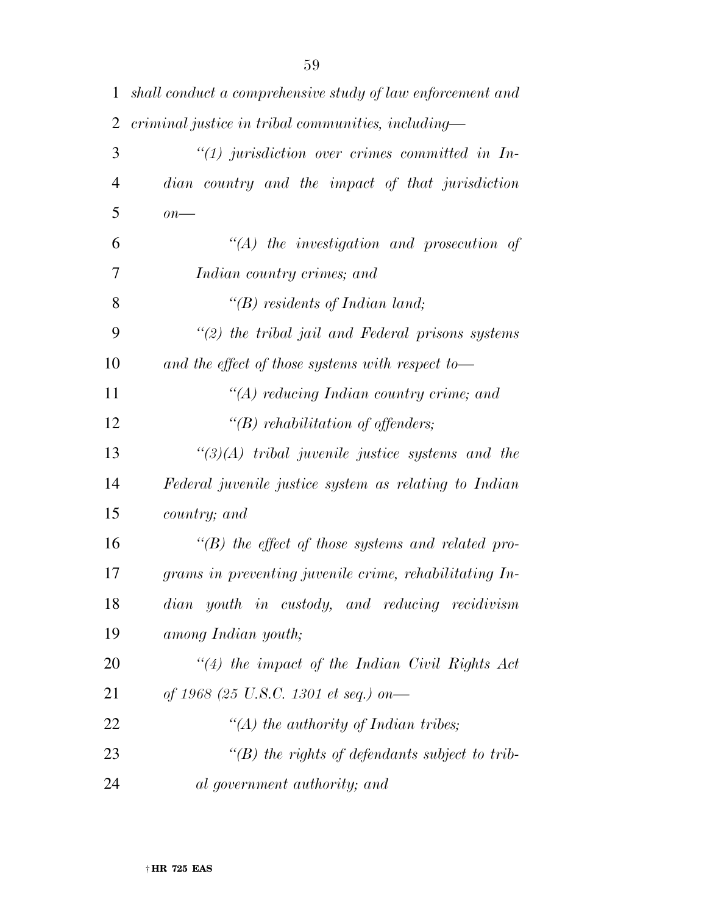*shall conduct a comprehensive study of law enforcement and criminal justice in tribal communities, including—*

*"(1) jurisdiction over crimes committed in Indian country and the impact of that jurisdiction on—*

*"(A) the investigation and prosecution of Indian country crimes; and*

*"(B) residents of Indian land;*

*"(2) the tribal jail and Federal prisons systems and the effect of those systems with respect to—*

*"(A) reducing Indian country crime; and*

*"(B) rehabilitation of offenders;*

*"(3)(A) tribal juvenile justice systems and the Federal juvenile justice system as relating to Indian country; and*

*"(B) the effect of those systems and related programs in preventing juvenile crime, rehabilitating Indian youth in custody, and reducing recidivism among Indian youth;*

*"(4) the impact of the Indian Civil Rights Act of 1968 (25 U.S.C. 1301 et seq.) on—*

*"(A) the authority of Indian tribes;*

*"(B) the rights of defendants subject to tribal government authority; and*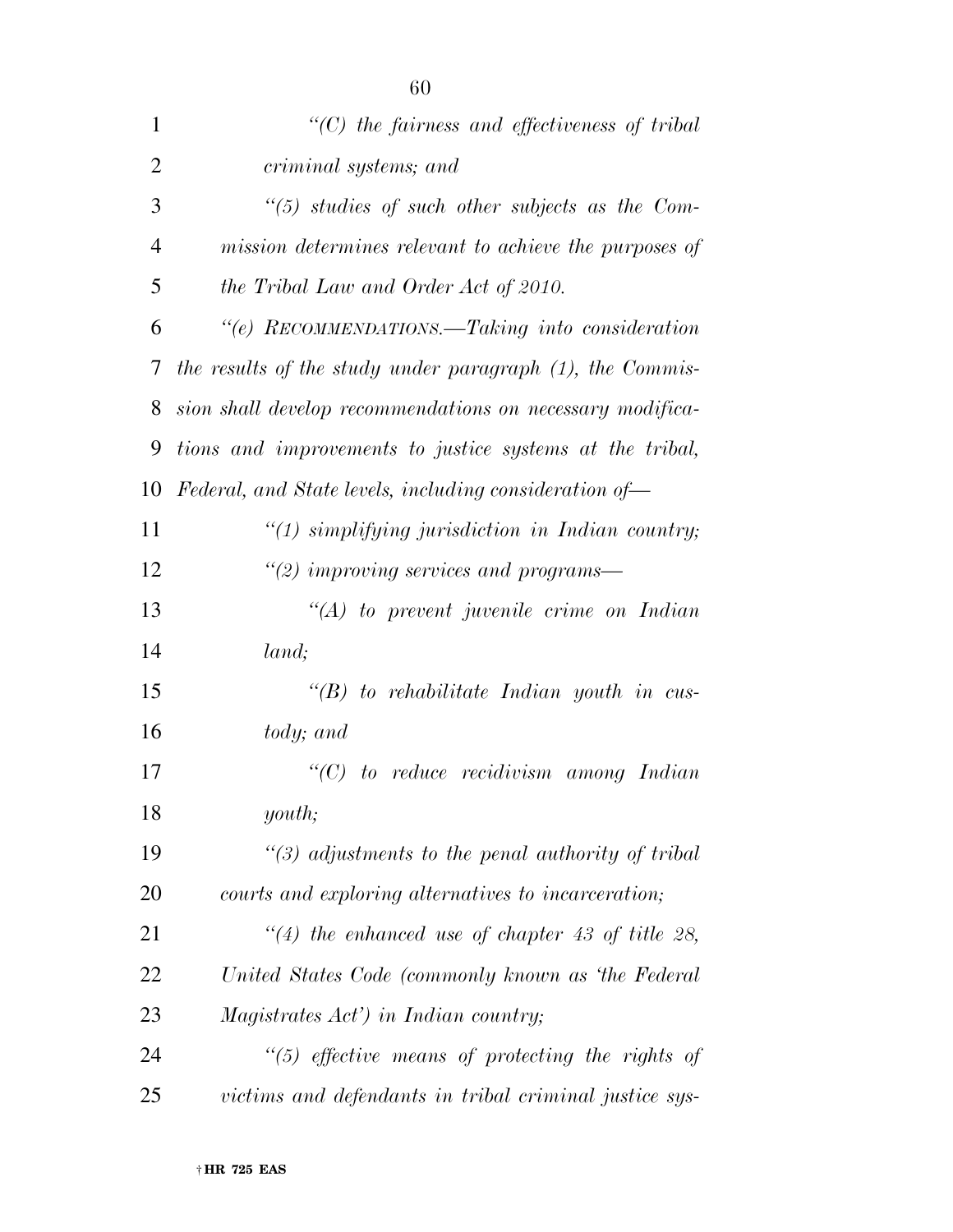*"(C) the fairness and effectiveness of tribal criminal systems; and*

*"(5) studies of such other subjects as the Commission determines relevant to achieve the purposes of the Tribal Law and Order Act of 2010.*

*"(e) RECOMMENDATIONS.—Taking into consideration the results of the study under paragraph (1), the Commission shall develop recommendations on necessary modifications and improvements to justice systems at the tribal, Federal, and State levels, including consideration of—*

*"(1) simplifying jurisdiction in Indian country;*

*"(2) improving services and programs—*

*"(A) to prevent juvenile crime on Indian land;*

*"(B) to rehabilitate Indian youth in custody; and*

*"(C) to reduce recidivism among Indian youth;*

*"(3) adjustments to the penal authority of tribal courts and exploring alternatives to incarceration;*

*"(4) the enhanced use of chapter 43 of title 28, United States Code (commonly known as 'the Federal Magistrates Act') in Indian country;*

*"(5) effective means of protecting the rights of victims and defendants in tribal criminal justice sys-*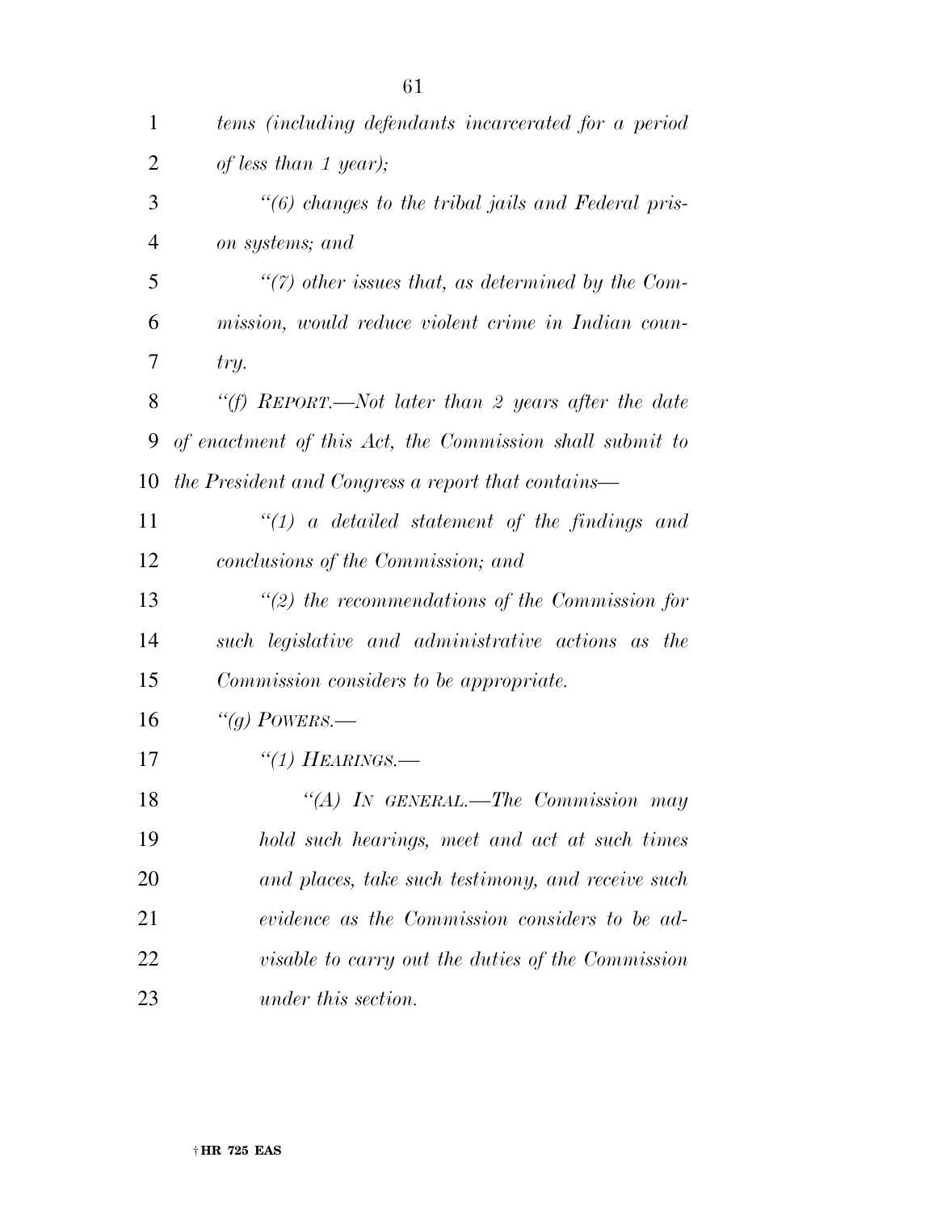*tems (including defendants incarcerated for a period of less than 1 year);*

*"(6) changes to the tribal jails and Federal prison systems; and*

*"(7) other issues that, as determined by the Commission, would reduce violent crime in Indian country.*

*"(f) REPORT.—Not later than 2 years after the date of enactment of this Act, the Commission shall submit to the President and Congress a report that contains—*

*"(1) a detailed statement of the findings and conclusions of the Commission; and*

*"(2) the recommendations of the Commission for such legislative and administrative actions as the Commission considers to be appropriate.*

*"(g) POWERS.—*

*"(1) HEARINGS.—*

*"(A) IN GENERAL.—The Commission may hold such hearings, meet and act at such times and places, take such testimony, and receive such evidence as the Commission considers to be advisable to carry out the duties of the Commission under this section.*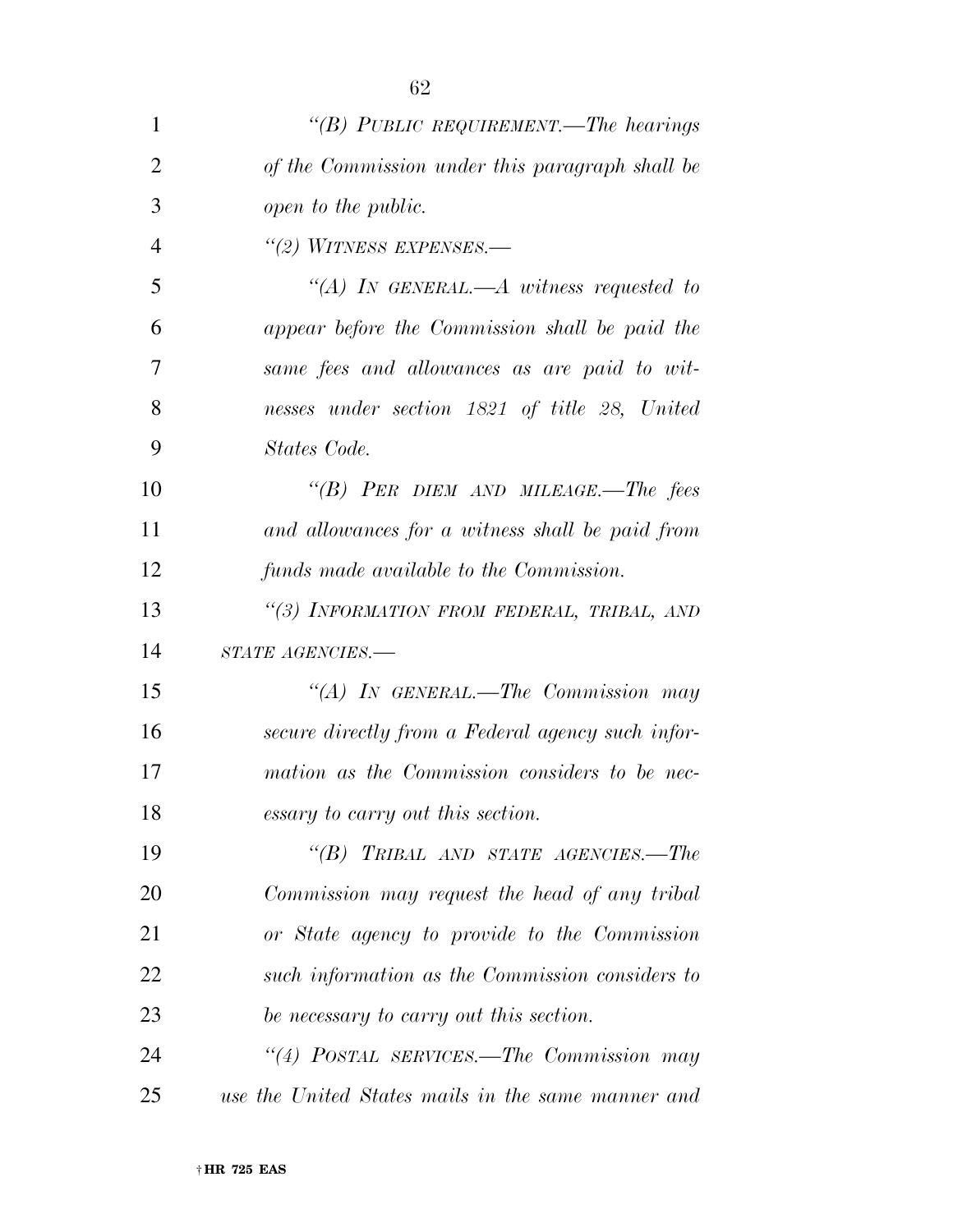*"(B) PUBLIC REQUIREMENT.—The hearings of the Commission under this paragraph shall be open to the public.*

*"(2) WITNESS EXPENSES.—*

*"(A) IN GENERAL.—A witness requested to appear before the Commission shall be paid the same fees and allowances as are paid to witnesses under section 1821 of title 28, United States Code.*

*"(B) PER DIEM AND MILEAGE.—The fees and allowances for a witness shall be paid from funds made available to the Commission.*

*"(3) INFORMATION FROM FEDERAL, TRIBAL, AND STATE AGENCIES.—*

*"(A) IN GENERAL.—The Commission may secure directly from a Federal agency such information as the Commission considers to be necessary to carry out this section.*

*"(B) TRIBAL AND STATE AGENCIES.—The Commission may request the head of any tribal or State agency to provide to the Commission such information as the Commission considers to be necessary to carry out this section.*

*"(4) POSTAL SERVICES.—The Commission may use the United States mails in the same manner and*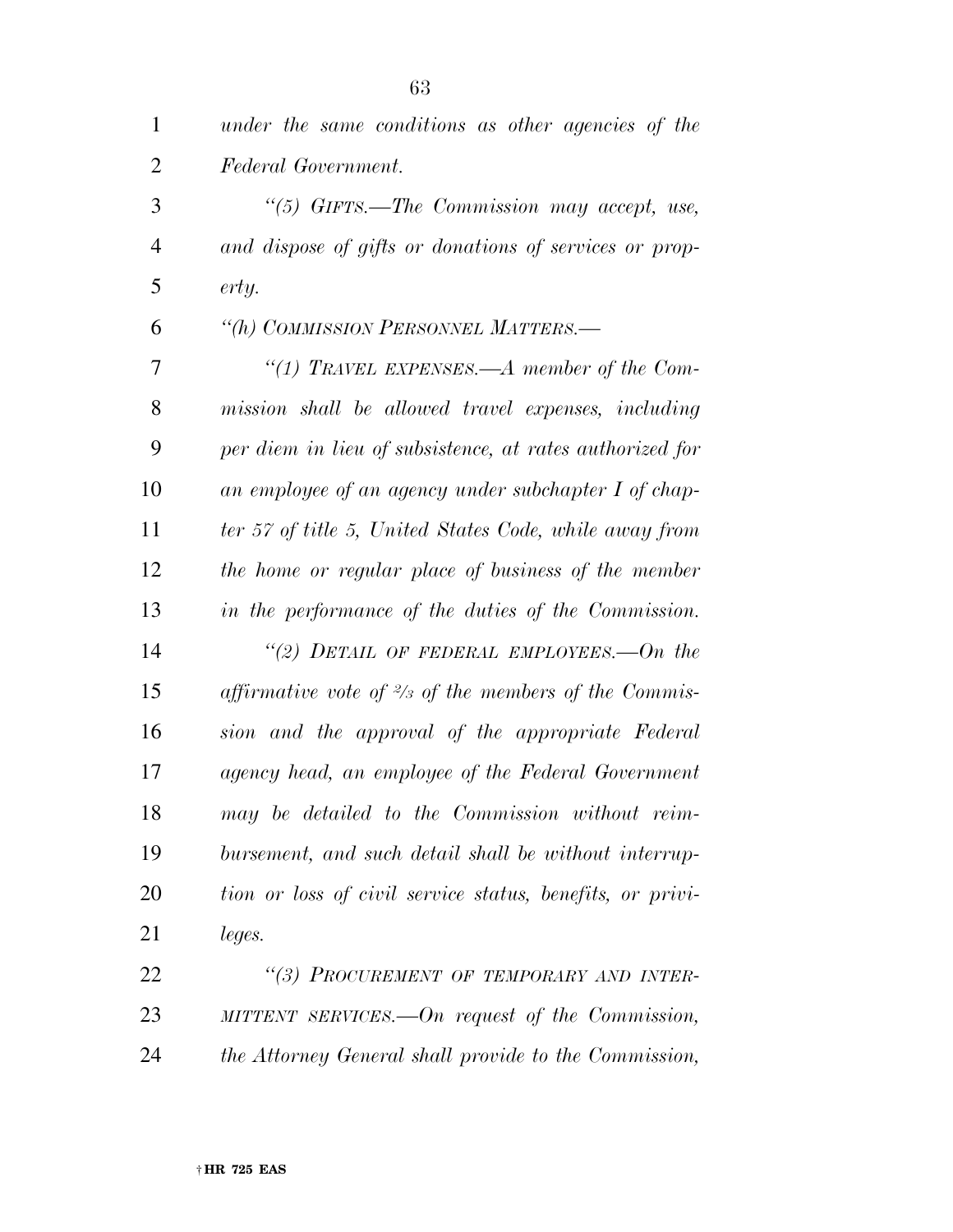*under the same conditions as other agencies of the Federal Government.*

*"(5) GIFTS.—The Commission may accept, use, and dispose of gifts or donations of services or property.*

*"(h) COMMISSION PERSONNEL MATTERS.—*

*"(1) TRAVEL EXPENSES.—A member of the Commission shall be allowed travel expenses, including per diem in lieu of subsistence, at rates authorized for an employee of an agency under subchapter I of chapter 57 of title 5, United States Code, while away from the home or regular place of business of the member in the performance of the duties of the Commission.*

*"(2) DETAIL OF FEDERAL EMPLOYEES.—On the affirmative vote of 2/3 of the members of the Commission and the approval of the appropriate Federal agency head, an employee of the Federal Government may be detailed to the Commission without reimbursement, and such detail shall be without interruption or loss of civil service status, benefits, or privileges.*

*"(3) PROCUREMENT OF TEMPORARY AND INTERMITTENT SERVICES.—On request of the Commission, the Attorney General shall provide to the Commission,*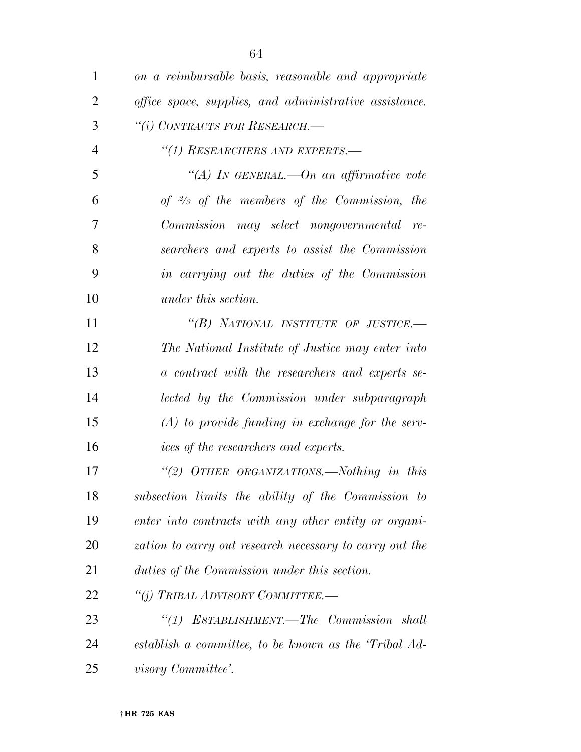*on a reimbursable basis, reasonable and appropriate office space, supplies, and administrative assistance.*

*"(i) CONTRACTS FOR RESEARCH.—*

*"(1) RESEARCHERS AND EXPERTS.—*

*"(A) IN GENERAL.—On an affirmative vote of 2/3 of the members of the Commission, the Commission may select nongovernmental researchers and experts to assist the Commission in carrying out the duties of the Commission under this section.*

*"(B) NATIONAL INSTITUTE OF JUSTICE.— The National Institute of Justice may enter into a contract with the researchers and experts selected by the Commission under subparagraph (A) to provide funding in exchange for the services of the researchers and experts.*

*"(2) OTHER ORGANIZATIONS.—Nothing in this subsection limits the ability of the Commission to enter into contracts with any other entity or organization to carry out research necessary to carry out the duties of the Commission under this section.*

*"(j) TRIBAL ADVISORY COMMITTEE.—*

*"(1) ESTABLISHMENT.—The Commission shall establish a committee, to be known as the 'Tribal Advisory Committee'.*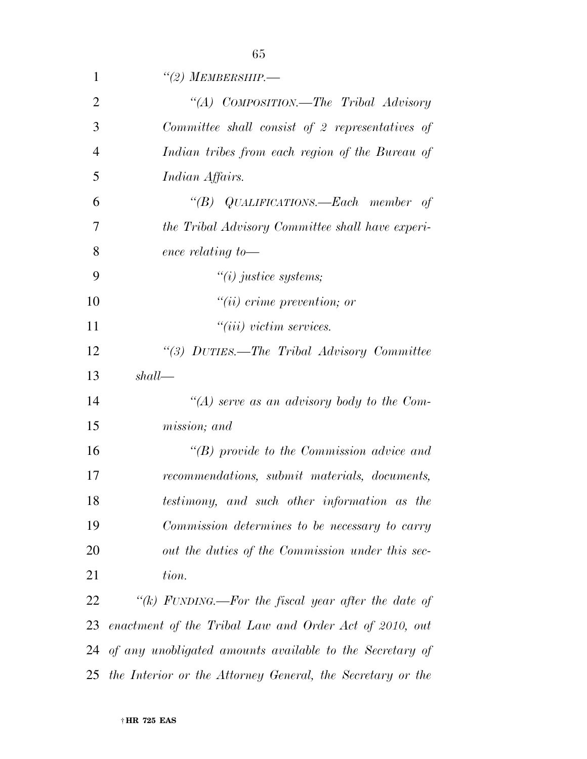*"(2) MEMBERSHIP.—*

*"(A) COMPOSITION.—The Tribal Advisory Committee shall consist of 2 representatives of Indian tribes from each region of the Bureau of Indian Affairs.*

*"(B) QUALIFICATIONS.—Each member of the Tribal Advisory Committee shall have experience relating to—*

*"(i) justice systems;*

*"(ii) crime prevention; or*

*"(iii) victim services.*

*"(3) DUTIES.—The Tribal Advisory Committee shall—*

*"(A) serve as an advisory body to the Commission; and*

*"(B) provide to the Commission advice and recommendations, submit materials, documents, testimony, and such other information as the Commission determines to be necessary to carry out the duties of the Commission under this section.*

*"(k) FUNDING.—For the fiscal year after the date of enactment of the Tribal Law and Order Act of 2010, out of any unobligated amounts available to the Secretary of the Interior or the Attorney General, the Secretary or the*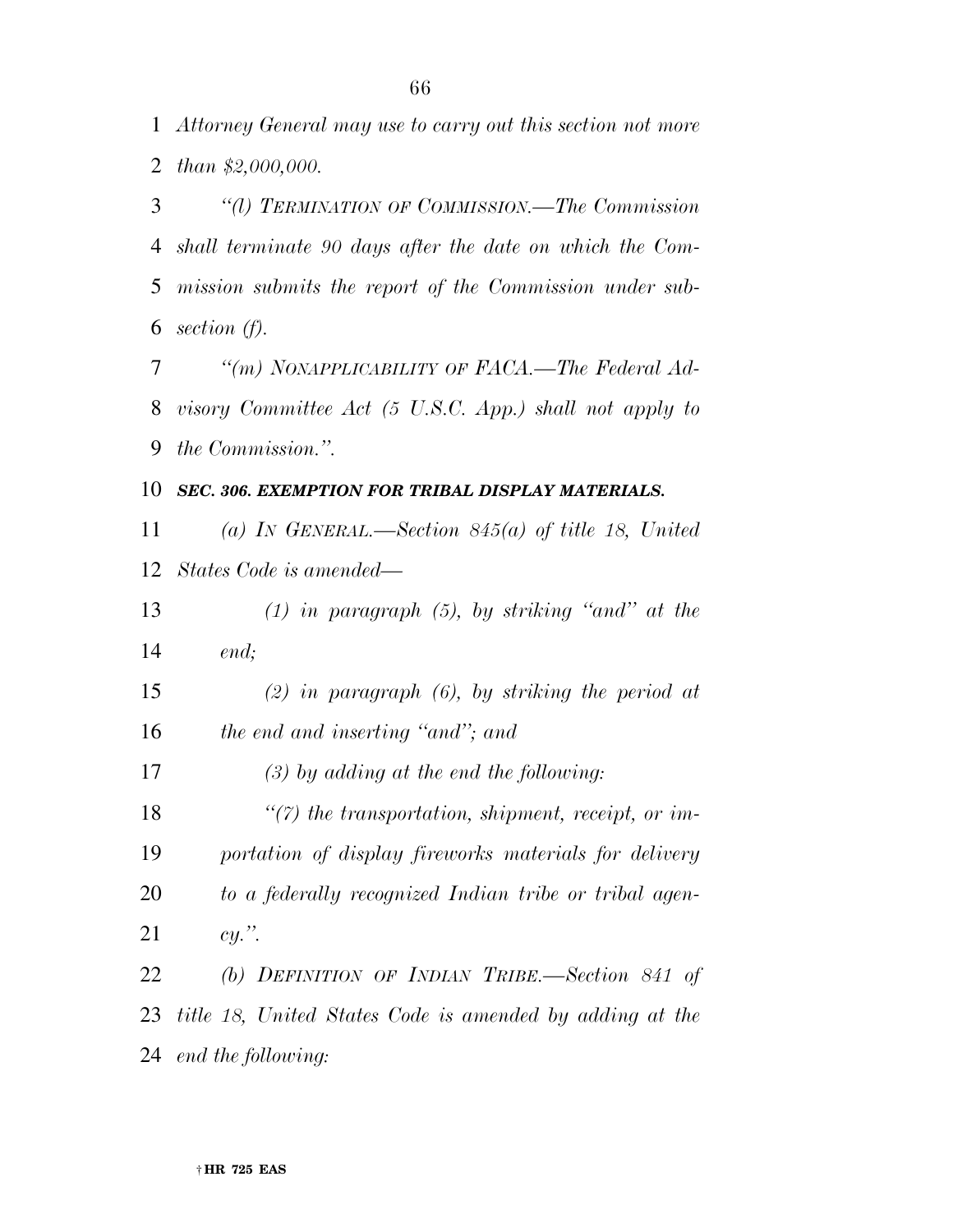*Attorney General may use to carry out this section not more than $2,000,000.*

*"(l) TERMINATION OF COMMISSION.—The Commission shall terminate 90 days after the date on which the Commission submits the report of the Commission under subsection (f).*

*"(m) NONAPPLICABILITY OF FACA.—The Federal Advisory Committee Act (5 U.S.C. App.) shall not apply to the Commission.".*

***SEC. 306. EXEMPTION FOR TRIBAL DISPLAY MATERIALS.***

*(a) IN GENERAL.—Section 845(a) of title 18, United States Code is amended—*

*(1) in paragraph (5), by striking "and" at the end;*

*(2) in paragraph (6), by striking the period at the end and inserting "and"; and*

*(3) by adding at the end the following:*

*"(7) the transportation, shipment, receipt, or importation of display fireworks materials for delivery to a federally recognized Indian tribe or tribal agency.".*

*(b) DEFINITION OF INDIAN TRIBE.—Section 841 of title 18, United States Code is amended by adding at the end the following:*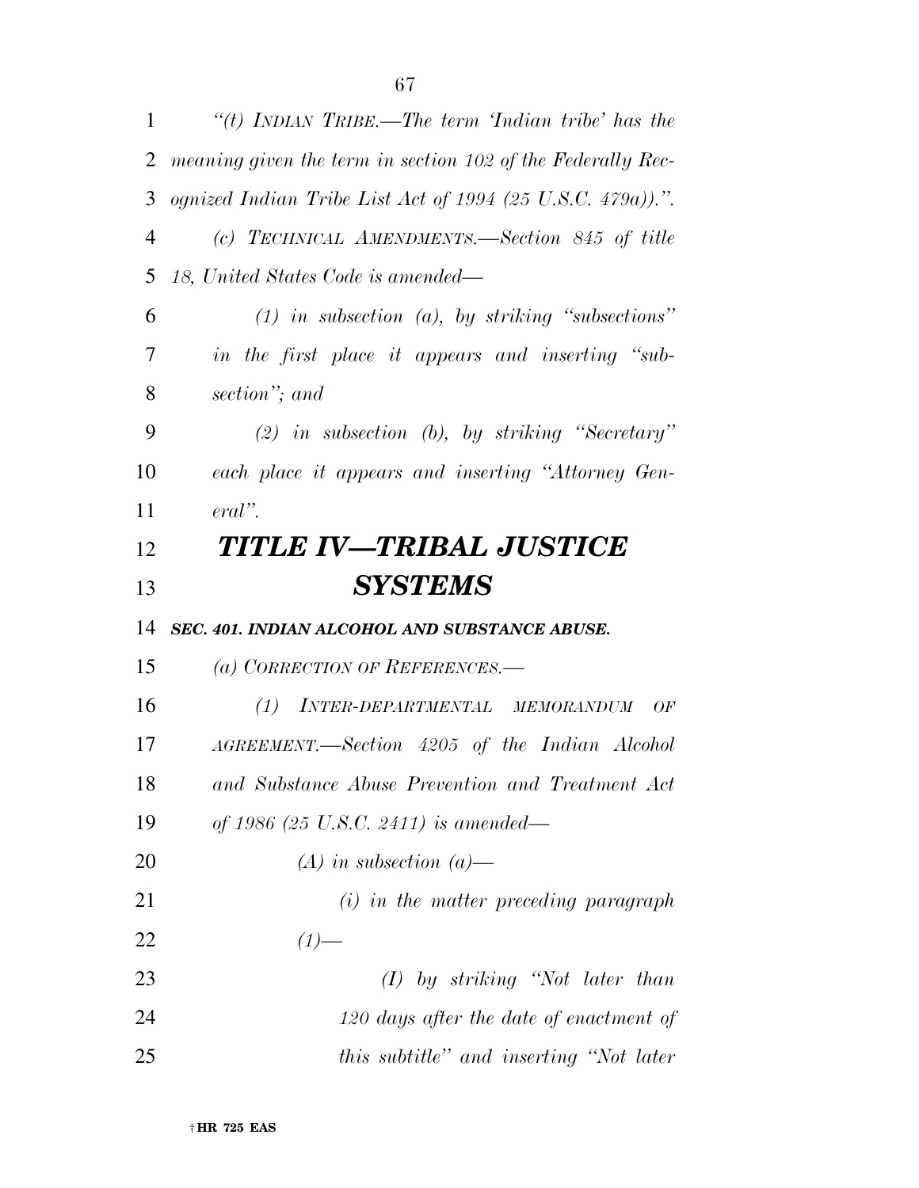*"(t) INDIAN TRIBE.—The term 'Indian tribe' has the meaning given the term in section 102 of the Federally Recognized Indian Tribe List Act of 1994 (25 U.S.C. 479a)).".*

*(c) TECHNICAL AMENDMENTS.—Section 845 of title 18, United States Code is amended—*

*(1) in subsection (a), by striking "subsections" in the first place it appears and inserting "subsection"; and*

*(2) in subsection (b), by striking "Secretary" each place it appears and inserting "Attorney General".*

# *TITLE IV—TRIBAL JUSTICE SYSTEMS*

***SEC. 401. INDIAN ALCOHOL AND SUBSTANCE ABUSE.***

*(a) CORRECTION OF REFERENCES.—*

*(1) INTER-DEPARTMENTAL MEMORANDUM OF AGREEMENT.—Section 4205 of the Indian Alcohol and Substance Abuse Prevention and Treatment Act of 1986 (25 U.S.C. 2411) is amended—*

*(A) in subsection (a)—*

*(i) in the matter preceding paragraph (1)—*

*(I) by striking "Not later than 120 days after the date of enactment of this subtitle" and inserting "Not later*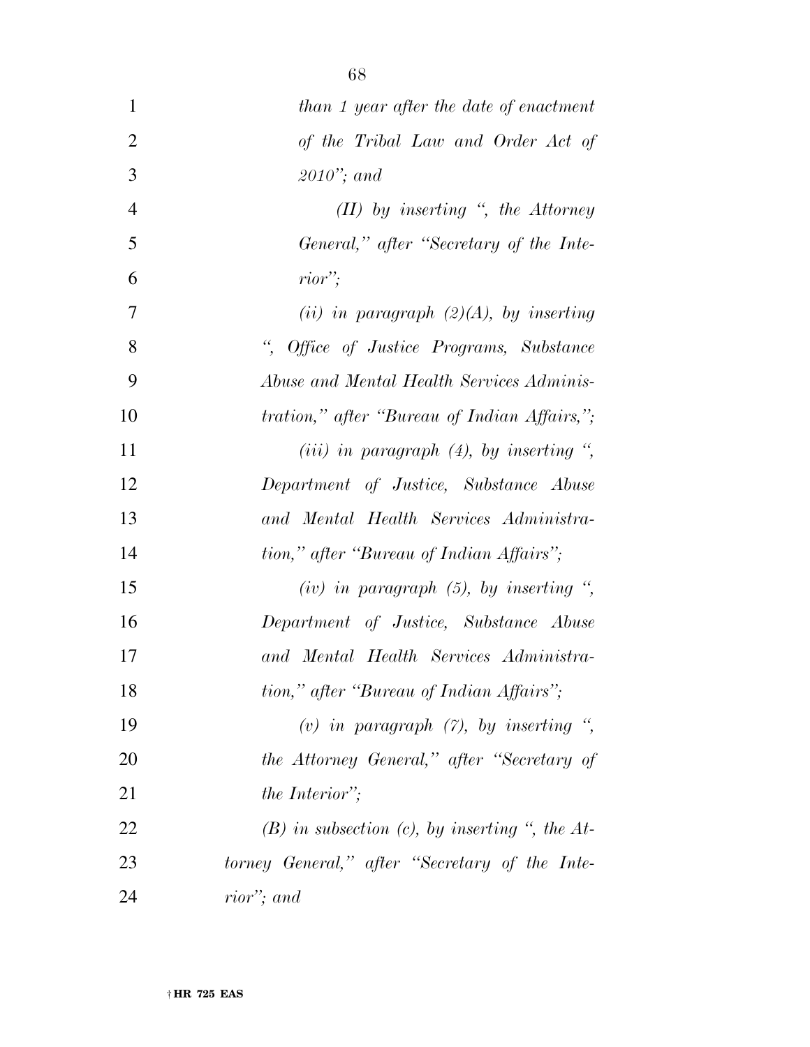*than 1 year after the date of enactment of the Tribal Law and Order Act of 2010"; and*

*(II) by inserting ", the Attorney General," after "Secretary of the Interior";*

*(ii) in paragraph (2)(A), by inserting ", Office of Justice Programs, Substance Abuse and Mental Health Services Administration," after "Bureau of Indian Affairs,";*

*(iii) in paragraph (4), by inserting ", Department of Justice, Substance Abuse and Mental Health Services Administration," after "Bureau of Indian Affairs";*

*(iv) in paragraph (5), by inserting ", Department of Justice, Substance Abuse and Mental Health Services Administration," after "Bureau of Indian Affairs";*

*(v) in paragraph (7), by inserting ", the Attorney General," after "Secretary of the Interior";*

*(B) in subsection (c), by inserting ", the Attorney General," after "Secretary of the Interior"; and*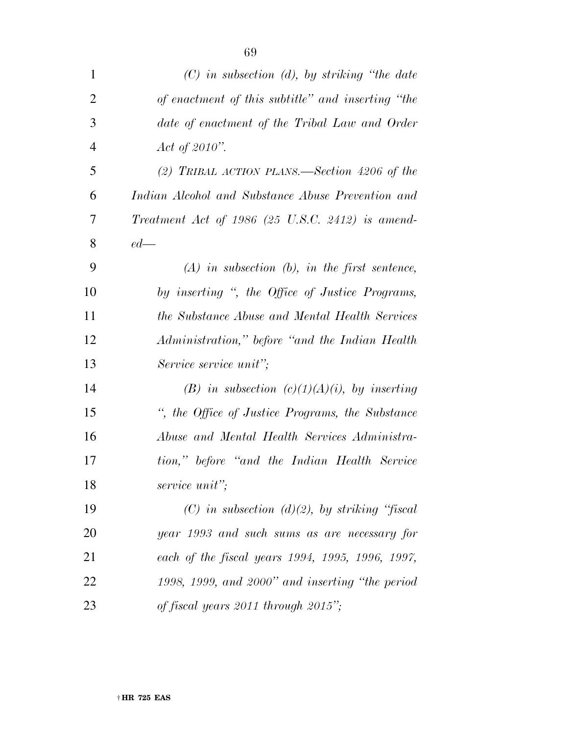*(C) in subsection (d), by striking "the date of enactment of this subtitle" and inserting "the date of enactment of the Tribal Law and Order Act of 2010".*

*(2) TRIBAL ACTION PLANS.—Section 4206 of the Indian Alcohol and Substance Abuse Prevention and Treatment Act of 1986 (25 U.S.C. 2412) is amended—*

*(A) in subsection (b), in the first sentence, by inserting ", the Office of Justice Programs, the Substance Abuse and Mental Health Services Administration," before "and the Indian Health Service service unit";*

*(B) in subsection (c)(1)(A)(i), by inserting ", the Office of Justice Programs, the Substance Abuse and Mental Health Services Administration," before "and the Indian Health Service service unit";*

*(C) in subsection (d)(2), by striking "fiscal year 1993 and such sums as are necessary for each of the fiscal years 1994, 1995, 1996, 1997, 1998, 1999, and 2000" and inserting "the period of fiscal years 2011 through 2015";*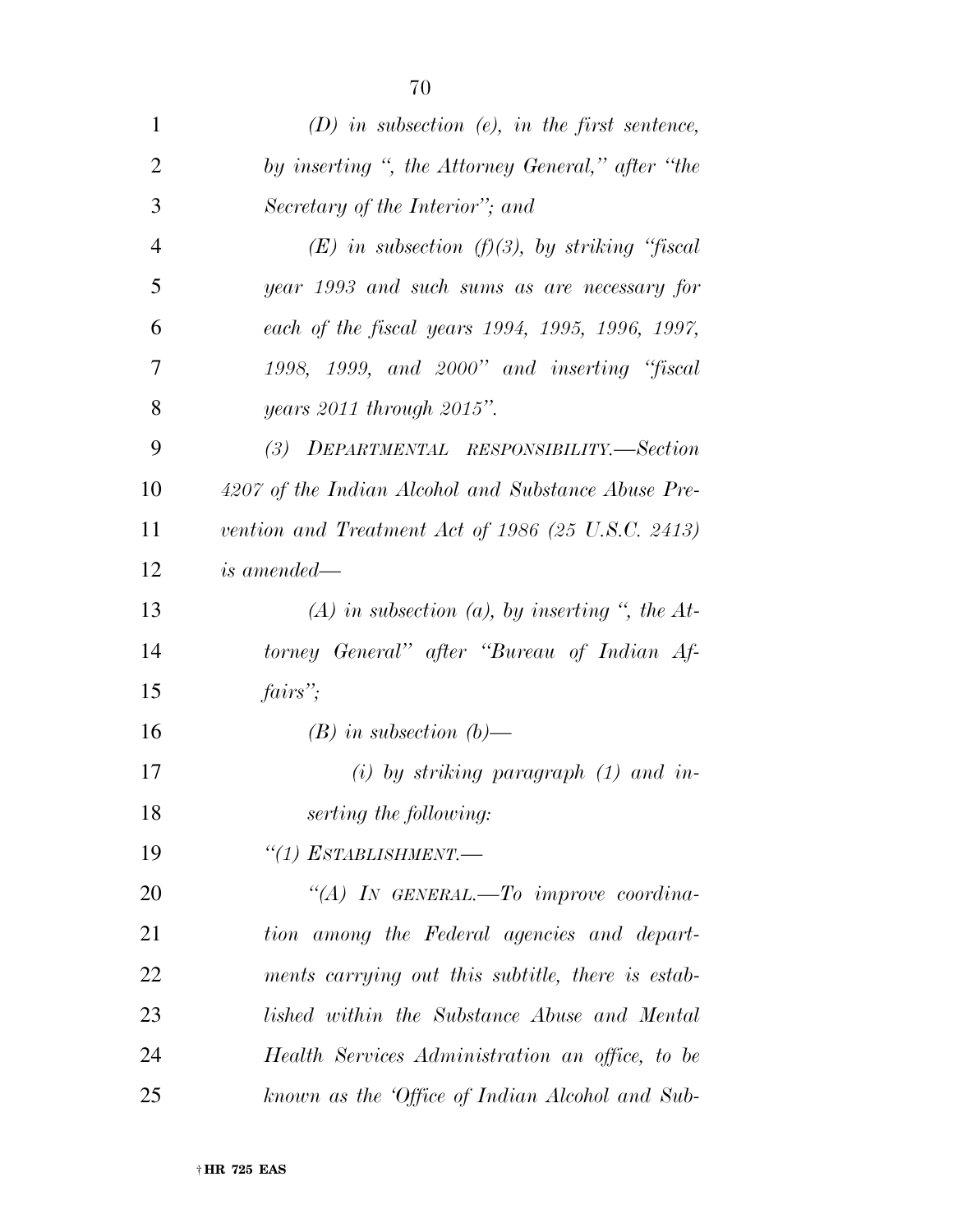*(D) in subsection (e), in the first sentence, by inserting ", the Attorney General," after "the Secretary of the Interior"; and*

*(E) in subsection (f)(3), by striking "fiscal year 1993 and such sums as are necessary for each of the fiscal years 1994, 1995, 1996, 1997, 1998, 1999, and 2000" and inserting "fiscal years 2011 through 2015".*

*(3) DEPARTMENTAL RESPONSIBILITY.—Section 4207 of the Indian Alcohol and Substance Abuse Prevention and Treatment Act of 1986 (25 U.S.C. 2413) is amended—*

*(A) in subsection (a), by inserting ", the Attorney General" after "Bureau of Indian Affairs";*

*(B) in subsection (b)—*

*(i) by striking paragraph (1) and inserting the following:*

*"(1) ESTABLISHMENT.—*

*"(A) IN GENERAL.—To improve coordination among the Federal agencies and departments carrying out this subtitle, there is established within the Substance Abuse and Mental Health Services Administration an office, to be known as the 'Office of Indian Alcohol and Sub-*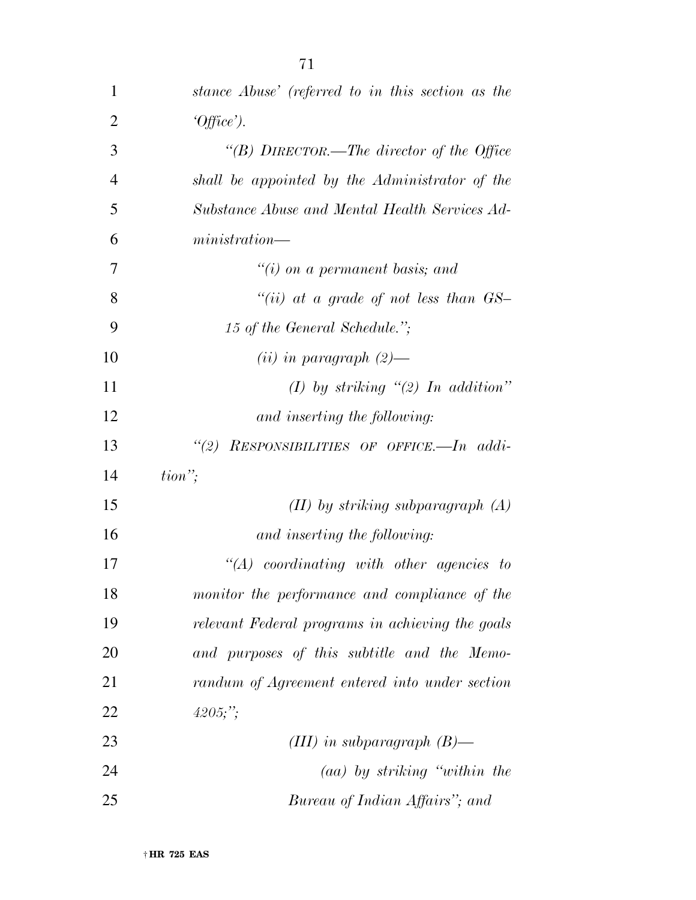*stance Abuse' (referred to in this section as the 'Office').*

*"(B) DIRECTOR.—The director of the Office shall be appointed by the Administrator of the Substance Abuse and Mental Health Services Administration—*

*"(i) on a permanent basis; and*

*"(ii) at a grade of not less than GS–15 of the General Schedule.";*

*(ii) in paragraph (2)—*

*(I) by striking "(2) In addition" and inserting the following:*

*"(2) RESPONSIBILITIES OF OFFICE.—In addition";*

*(II) by striking subparagraph (A) and inserting the following:*

*"(A) coordinating with other agencies to monitor the performance and compliance of the relevant Federal programs in achieving the goals and purposes of this subtitle and the Memorandum of Agreement entered into under section 4205;";*

*(III) in subparagraph (B)—*

*(aa) by striking "within the Bureau of Indian Affairs"; and*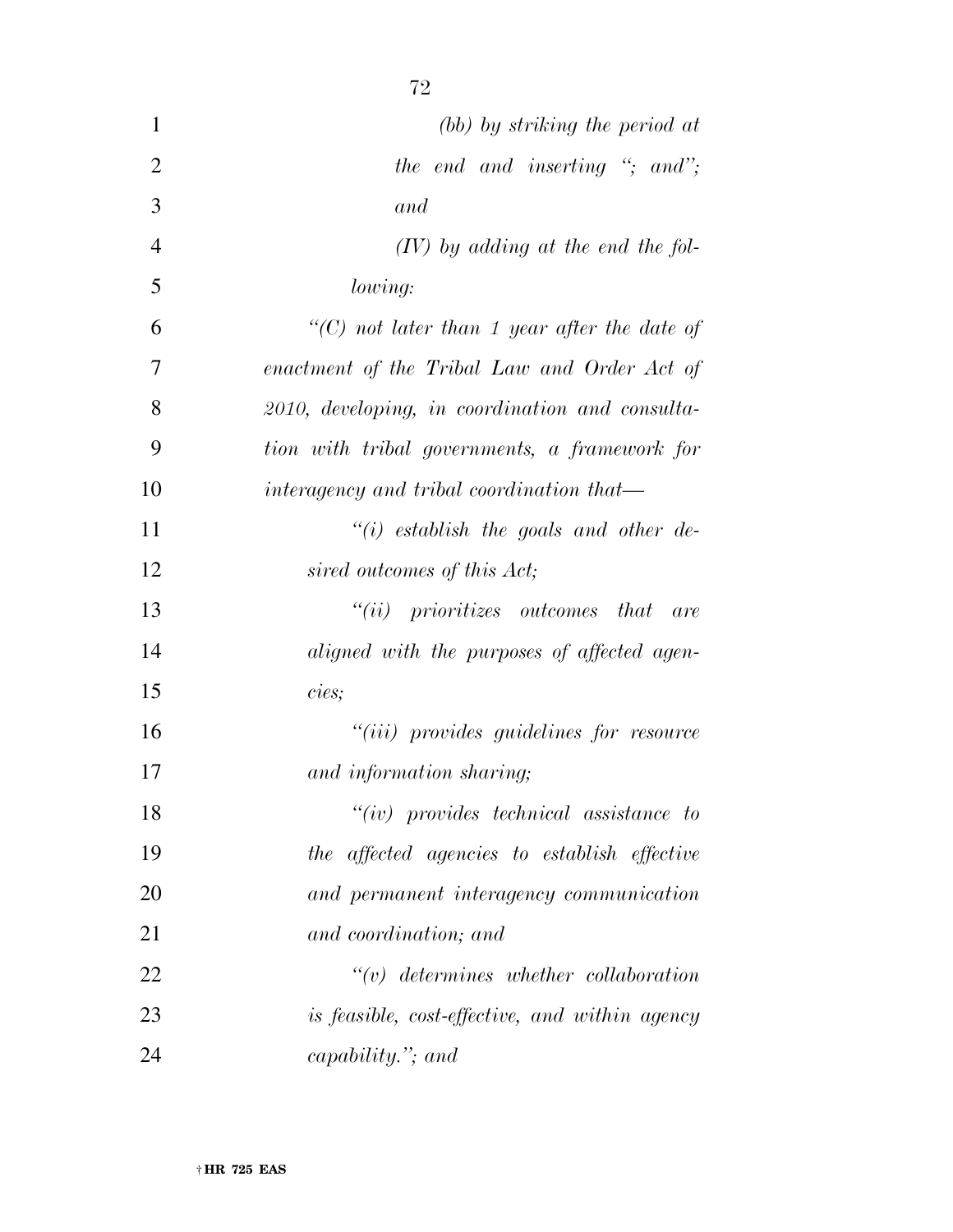*(bb) by striking the period at the end and inserting "; and"; and*

*(IV) by adding at the end the following:*

*"(C) not later than 1 year after the date of enactment of the Tribal Law and Order Act of 2010, developing, in coordination and consultation with tribal governments, a framework for interagency and tribal coordination that—*

*"(i) establish the goals and other desired outcomes of this Act;*

*"(ii) prioritizes outcomes that are aligned with the purposes of affected agencies;*

*"(iii) provides guidelines for resource and information sharing;*

*"(iv) provides technical assistance to the affected agencies to establish effective and permanent interagency communication and coordination; and*

*"(v) determines whether collaboration is feasible, cost-effective, and within agency capability."; and*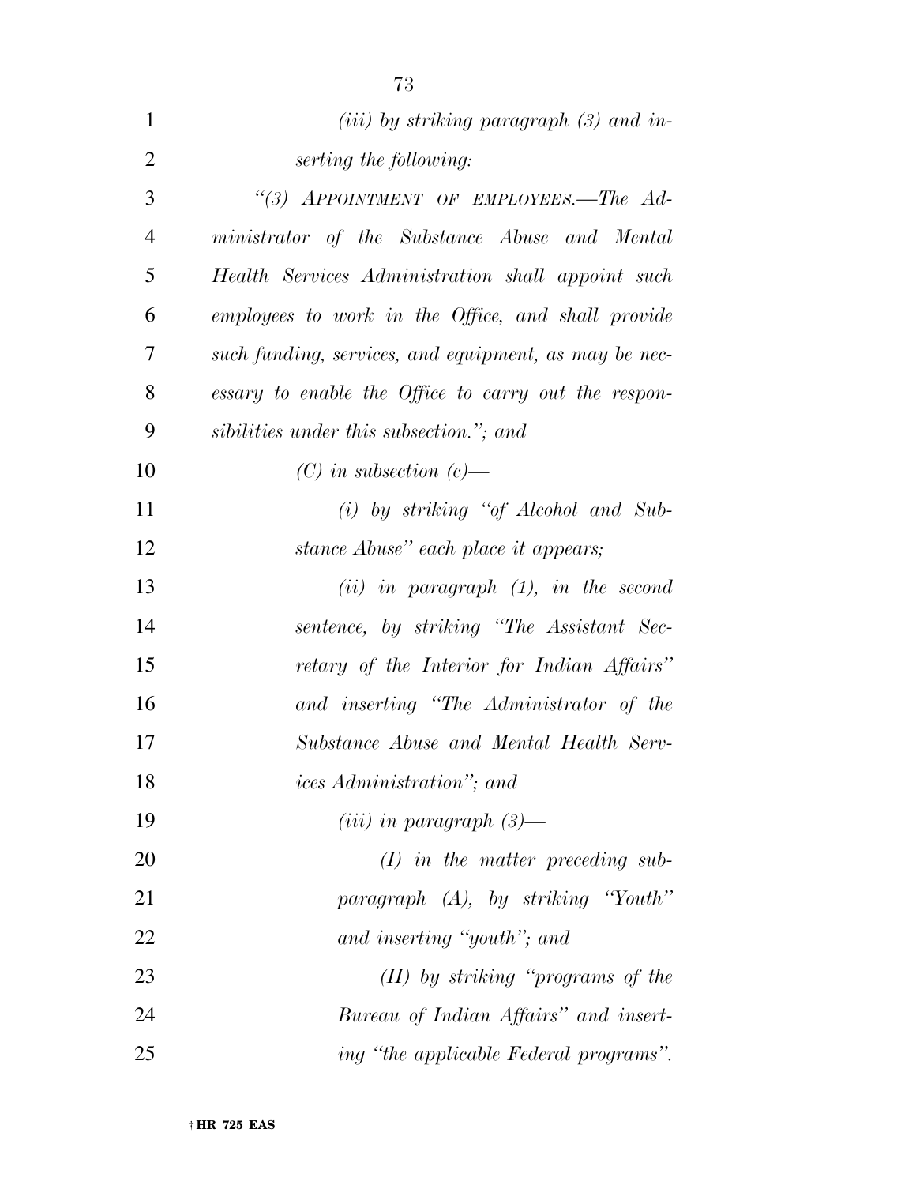*(iii) by striking paragraph (3) and inserting the following:*

*"(3) APPOINTMENT OF EMPLOYEES.—The Administrator of the Substance Abuse and Mental Health Services Administration shall appoint such employees to work in the Office, and shall provide such funding, services, and equipment, as may be necessary to enable the Office to carry out the responsibilities under this subsection."; and*

*(C) in subsection (c)—*

*(i) by striking "of Alcohol and Substance Abuse" each place it appears;*

*(ii) in paragraph (1), in the second sentence, by striking "The Assistant Secretary of the Interior for Indian Affairs" and inserting "The Administrator of the Substance Abuse and Mental Health Services Administration"; and*

*(iii) in paragraph (3)—*

*(I) in the matter preceding subparagraph (A), by striking "Youth" and inserting "youth"; and*

*(II) by striking "programs of the Bureau of Indian Affairs" and inserting "the applicable Federal programs".*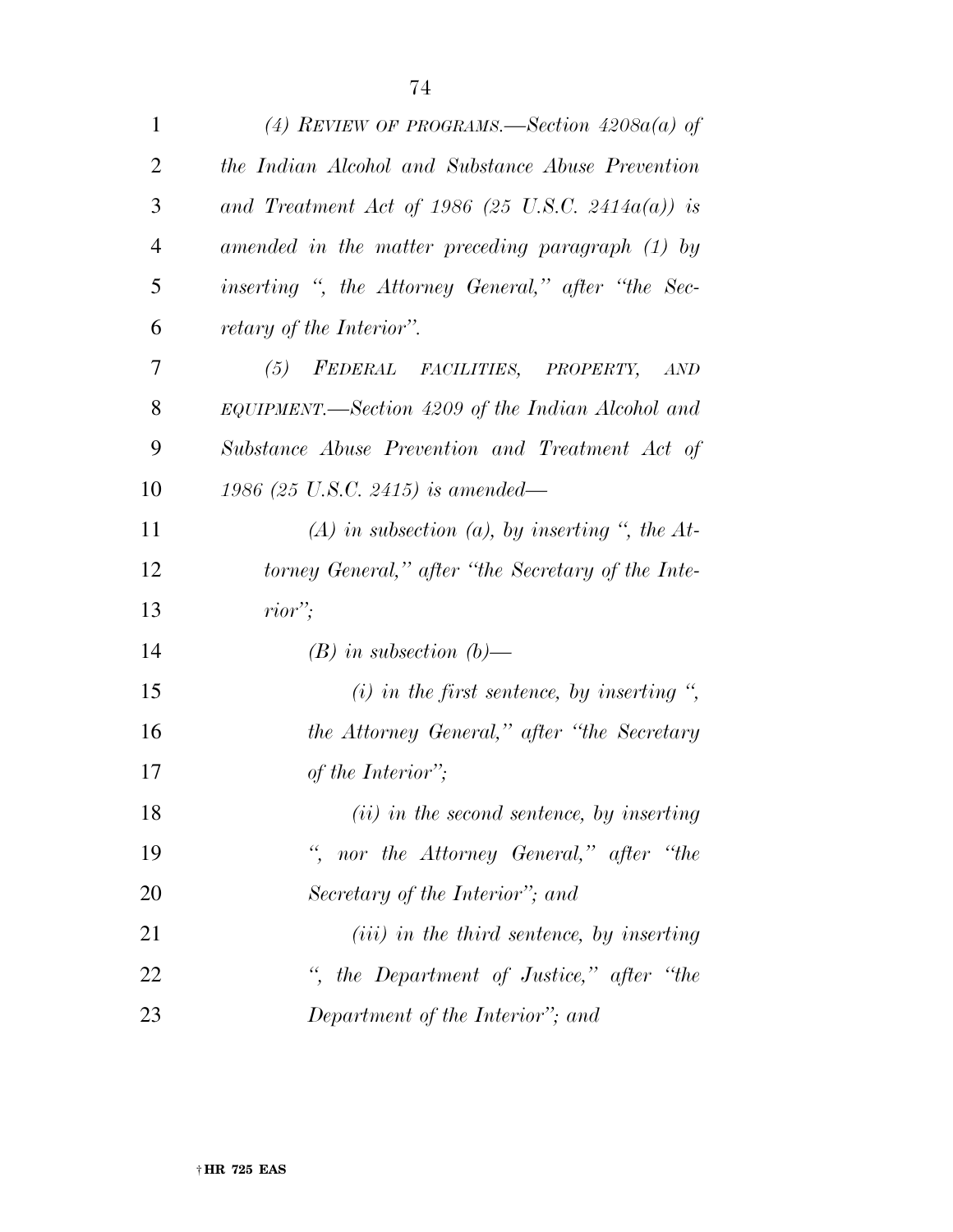*(4) REVIEW OF PROGRAMS.—Section 4208a(a) of the Indian Alcohol and Substance Abuse Prevention and Treatment Act of 1986 (25 U.S.C. 2414a(a)) is amended in the matter preceding paragraph (1) by inserting ", the Attorney General," after "the Secretary of the Interior".*

*(5) FEDERAL FACILITIES, PROPERTY, AND EQUIPMENT.—Section 4209 of the Indian Alcohol and Substance Abuse Prevention and Treatment Act of 1986 (25 U.S.C. 2415) is amended—*

*(A) in subsection (a), by inserting ", the Attorney General," after "the Secretary of the Interior";*

*(B) in subsection (b)—*

*(i) in the first sentence, by inserting ", the Attorney General," after "the Secretary of the Interior";*

*(ii) in the second sentence, by inserting ", nor the Attorney General," after "the Secretary of the Interior"; and*

*(iii) in the third sentence, by inserting ", the Department of Justice," after "the Department of the Interior"; and*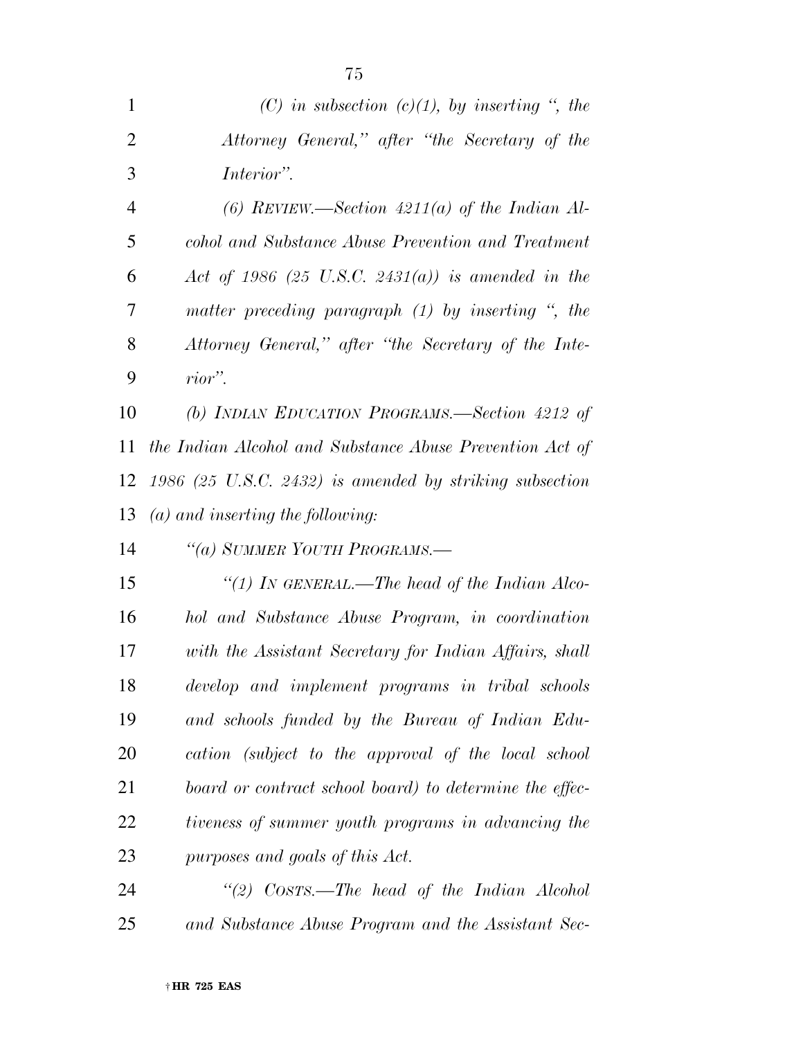*(C) in subsection (c)(1), by inserting ", the Attorney General," after "the Secretary of the Interior".*

*(6) REVIEW.—Section 4211(a) of the Indian Alcohol and Substance Abuse Prevention and Treatment Act of 1986 (25 U.S.C. 2431(a)) is amended in the matter preceding paragraph (1) by inserting ", the Attorney General," after "the Secretary of the Interior".*

*(b) INDIAN EDUCATION PROGRAMS.—Section 4212 of the Indian Alcohol and Substance Abuse Prevention Act of 1986 (25 U.S.C. 2432) is amended by striking subsection (a) and inserting the following:*

*"(a) SUMMER YOUTH PROGRAMS.—*

*"(1) IN GENERAL.—The head of the Indian Alcohol and Substance Abuse Program, in coordination with the Assistant Secretary for Indian Affairs, shall develop and implement programs in tribal schools and schools funded by the Bureau of Indian Education (subject to the approval of the local school board or contract school board) to determine the effectiveness of summer youth programs in advancing the purposes and goals of this Act.*

*"(2) COSTS.—The head of the Indian Alcohol and Substance Abuse Program and the Assistant Sec-*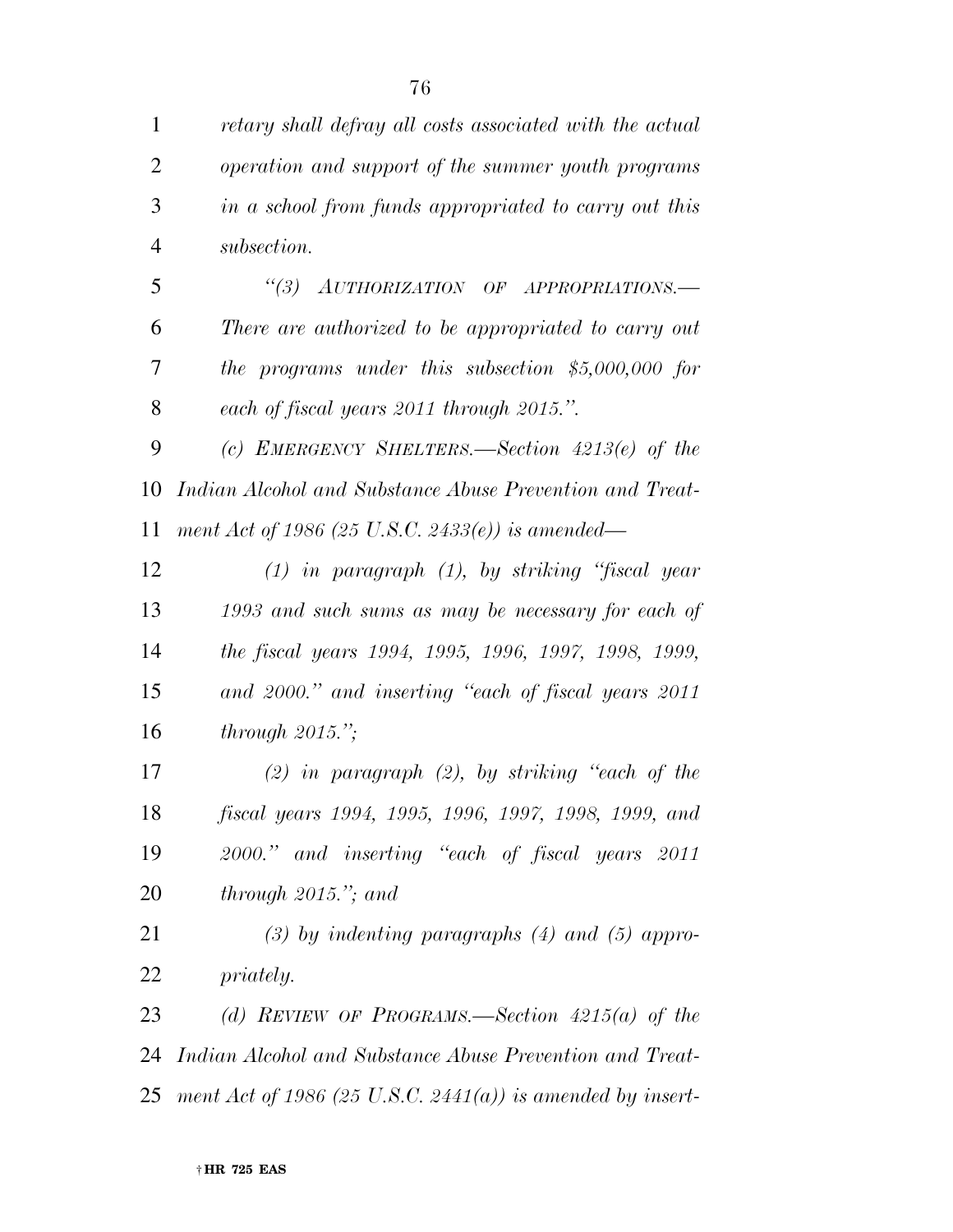*retary shall defray all costs associated with the actual operation and support of the summer youth programs in a school from funds appropriated to carry out this subsection.*

*"(3) AUTHORIZATION OF APPROPRIATIONS.— There are authorized to be appropriated to carry out the programs under this subsection $5,000,000 for each of fiscal years 2011 through 2015.".*

*(c) EMERGENCY SHELTERS.—Section 4213(e) of the Indian Alcohol and Substance Abuse Prevention and Treatment Act of 1986 (25 U.S.C. 2433(e)) is amended—*

*(1) in paragraph (1), by striking "fiscal year 1993 and such sums as may be necessary for each of the fiscal years 1994, 1995, 1996, 1997, 1998, 1999, and 2000." and inserting "each of fiscal years 2011 through 2015.";*

*(2) in paragraph (2), by striking "each of the fiscal years 1994, 1995, 1996, 1997, 1998, 1999, and 2000." and inserting "each of fiscal years 2011 through 2015."; and*

*(3) by indenting paragraphs (4) and (5) appropriately.*

*(d) REVIEW OF PROGRAMS.—Section 4215(a) of the Indian Alcohol and Substance Abuse Prevention and Treatment Act of 1986 (25 U.S.C. 2441(a)) is amended by insert-*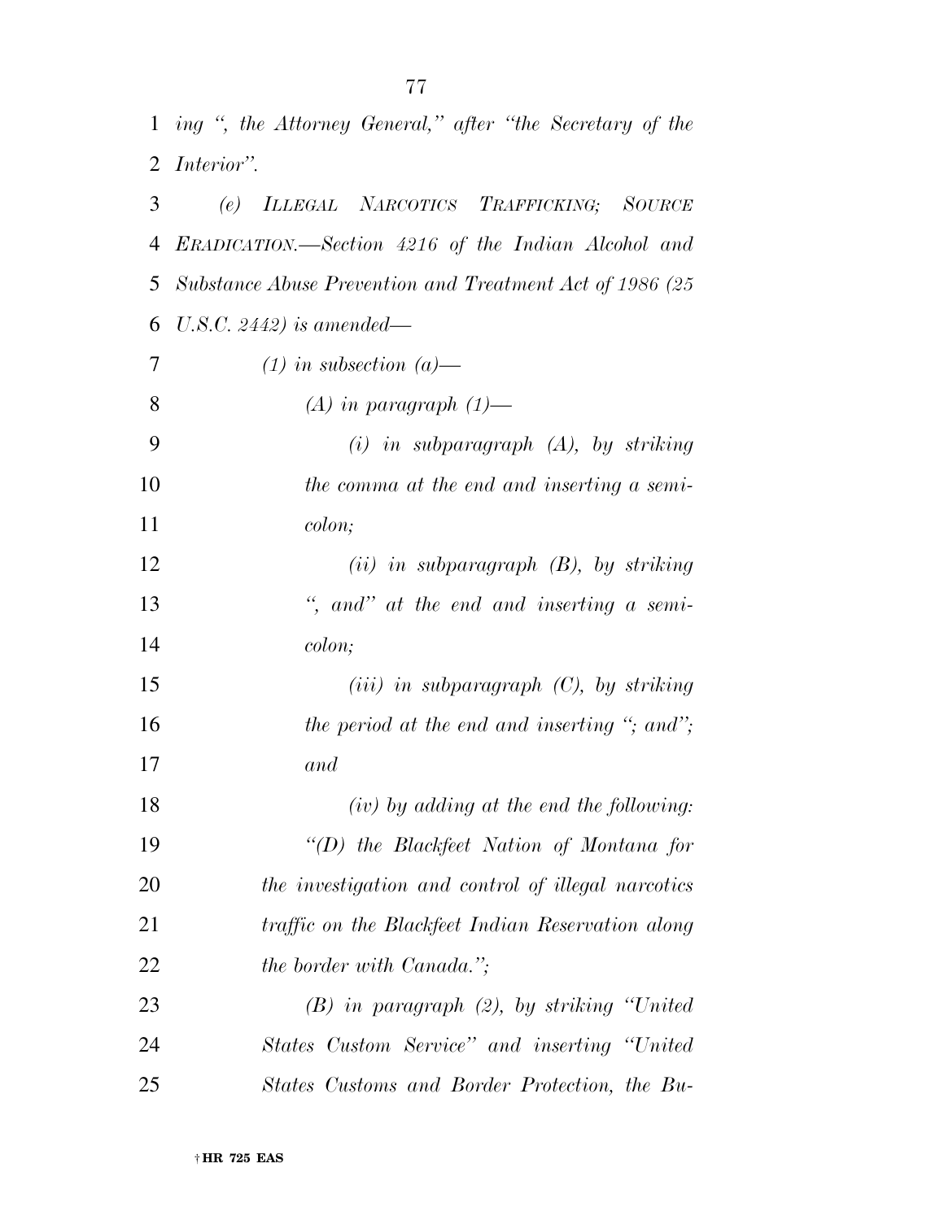*ing ", the Attorney General," after "the Secretary of the Interior".*

*(e) ILLEGAL NARCOTICS TRAFFICKING; SOURCE ERADICATION.—Section 4216 of the Indian Alcohol and Substance Abuse Prevention and Treatment Act of 1986 (25 U.S.C. 2442) is amended—*

*(1) in subsection (a)—*

*(A) in paragraph (1)—*

*(i) in subparagraph (A), by striking the comma at the end and inserting a semicolon;*

*(ii) in subparagraph (B), by striking ", and" at the end and inserting a semicolon;*

*(iii) in subparagraph (C), by striking the period at the end and inserting "; and"; and*

*(iv) by adding at the end the following:*

*"(D) the Blackfeet Nation of Montana for the investigation and control of illegal narcotics traffic on the Blackfeet Indian Reservation along the border with Canada.";*

*(B) in paragraph (2), by striking "United States Custom Service" and inserting "United States Customs and Border Protection, the Bu-*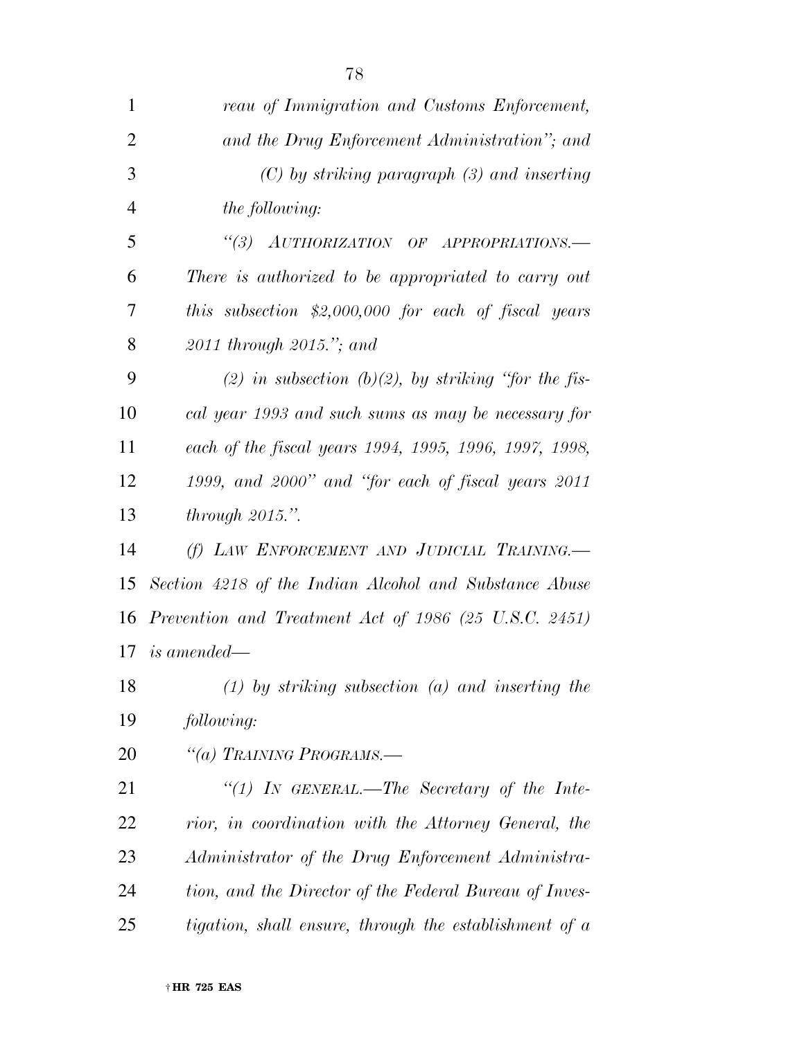*reau of Immigration and Customs Enforcement, and the Drug Enforcement Administration''; and*

*(C) by striking paragraph (3) and inserting the following:*

*''(3) AUTHORIZATION OF APPROPRIATIONS.— There is authorized to be appropriated to carry out this subsection $2,000,000 for each of fiscal years 2011 through 2015.''; and*

*(2) in subsection (b)(2), by striking ''for the fiscal year 1993 and such sums as may be necessary for each of the fiscal years 1994, 1995, 1996, 1997, 1998, 1999, and 2000'' and ''for each of fiscal years 2011 through 2015.''.*

*(f) LAW ENFORCEMENT AND JUDICIAL TRAINING.— Section 4218 of the Indian Alcohol and Substance Abuse Prevention and Treatment Act of 1986 (25 U.S.C. 2451) is amended—*

*(1) by striking subsection (a) and inserting the following:*

*''(a) TRAINING PROGRAMS.—*

*''(1) IN GENERAL.—The Secretary of the Interior, in coordination with the Attorney General, the Administrator of the Drug Enforcement Administration, and the Director of the Federal Bureau of Investigation, shall ensure, through the establishment of a*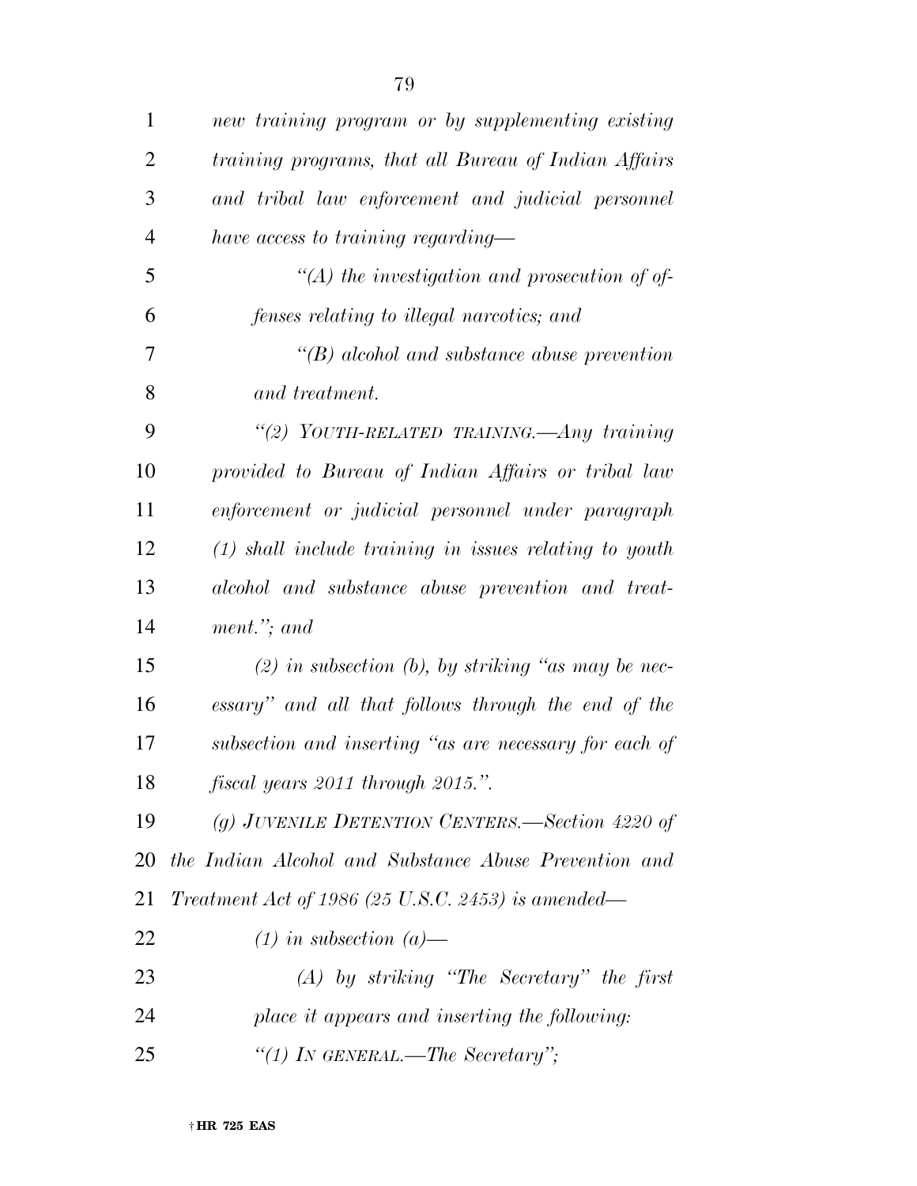*new training program or by supplementing existing training programs, that all Bureau of Indian Affairs and tribal law enforcement and judicial personnel have access to training regarding—*

*"(A) the investigation and prosecution of offenses relating to illegal narcotics; and*

*"(B) alcohol and substance abuse prevention and treatment.*

*"(2) YOUTH-RELATED TRAINING.—Any training provided to Bureau of Indian Affairs or tribal law enforcement or judicial personnel under paragraph (1) shall include training in issues relating to youth alcohol and substance abuse prevention and treatment."; and*

*(2) in subsection (b), by striking "as may be necessary" and all that follows through the end of the subsection and inserting "as are necessary for each of fiscal years 2011 through 2015.".*

*(g) JUVENILE DETENTION CENTERS.—Section 4220 of the Indian Alcohol and Substance Abuse Prevention and Treatment Act of 1986 (25 U.S.C. 2453) is amended—*

*(1) in subsection (a)—*

*(A) by striking "The Secretary" the first place it appears and inserting the following:*

*"(1) IN GENERAL.—The Secretary";*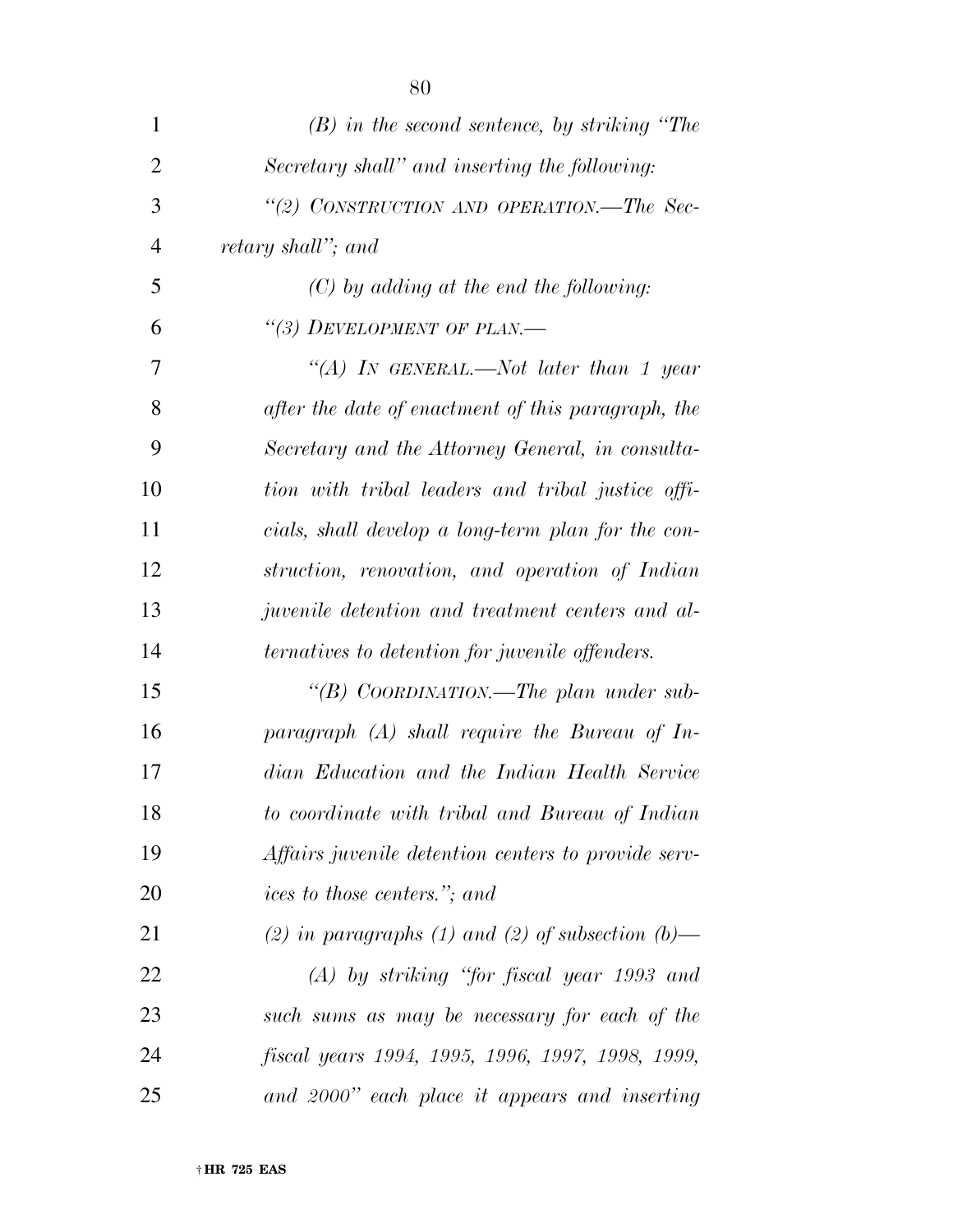*(B) in the second sentence, by striking "The Secretary shall" and inserting the following:*

*"(2) CONSTRUCTION AND OPERATION.—The Secretary shall"; and*

*(C) by adding at the end the following:*

*"(3) DEVELOPMENT OF PLAN.—*

*"(A) IN GENERAL.—Not later than 1 year after the date of enactment of this paragraph, the Secretary and the Attorney General, in consultation with tribal leaders and tribal justice officials, shall develop a long-term plan for the construction, renovation, and operation of Indian juvenile detention and treatment centers and alternatives to detention for juvenile offenders.*

*"(B) COORDINATION.—The plan under subparagraph (A) shall require the Bureau of Indian Education and the Indian Health Service to coordinate with tribal and Bureau of Indian Affairs juvenile detention centers to provide services to those centers."; and*

*(2) in paragraphs (1) and (2) of subsection (b)—*

*(A) by striking "for fiscal year 1993 and such sums as may be necessary for each of the fiscal years 1994, 1995, 1996, 1997, 1998, 1999, and 2000" each place it appears and inserting*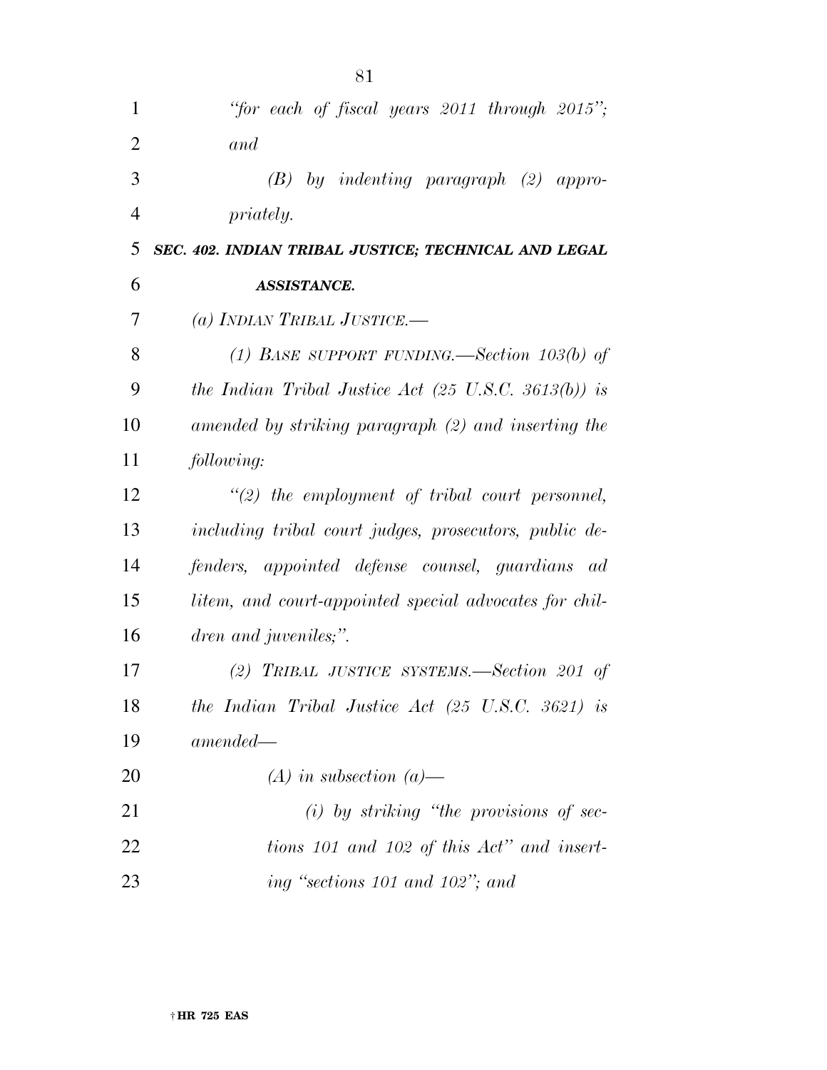*"for each of fiscal years 2011 through 2015"; and*

*(B) by indenting paragraph (2) appropriately.*

***SEC. 402. INDIAN TRIBAL JUSTICE; TECHNICAL AND LEGAL ASSISTANCE.***

*(a) INDIAN TRIBAL JUSTICE.—*

*(1) BASE SUPPORT FUNDING.—Section 103(b) of the Indian Tribal Justice Act (25 U.S.C. 3613(b)) is amended by striking paragraph (2) and inserting the following:*

*"(2) the employment of tribal court personnel, including tribal court judges, prosecutors, public defenders, appointed defense counsel, guardians ad litem, and court-appointed special advocates for children and juveniles;".*

*(2) TRIBAL JUSTICE SYSTEMS.—Section 201 of the Indian Tribal Justice Act (25 U.S.C. 3621) is amended—*

*(A) in subsection (a)—*

*(i) by striking "the provisions of sections 101 and 102 of this Act" and inserting "sections 101 and 102"; and*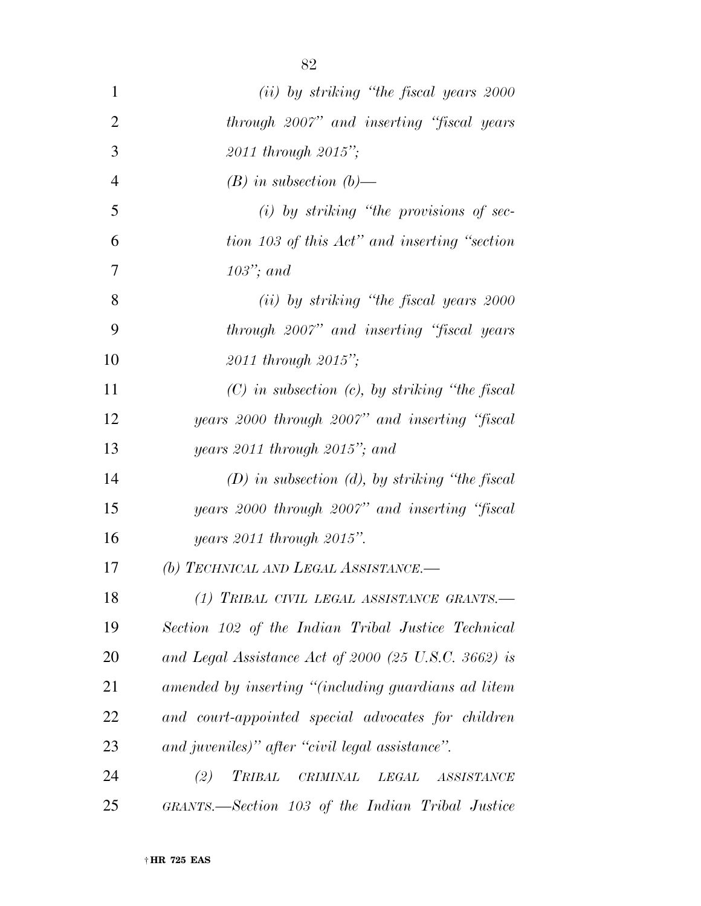*(ii) by striking "the fiscal years 2000 through 2007" and inserting "fiscal years 2011 through 2015";*

*(B) in subsection (b)—*

*(i) by striking "the provisions of section 103 of this Act" and inserting "section 103"; and*

*(ii) by striking "the fiscal years 2000 through 2007" and inserting "fiscal years 2011 through 2015";*

*(C) in subsection (c), by striking "the fiscal years 2000 through 2007" and inserting "fiscal years 2011 through 2015"; and*

*(D) in subsection (d), by striking "the fiscal years 2000 through 2007" and inserting "fiscal years 2011 through 2015".*

*(b) TECHNICAL AND LEGAL ASSISTANCE.—*

*(1) TRIBAL CIVIL LEGAL ASSISTANCE GRANTS.—Section 102 of the Indian Tribal Justice Technical and Legal Assistance Act of 2000 (25 U.S.C. 3662) is amended by inserting "(including guardians ad litem and court-appointed special advocates for children and juveniles)" after "civil legal assistance".*

*(2) TRIBAL CRIMINAL LEGAL ASSISTANCE GRANTS.—Section 103 of the Indian Tribal Justice*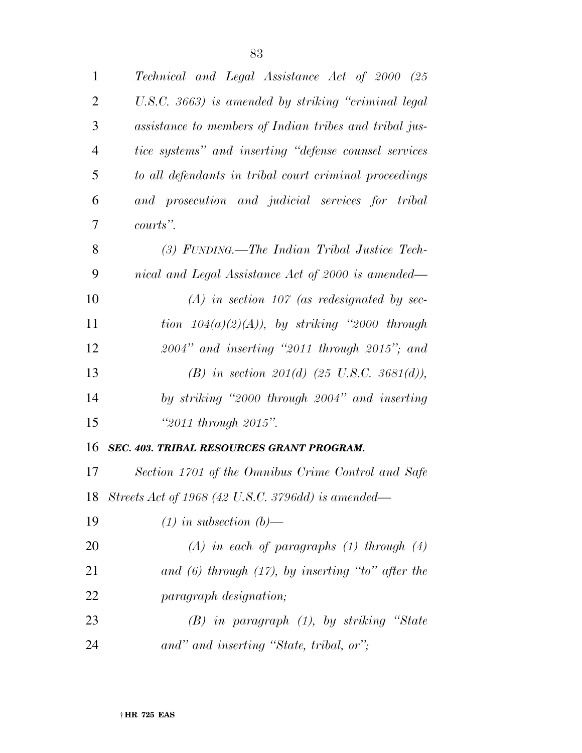*Technical and Legal Assistance Act of 2000 (25 U.S.C. 3663) is amended by striking "criminal legal assistance to members of Indian tribes and tribal justice systems" and inserting "defense counsel services to all defendants in tribal court criminal proceedings and prosecution and judicial services for tribal courts".*

*(3) FUNDING.—The Indian Tribal Justice Technical and Legal Assistance Act of 2000 is amended—*

*(A) in section 107 (as redesignated by section 104(a)(2)(A)), by striking "2000 through 2004" and inserting "2011 through 2015"; and*

*(B) in section 201(d) (25 U.S.C. 3681(d)), by striking "2000 through 2004" and inserting "2011 through 2015".*

***SEC. 403. TRIBAL RESOURCES GRANT PROGRAM.***

*Section 1701 of the Omnibus Crime Control and Safe Streets Act of 1968 (42 U.S.C. 3796dd) is amended—*

*(1) in subsection (b)—*

*(A) in each of paragraphs (1) through (4) and (6) through (17), by inserting "to" after the paragraph designation;*

*(B) in paragraph (1), by striking "State and" and inserting "State, tribal, or";*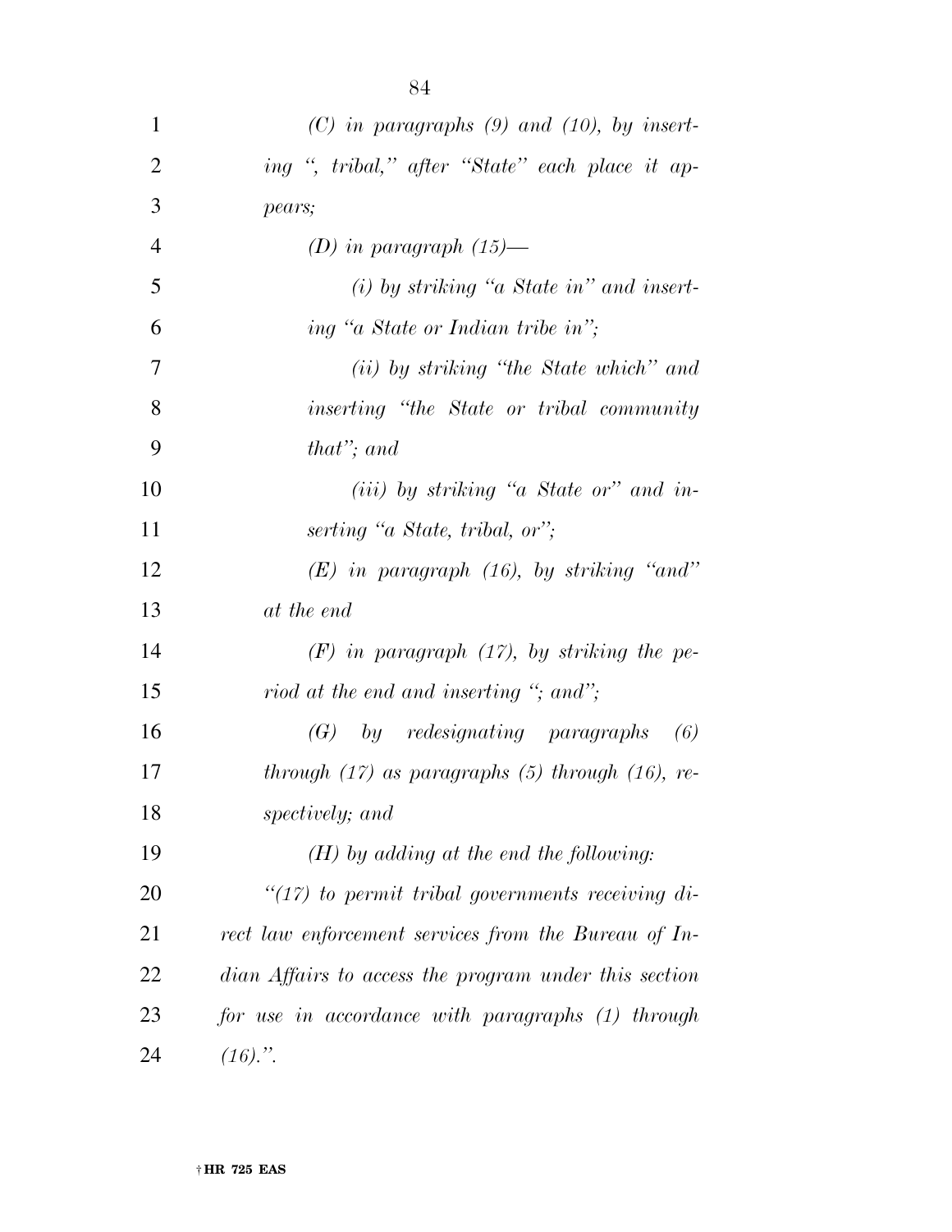*(C) in paragraphs (9) and (10), by inserting ", tribal," after "State" each place it appears;*

*(D) in paragraph (15)—*

*(i) by striking "a State in" and inserting "a State or Indian tribe in";*

*(ii) by striking "the State which" and inserting "the State or tribal community that"; and*

*(iii) by striking "a State or" and inserting "a State, tribal, or";*

*(E) in paragraph (16), by striking "and" at the end*

*(F) in paragraph (17), by striking the period at the end and inserting "; and";*

*(G) by redesignating paragraphs (6) through (17) as paragraphs (5) through (16), respectively; and*

*(H) by adding at the end the following:*

*"(17) to permit tribal governments receiving direct law enforcement services from the Bureau of Indian Affairs to access the program under this section for use in accordance with paragraphs (1) through (16).".*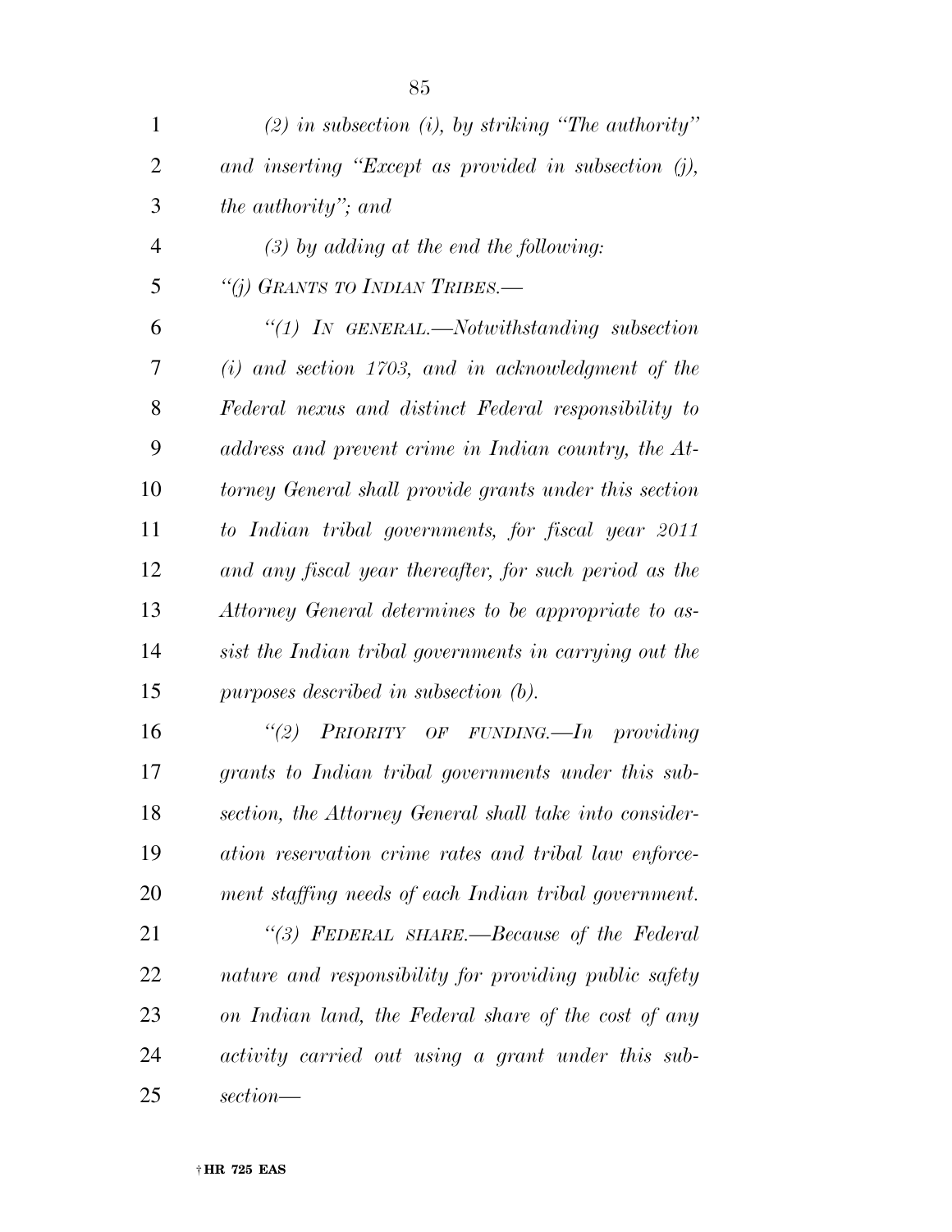*(2) in subsection (i), by striking "The authority" and inserting "Except as provided in subsection (j), the authority"; and*

*(3) by adding at the end the following:*

*"(j) GRANTS TO INDIAN TRIBES.—*

*"(1) IN GENERAL.—Notwithstanding subsection (i) and section 1703, and in acknowledgment of the Federal nexus and distinct Federal responsibility to address and prevent crime in Indian country, the Attorney General shall provide grants under this section to Indian tribal governments, for fiscal year 2011 and any fiscal year thereafter, for such period as the Attorney General determines to be appropriate to assist the Indian tribal governments in carrying out the purposes described in subsection (b).*

*"(2) PRIORITY OF FUNDING.—In providing grants to Indian tribal governments under this subsection, the Attorney General shall take into consideration reservation crime rates and tribal law enforcement staffing needs of each Indian tribal government.*

*"(3) FEDERAL SHARE.—Because of the Federal nature and responsibility for providing public safety on Indian land, the Federal share of the cost of any activity carried out using a grant under this subsection—*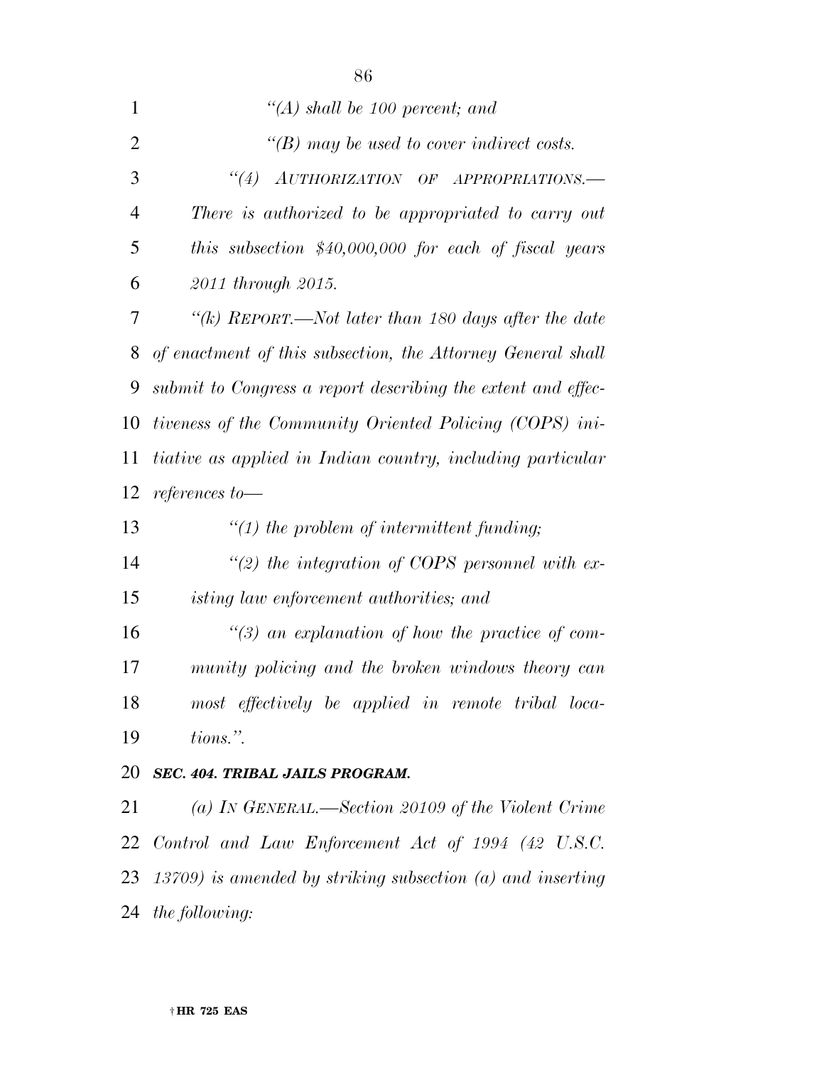*"(A) shall be 100 percent; and*

*"(B) may be used to cover indirect costs.*

*"(4) AUTHORIZATION OF APPROPRIATIONS.— There is authorized to be appropriated to carry out this subsection $40,000,000 for each of fiscal years 2011 through 2015.*

*"(k) REPORT.—Not later than 180 days after the date of enactment of this subsection, the Attorney General shall submit to Congress a report describing the extent and effectiveness of the Community Oriented Policing (COPS) initiative as applied in Indian country, including particular references to—*

*"(1) the problem of intermittent funding;*

*"(2) the integration of COPS personnel with existing law enforcement authorities; and*

*"(3) an explanation of how the practice of community policing and the broken windows theory can most effectively be applied in remote tribal locations.".*

***SEC. 404. TRIBAL JAILS PROGRAM.***

*(a) IN GENERAL.—Section 20109 of the Violent Crime Control and Law Enforcement Act of 1994 (42 U.S.C. 13709) is amended by striking subsection (a) and inserting the following:*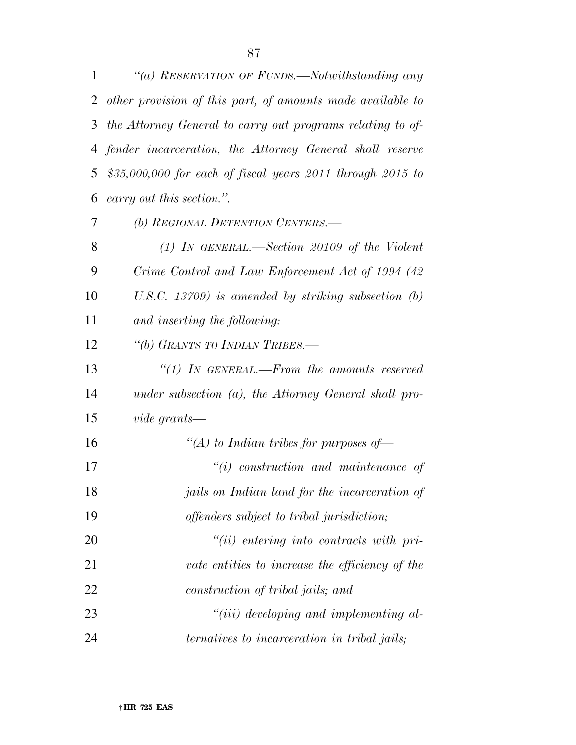*"(a) RESERVATION OF FUNDS.—Notwithstanding any other provision of this part, of amounts made available to the Attorney General to carry out programs relating to offender incarceration, the Attorney General shall reserve $35,000,000 for each of fiscal years 2011 through 2015 to carry out this section.".*

*(b) REGIONAL DETENTION CENTERS.—*

*(1) IN GENERAL.—Section 20109 of the Violent Crime Control and Law Enforcement Act of 1994 (42 U.S.C. 13709) is amended by striking subsection (b) and inserting the following:*

*"(b) GRANTS TO INDIAN TRIBES.—*

*"(1) IN GENERAL.—From the amounts reserved under subsection (a), the Attorney General shall provide grants—*

*"(A) to Indian tribes for purposes of—*

*"(i) construction and maintenance of jails on Indian land for the incarceration of offenders subject to tribal jurisdiction;*

*"(ii) entering into contracts with private entities to increase the efficiency of the construction of tribal jails; and*

*"(iii) developing and implementing alternatives to incarceration in tribal jails;*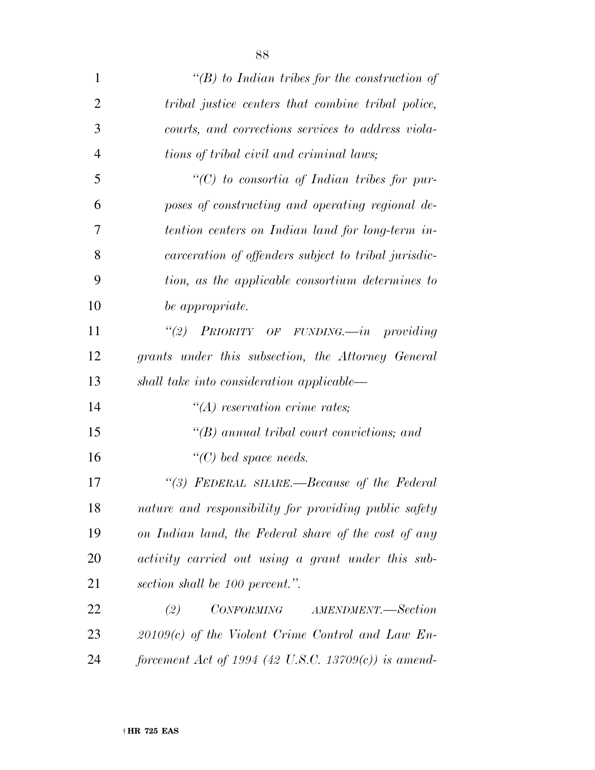*"(B) to Indian tribes for the construction of tribal justice centers that combine tribal police, courts, and corrections services to address violations of tribal civil and criminal laws;*

*"(C) to consortia of Indian tribes for purposes of constructing and operating regional detention centers on Indian land for long-term incarceration of offenders subject to tribal jurisdiction, as the applicable consortium determines to be appropriate.*

*"(2) PRIORITY OF FUNDING.—in providing grants under this subsection, the Attorney General shall take into consideration applicable—*

*"(A) reservation crime rates;*

*"(B) annual tribal court convictions; and*

*"(C) bed space needs.*

*"(3) FEDERAL SHARE.—Because of the Federal nature and responsibility for providing public safety on Indian land, the Federal share of the cost of any activity carried out using a grant under this subsection shall be 100 percent.".*

*(2) CONFORMING AMENDMENT.—Section 20109(c) of the Violent Crime Control and Law Enforcement Act of 1994 (42 U.S.C. 13709(c)) is amend-*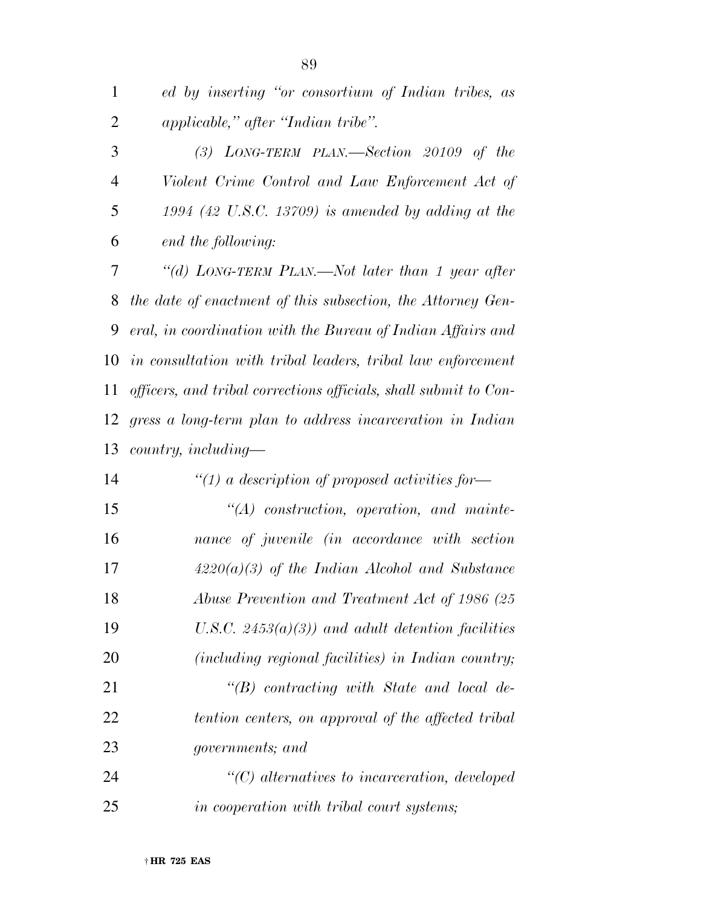*ed by inserting "or consortium of Indian tribes, as applicable," after "Indian tribe".*

*(3) LONG-TERM PLAN.—Section 20109 of the Violent Crime Control and Law Enforcement Act of 1994 (42 U.S.C. 13709) is amended by adding at the end the following:*

*"(d) LONG-TERM PLAN.—Not later than 1 year after the date of enactment of this subsection, the Attorney General, in coordination with the Bureau of Indian Affairs and in consultation with tribal leaders, tribal law enforcement officers, and tribal corrections officials, shall submit to Congress a long-term plan to address incarceration in Indian country, including—*

*"(1) a description of proposed activities for—*

*"(A) construction, operation, and maintenance of juvenile (in accordance with section 4220(a)(3) of the Indian Alcohol and Substance Abuse Prevention and Treatment Act of 1986 (25 U.S.C. 2453(a)(3)) and adult detention facilities (including regional facilities) in Indian country;*

*"(B) contracting with State and local detention centers, on approval of the affected tribal governments; and*

*"(C) alternatives to incarceration, developed in cooperation with tribal court systems;*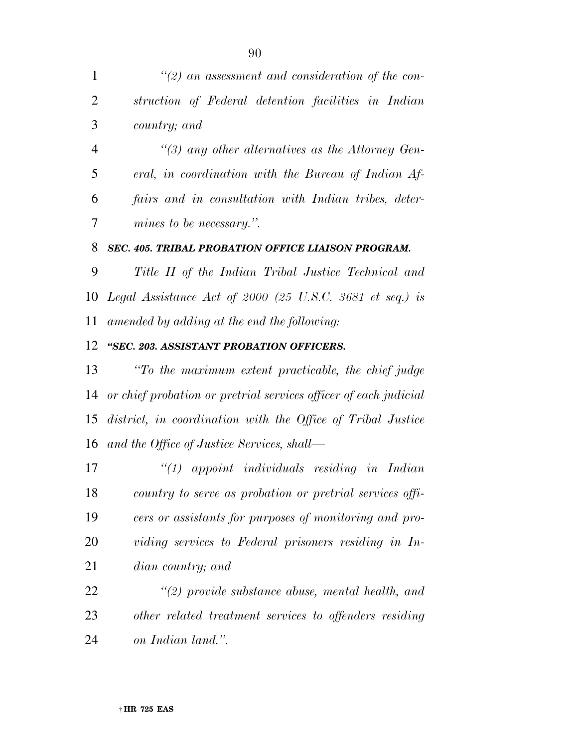*"(2) an assessment and consideration of the construction of Federal detention facilities in Indian country; and*

*"(3) any other alternatives as the Attorney General, in coordination with the Bureau of Indian Affairs and in consultation with Indian tribes, determines to be necessary.".*

***SEC. 405. TRIBAL PROBATION OFFICE LIAISON PROGRAM.***

*Title II of the Indian Tribal Justice Technical and Legal Assistance Act of 2000 (25 U.S.C. 3681 et seq.) is amended by adding at the end the following:*

***"SEC. 203. ASSISTANT PROBATION OFFICERS.***

*"To the maximum extent practicable, the chief judge or chief probation or pretrial services officer of each judicial district, in coordination with the Office of Tribal Justice and the Office of Justice Services, shall—*

*"(1) appoint individuals residing in Indian country to serve as probation or pretrial services officers or assistants for purposes of monitoring and providing services to Federal prisoners residing in Indian country; and*

*"(2) provide substance abuse, mental health, and other related treatment services to offenders residing on Indian land.".*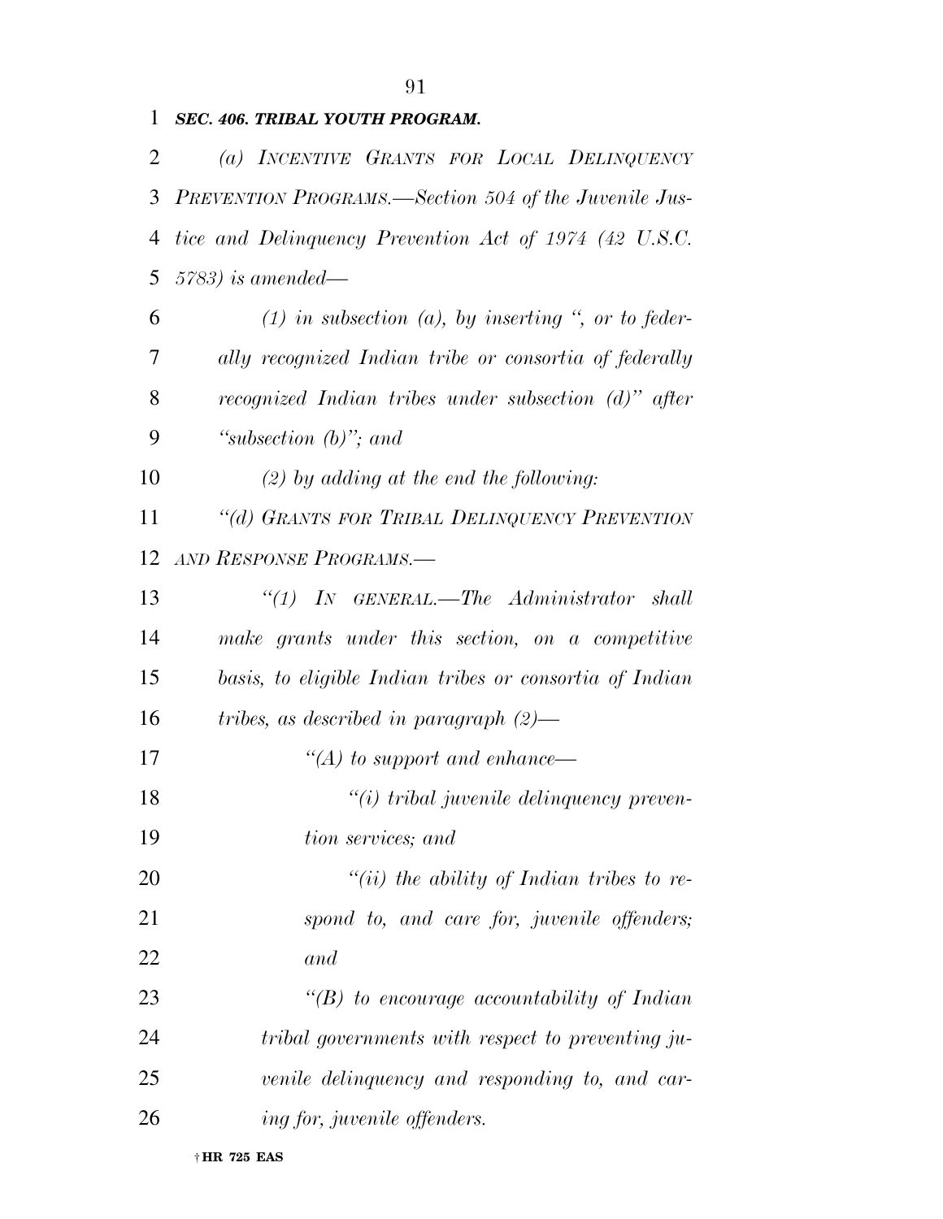***SEC. 406. TRIBAL YOUTH PROGRAM.***

*(a) INCENTIVE GRANTS FOR LOCAL DELINQUENCY PREVENTION PROGRAMS.—Section 504 of the Juvenile Justice and Delinquency Prevention Act of 1974 (42 U.S.C. 5783) is amended—*

*(1) in subsection (a), by inserting ", or to federally recognized Indian tribe or consortia of federally recognized Indian tribes under subsection (d)" after "subsection (b)"; and*

*(2) by adding at the end the following:*

*"(d) GRANTS FOR TRIBAL DELINQUENCY PREVENTION AND RESPONSE PROGRAMS.—*

*"(1) IN GENERAL.—The Administrator shall make grants under this section, on a competitive basis, to eligible Indian tribes or consortia of Indian tribes, as described in paragraph (2)—*

*"(A) to support and enhance—*

*"(i) tribal juvenile delinquency prevention services; and*

*"(ii) the ability of Indian tribes to respond to, and care for, juvenile offenders; and*

*"(B) to encourage accountability of Indian tribal governments with respect to preventing juvenile delinquency and responding to, and caring for, juvenile offenders.*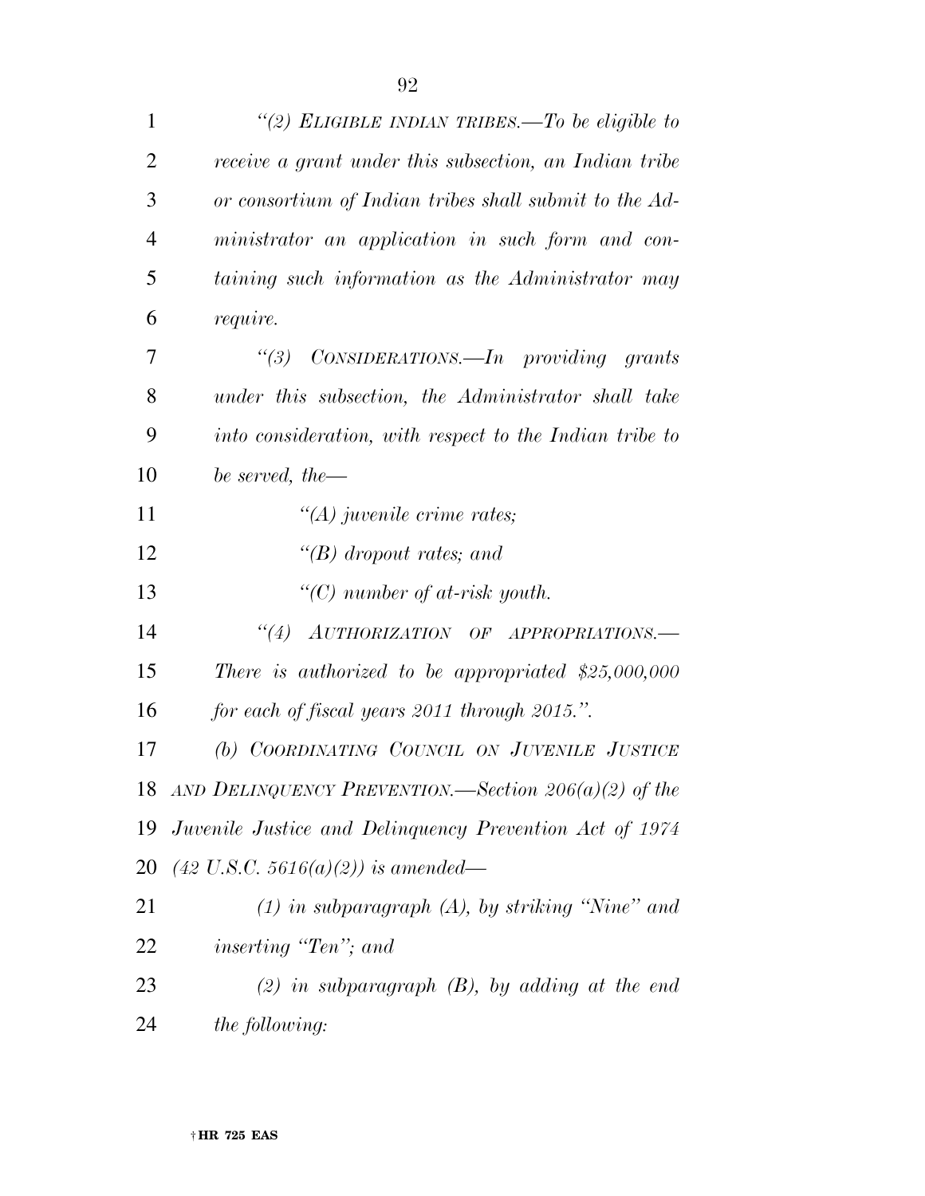*"(2) ELIGIBLE INDIAN TRIBES.—To be eligible to receive a grant under this subsection, an Indian tribe or consortium of Indian tribes shall submit to the Administrator an application in such form and containing such information as the Administrator may require.*

*"(3) CONSIDERATIONS.—In providing grants under this subsection, the Administrator shall take into consideration, with respect to the Indian tribe to be served, the—*

*"(A) juvenile crime rates;*

*"(B) dropout rates; and*

*"(C) number of at-risk youth.*

*"(4) AUTHORIZATION OF APPROPRIATIONS.—There is authorized to be appropriated $25,000,000 for each of fiscal years 2011 through 2015.".*

*(b) COORDINATING COUNCIL ON JUVENILE JUSTICE AND DELINQUENCY PREVENTION.—Section 206(a)(2) of the Juvenile Justice and Delinquency Prevention Act of 1974 (42 U.S.C. 5616(a)(2)) is amended—*

*(1) in subparagraph (A), by striking "Nine" and inserting "Ten"; and*

*(2) in subparagraph (B), by adding at the end the following:*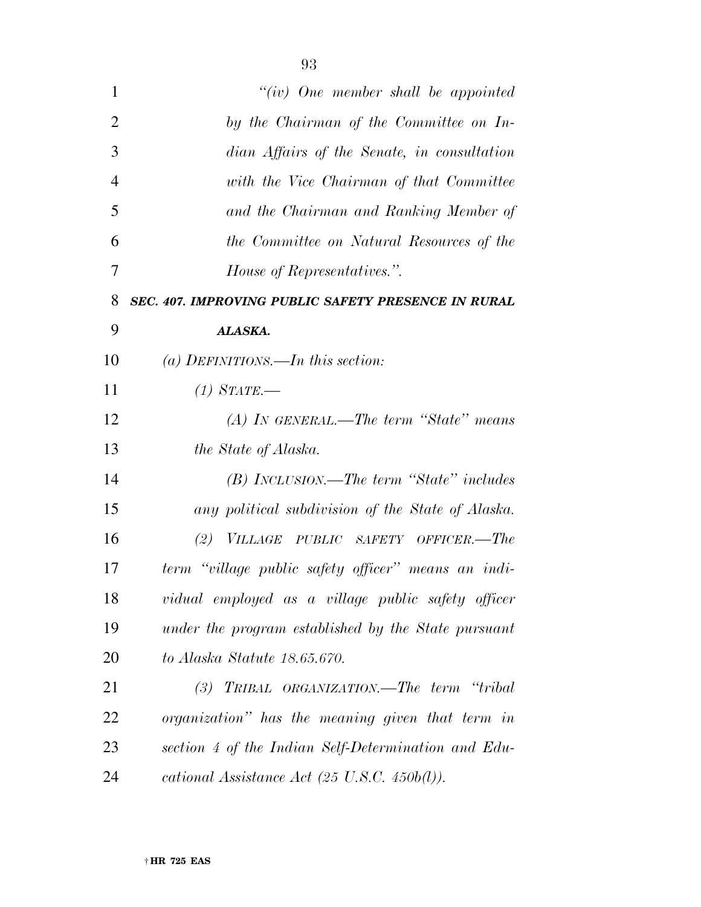*"(iv) One member shall be appointed by the Chairman of the Committee on Indian Affairs of the Senate, in consultation with the Vice Chairman of that Committee and the Chairman and Ranking Member of the Committee on Natural Resources of the House of Representatives.".*

***SEC. 407. IMPROVING PUBLIC SAFETY PRESENCE IN RURAL ALASKA.***

*(a) DEFINITIONS.—In this section:*

*(1) STATE.—*

*(A) IN GENERAL.—The term "State" means the State of Alaska.*

*(B) INCLUSION.—The term "State" includes any political subdivision of the State of Alaska.*

*(2) VILLAGE PUBLIC SAFETY OFFICER.—The term "village public safety officer" means an individual employed as a village public safety officer under the program established by the State pursuant to Alaska Statute 18.65.670.*

*(3) TRIBAL ORGANIZATION.—The term "tribal organization" has the meaning given that term in section 4 of the Indian Self-Determination and Educational Assistance Act (25 U.S.C. 450b(l)).*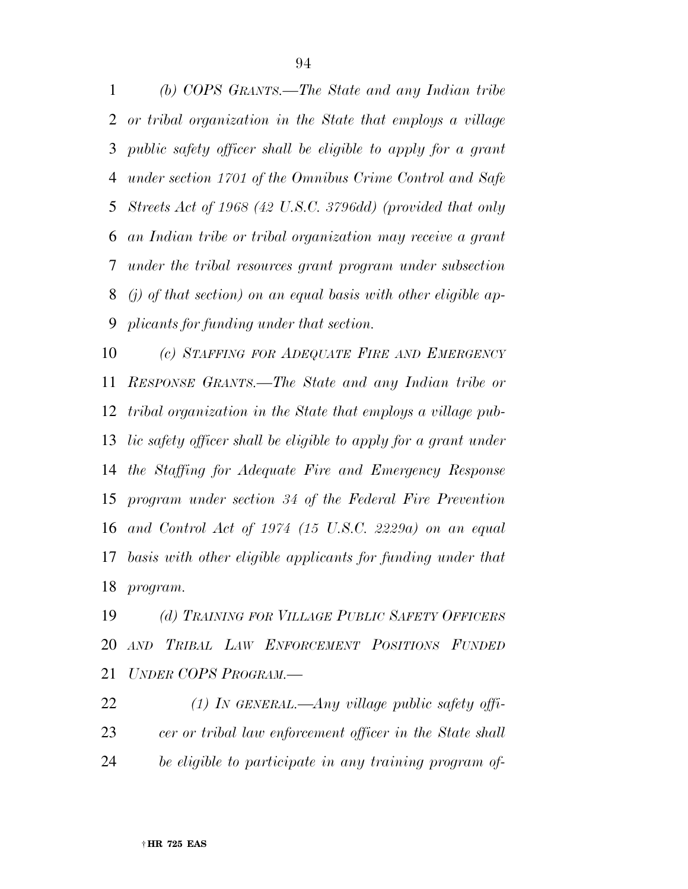*(b) COPS GRANTS.—The State and any Indian tribe or tribal organization in the State that employs a village public safety officer shall be eligible to apply for a grant under section 1701 of the Omnibus Crime Control and Safe Streets Act of 1968 (42 U.S.C. 3796dd) (provided that only an Indian tribe or tribal organization may receive a grant under the tribal resources grant program under subsection (j) of that section) on an equal basis with other eligible applicants for funding under that section.*

*(c) STAFFING FOR ADEQUATE FIRE AND EMERGENCY RESPONSE GRANTS.—The State and any Indian tribe or tribal organization in the State that employs a village public safety officer shall be eligible to apply for a grant under the Staffing for Adequate Fire and Emergency Response program under section 34 of the Federal Fire Prevention and Control Act of 1974 (15 U.S.C. 2229a) on an equal basis with other eligible applicants for funding under that program.*

*(d) TRAINING FOR VILLAGE PUBLIC SAFETY OFFICERS AND TRIBAL LAW ENFORCEMENT POSITIONS FUNDED UNDER COPS PROGRAM.—*

*(1) IN GENERAL.—Any village public safety officer or tribal law enforcement officer in the State shall be eligible to participate in any training program of-*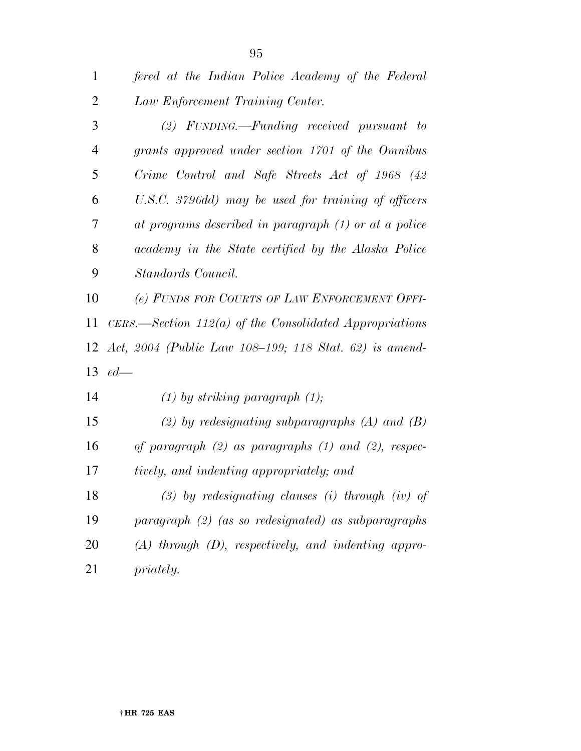*fered at the Indian Police Academy of the Federal Law Enforcement Training Center.*

*(2) FUNDING.—Funding received pursuant to grants approved under section 1701 of the Omnibus Crime Control and Safe Streets Act of 1968 (42 U.S.C. 3796dd) may be used for training of officers at programs described in paragraph (1) or at a police academy in the State certified by the Alaska Police Standards Council.*

*(e) FUNDS FOR COURTS OF LAW ENFORCEMENT OFFICERS.—Section 112(a) of the Consolidated Appropriations Act, 2004 (Public Law 108–199; 118 Stat. 62) is amended—*

*(1) by striking paragraph (1);*

*(2) by redesignating subparagraphs (A) and (B) of paragraph (2) as paragraphs (1) and (2), respectively, and indenting appropriately; and*

*(3) by redesignating clauses (i) through (iv) of paragraph (2) (as so redesignated) as subparagraphs (A) through (D), respectively, and indenting appropriately.*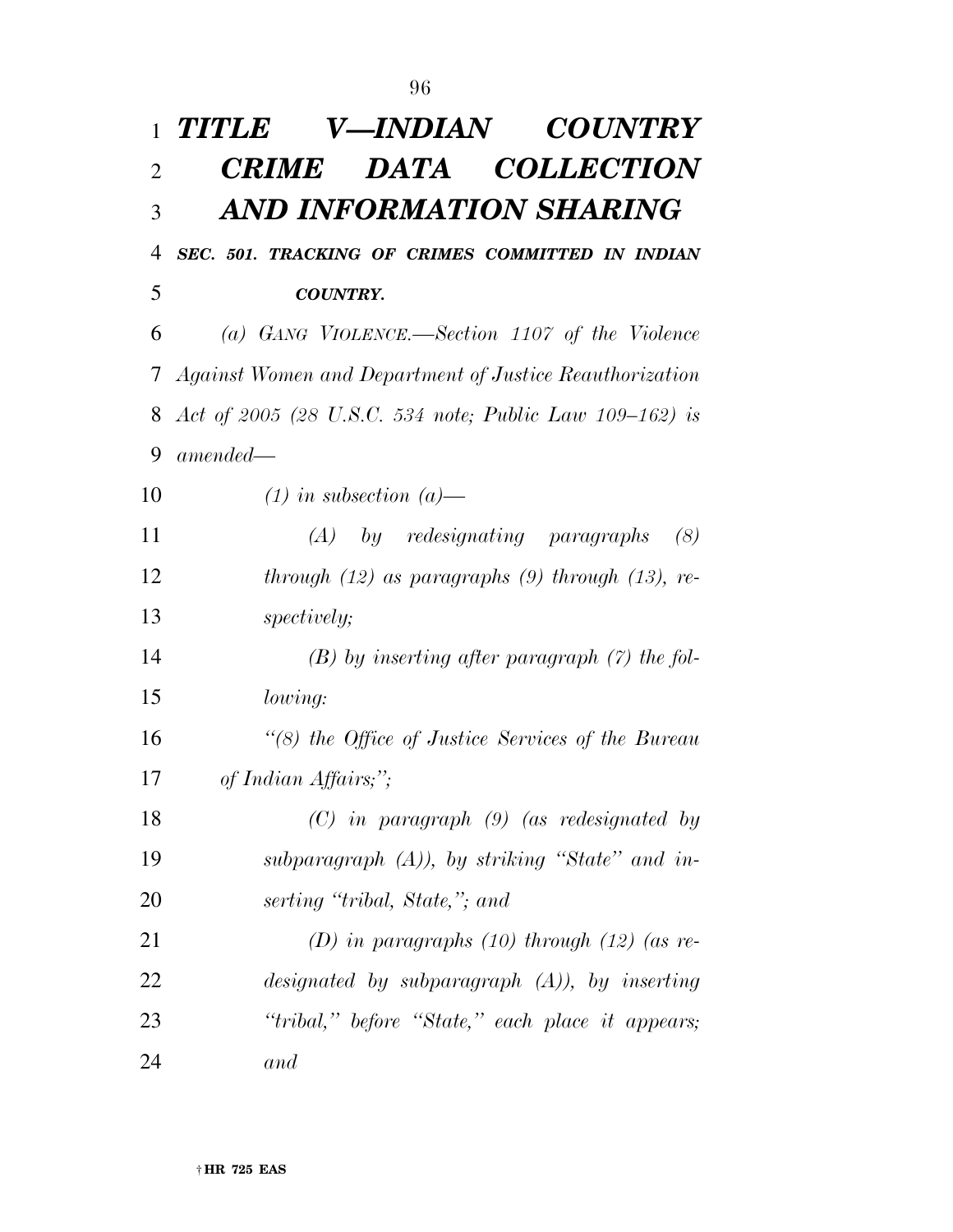# *TITLE V—INDIAN COUNTRY CRIME DATA COLLECTION AND INFORMATION SHARING*

***SEC. 501. TRACKING OF CRIMES COMMITTED IN INDIAN COUNTRY.***

*(a) GANG VIOLENCE.—Section 1107 of the Violence Against Women and Department of Justice Reauthorization Act of 2005 (28 U.S.C. 534 note; Public Law 109–162) is amended—*

*(1) in subsection (a)—*

*(A) by redesignating paragraphs (8) through (12) as paragraphs (9) through (13), respectively;*

*(B) by inserting after paragraph (7) the following:*

*"(8) the Office of Justice Services of the Bureau of Indian Affairs;";*

*(C) in paragraph (9) (as redesignated by subparagraph (A)), by striking "State" and inserting "tribal, State,"; and*

*(D) in paragraphs (10) through (12) (as redesignated by subparagraph (A)), by inserting "tribal," before "State," each place it appears; and*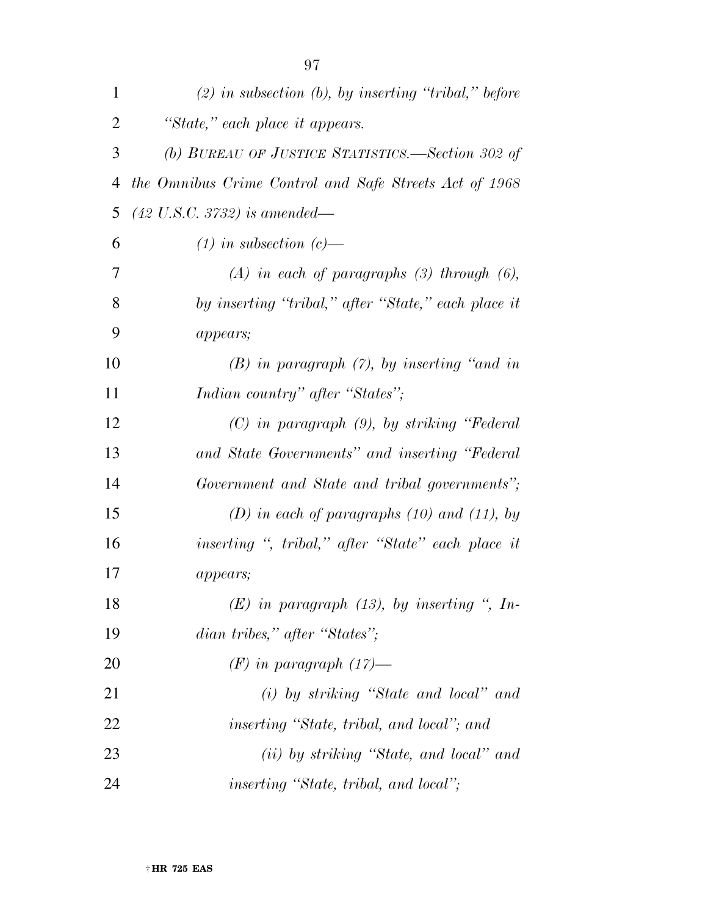*(2) in subsection (b), by inserting "tribal," before "State," each place it appears.*

*(b) BUREAU OF JUSTICE STATISTICS.—Section 302 of the Omnibus Crime Control and Safe Streets Act of 1968 (42 U.S.C. 3732) is amended—*

*(1) in subsection (c)—*

*(A) in each of paragraphs (3) through (6), by inserting "tribal," after "State," each place it appears;*

*(B) in paragraph (7), by inserting "and in Indian country" after "States";*

*(C) in paragraph (9), by striking "Federal and State Governments" and inserting "Federal Government and State and tribal governments";*

*(D) in each of paragraphs (10) and (11), by inserting ", tribal," after "State" each place it appears;*

*(E) in paragraph (13), by inserting ", Indian tribes," after "States";*

*(F) in paragraph (17)—*

*(i) by striking "State and local" and inserting "State, tribal, and local"; and*

*(ii) by striking "State, and local" and inserting "State, tribal, and local";*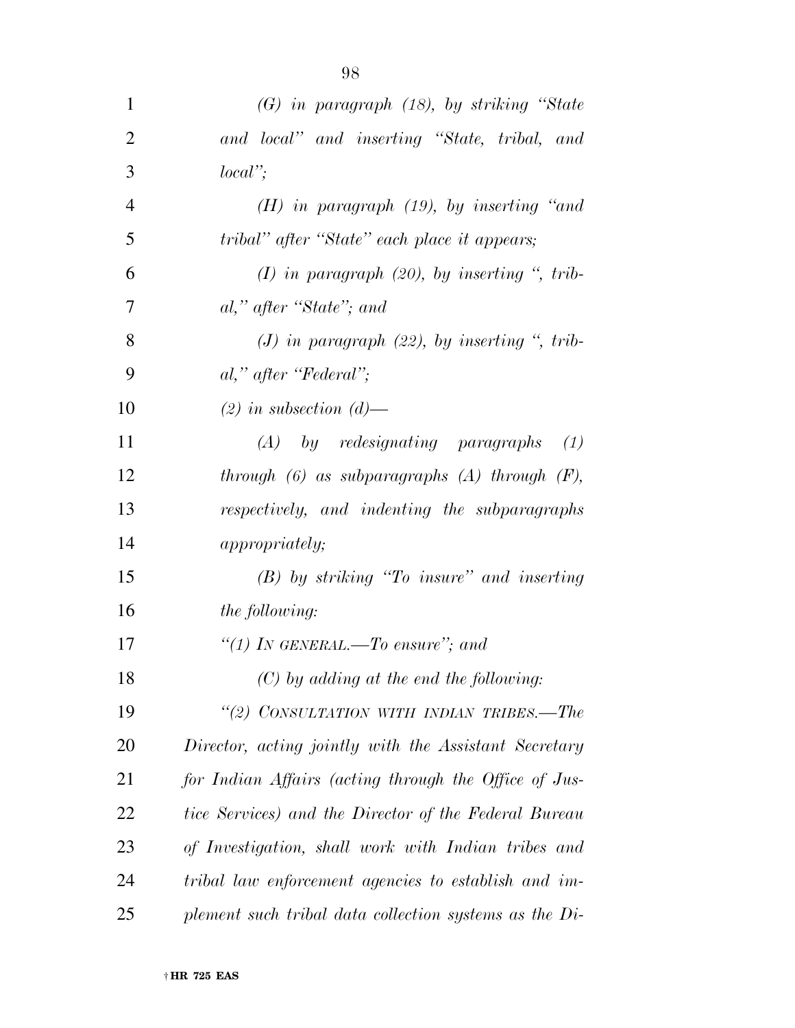*(G) in paragraph (18), by striking "State and local" and inserting "State, tribal, and local";*

*(H) in paragraph (19), by inserting "and tribal" after "State" each place it appears;*

*(I) in paragraph (20), by inserting ", tribal," after "State"; and*

*(J) in paragraph (22), by inserting ", tribal," after "Federal";*

*(2) in subsection (d)—*

*(A) by redesignating paragraphs (1) through (6) as subparagraphs (A) through (F), respectively, and indenting the subparagraphs appropriately;*

*(B) by striking "To insure" and inserting the following:*

*"(1) IN GENERAL.—To ensure"; and*

*(C) by adding at the end the following:*

*"(2) CONSULTATION WITH INDIAN TRIBES.—The Director, acting jointly with the Assistant Secretary for Indian Affairs (acting through the Office of Justice Services) and the Director of the Federal Bureau of Investigation, shall work with Indian tribes and tribal law enforcement agencies to establish and implement such tribal data collection systems as the Di-*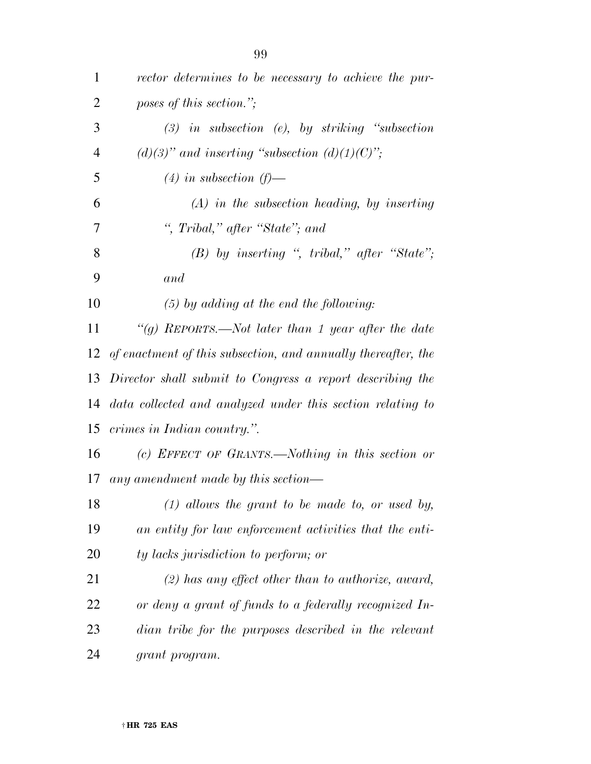*rector determines to be necessary to achieve the purposes of this section.'';*

*(3) in subsection (e), by striking ''subsection (d)(3)'' and inserting ''subsection (d)(1)(C)'';*

*(4) in subsection (f)—*

*(A) in the subsection heading, by inserting '', Tribal,'' after ''State''; and*

*(B) by inserting '', tribal,'' after ''State''; and*

*(5) by adding at the end the following:*

*''(g) REPORTS.—Not later than 1 year after the date of enactment of this subsection, and annually thereafter, the Director shall submit to Congress a report describing the data collected and analyzed under this section relating to crimes in Indian country.''.*

*(c) EFFECT OF GRANTS.—Nothing in this section or any amendment made by this section—*

*(1) allows the grant to be made to, or used by, an entity for law enforcement activities that the entity lacks jurisdiction to perform; or*

*(2) has any effect other than to authorize, award, or deny a grant of funds to a federally recognized Indian tribe for the purposes described in the relevant grant program.*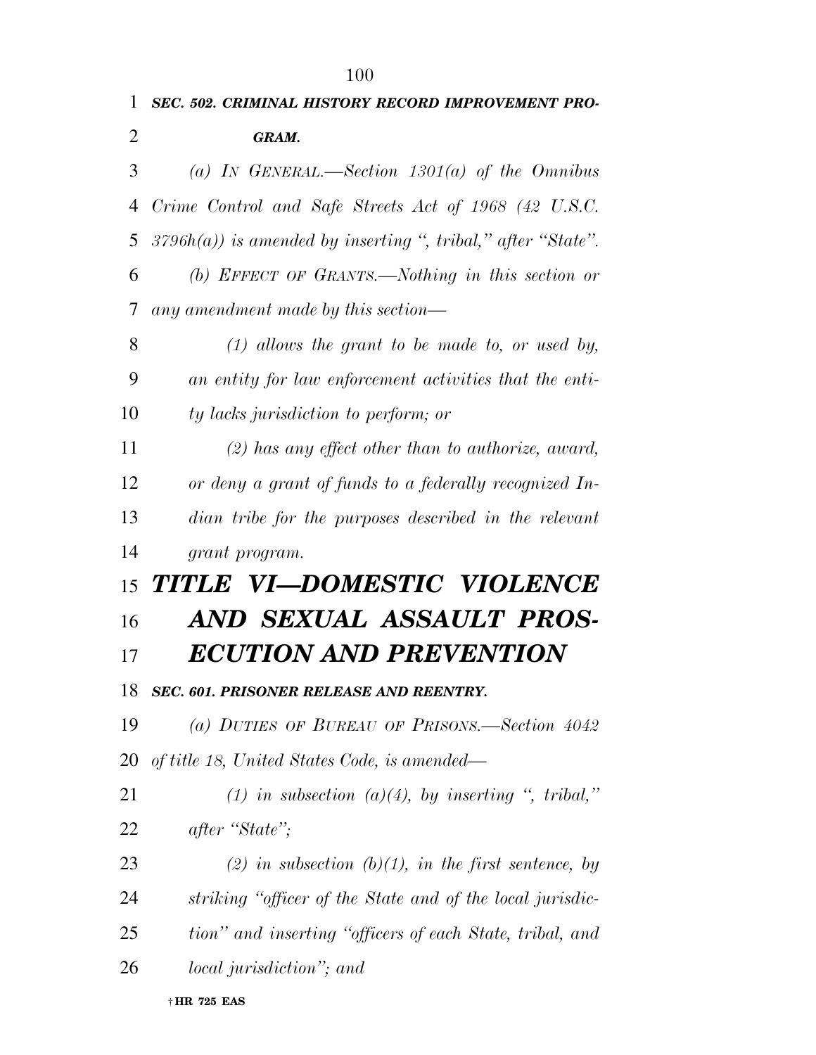***SEC. 502. CRIMINAL HISTORY RECORD IMPROVEMENT PROGRAM.***

*(a) IN GENERAL.—Section 1301(a) of the Omnibus Crime Control and Safe Streets Act of 1968 (42 U.S.C. 3796h(a)) is amended by inserting ", tribal," after "State".*

*(b) EFFECT OF GRANTS.—Nothing in this section or any amendment made by this section—*

*(1) allows the grant to be made to, or used by, an entity for law enforcement activities that the entity lacks jurisdiction to perform; or*

*(2) has any effect other than to authorize, award, or deny a grant of funds to a federally recognized Indian tribe for the purposes described in the relevant grant program.*

# ***TITLE VI—DOMESTIC VIOLENCE AND SEXUAL ASSAULT PROSECUTION AND PREVENTION***

***SEC. 601. PRISONER RELEASE AND REENTRY.***

*(a) DUTIES OF BUREAU OF PRISONS.—Section 4042 of title 18, United States Code, is amended—*

*(1) in subsection (a)(4), by inserting ", tribal," after "State";*

*(2) in subsection (b)(1), in the first sentence, by striking "officer of the State and of the local jurisdiction" and inserting "officers of each State, tribal, and local jurisdiction"; and*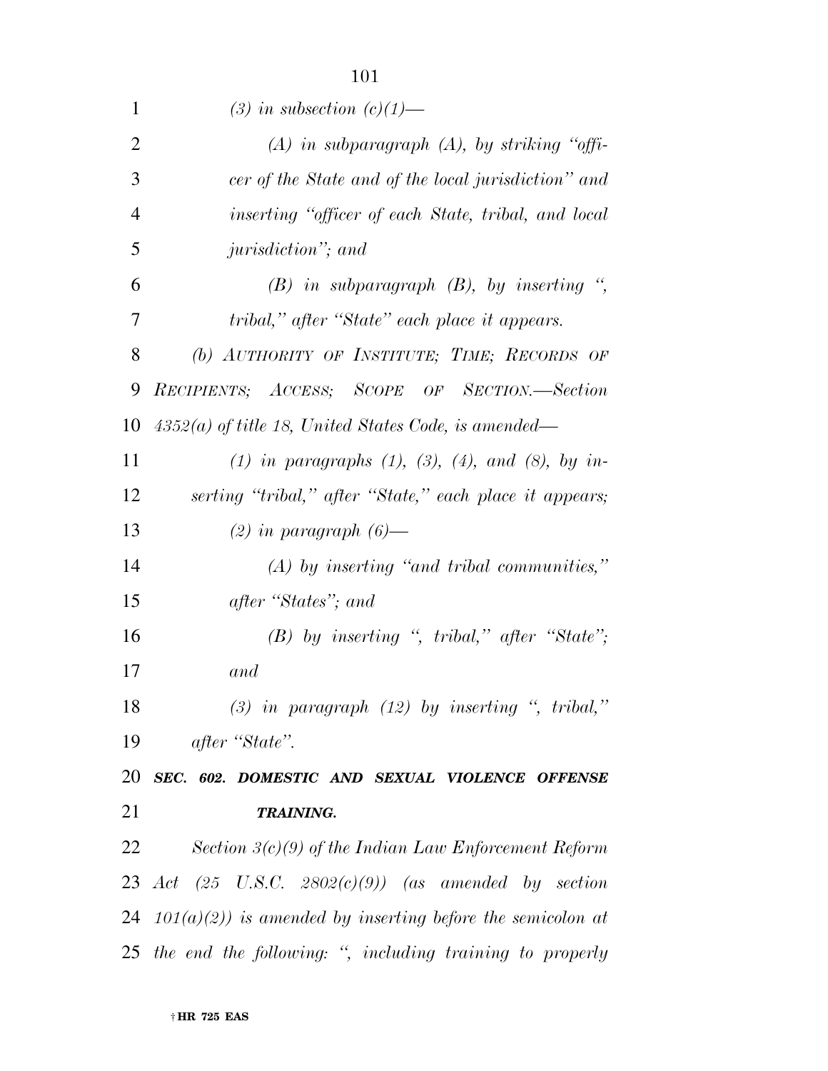*(3) in subsection (c)(1)—*

*(A) in subparagraph (A), by striking "officer of the State and of the local jurisdiction" and inserting "officer of each State, tribal, and local jurisdiction"; and*

*(B) in subparagraph (B), by inserting ", tribal," after "State" each place it appears.*

*(b) AUTHORITY OF INSTITUTE; TIME; RECORDS OF RECIPIENTS; ACCESS; SCOPE OF SECTION.—Section 4352(a) of title 18, United States Code, is amended—*

*(1) in paragraphs (1), (3), (4), and (8), by inserting "tribal," after "State," each place it appears;*

*(2) in paragraph (6)—*

*(A) by inserting "and tribal communities," after "States"; and*

*(B) by inserting ", tribal," after "State"; and*

*(3) in paragraph (12) by inserting ", tribal," after "State".*

***SEC. 602. DOMESTIC AND SEXUAL VIOLENCE OFFENSE TRAINING.***

*Section 3(c)(9) of the Indian Law Enforcement Reform Act (25 U.S.C. 2802(c)(9)) (as amended by section 101(a)(2)) is amended by inserting before the semicolon at the end the following: ", including training to properly*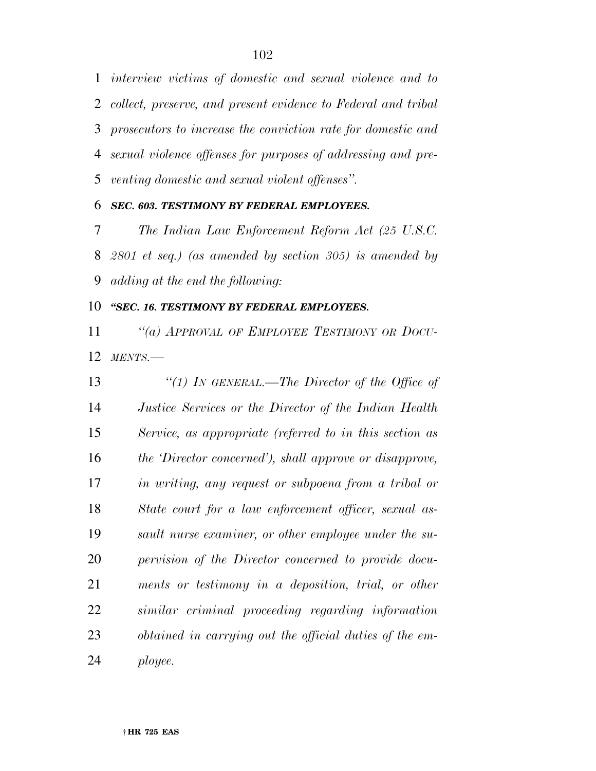*interview victims of domestic and sexual violence and to collect, preserve, and present evidence to Federal and tribal prosecutors to increase the conviction rate for domestic and sexual violence offenses for purposes of addressing and preventing domestic and sexual violent offenses''.*

***SEC. 603. TESTIMONY BY FEDERAL EMPLOYEES.***

*The Indian Law Enforcement Reform Act (25 U.S.C. 2801 et seq.) (as amended by section 305) is amended by adding at the end the following:*

***''SEC. 16. TESTIMONY BY FEDERAL EMPLOYEES.***

*''(a) APPROVAL OF EMPLOYEE TESTIMONY OR DOCUMENTS.—*

*''(1) IN GENERAL.—The Director of the Office of Justice Services or the Director of the Indian Health Service, as appropriate (referred to in this section as the 'Director concerned'), shall approve or disapprove, in writing, any request or subpoena from a tribal or State court for a law enforcement officer, sexual assault nurse examiner, or other employee under the supervision of the Director concerned to provide documents or testimony in a deposition, trial, or other similar criminal proceeding regarding information obtained in carrying out the official duties of the employee.*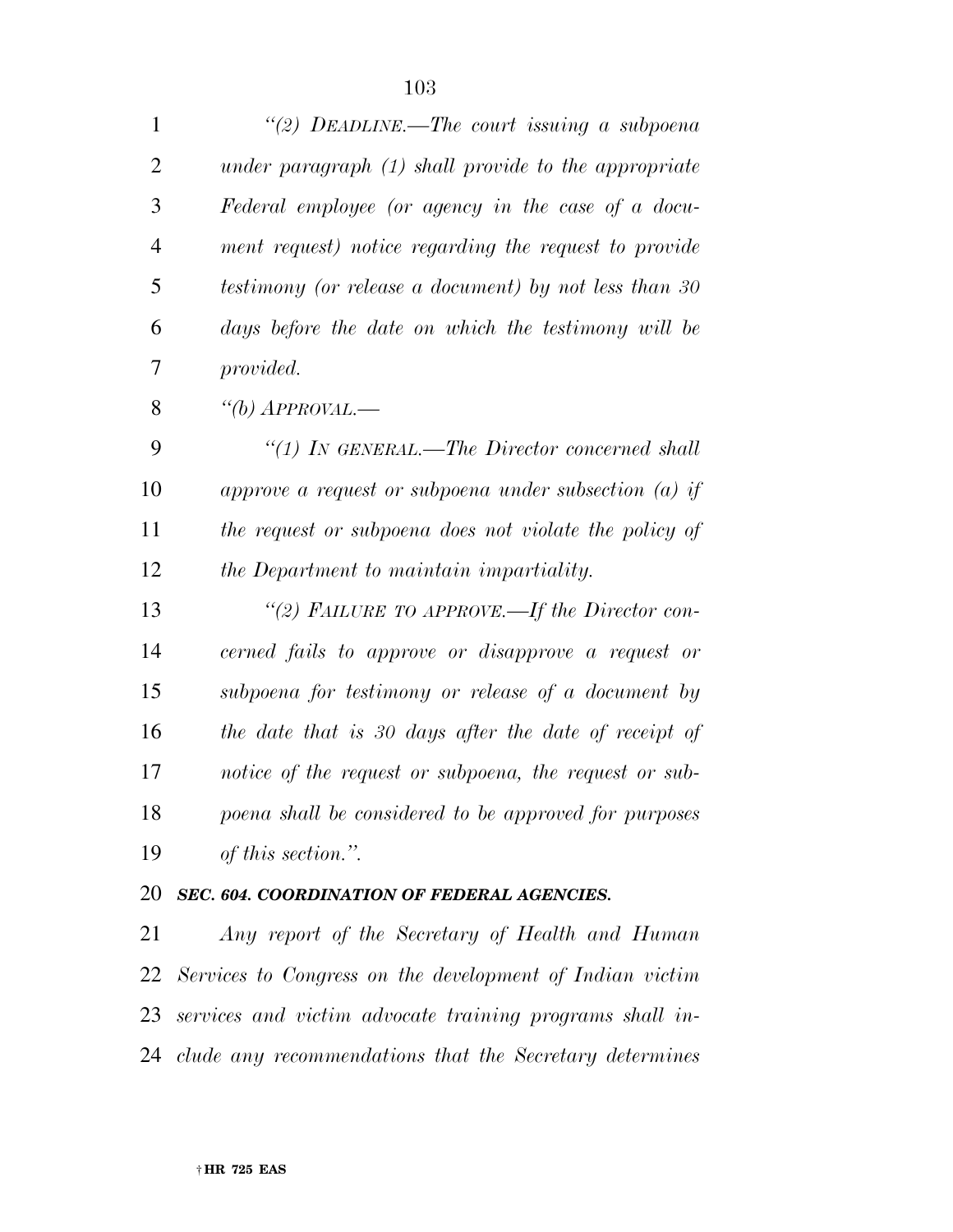*"(2) DEADLINE.—The court issuing a subpoena under paragraph (1) shall provide to the appropriate Federal employee (or agency in the case of a document request) notice regarding the request to provide testimony (or release a document) by not less than 30 days before the date on which the testimony will be provided.*

*"(b) APPROVAL.—*

*"(1) IN GENERAL.—The Director concerned shall approve a request or subpoena under subsection (a) if the request or subpoena does not violate the policy of the Department to maintain impartiality.*

*"(2) FAILURE TO APPROVE.—If the Director concerned fails to approve or disapprove a request or subpoena for testimony or release of a document by the date that is 30 days after the date of receipt of notice of the request or subpoena, the request or subpoena shall be considered to be approved for purposes of this section.".*

***SEC. 604. COORDINATION OF FEDERAL AGENCIES.***

*Any report of the Secretary of Health and Human Services to Congress on the development of Indian victim services and victim advocate training programs shall include any recommendations that the Secretary determines*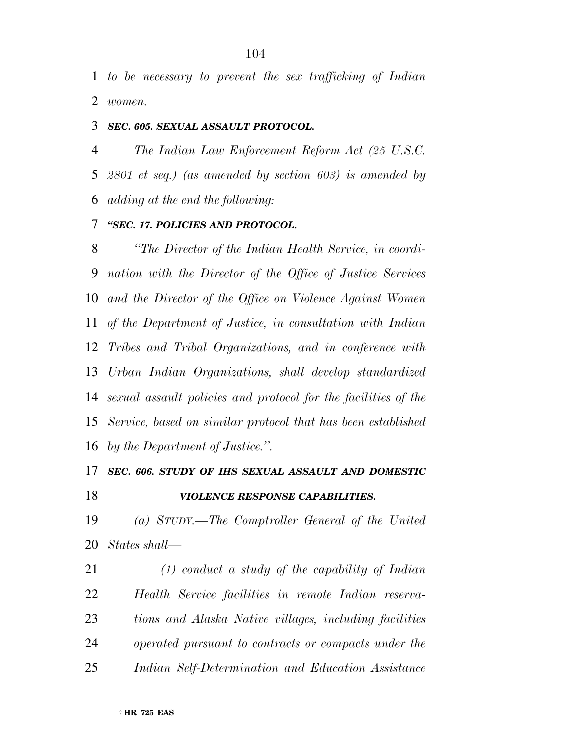*to be necessary to prevent the sex trafficking of Indian women.*

***SEC. 605. SEXUAL ASSAULT PROTOCOL.***

*The Indian Law Enforcement Reform Act (25 U.S.C. 2801 et seq.) (as amended by section 603) is amended by adding at the end the following:*

***"SEC. 17. POLICIES AND PROTOCOL.***

*"The Director of the Indian Health Service, in coordination with the Director of the Office of Justice Services and the Director of the Office on Violence Against Women of the Department of Justice, in consultation with Indian Tribes and Tribal Organizations, and in conference with Urban Indian Organizations, shall develop standardized sexual assault policies and protocol for the facilities of the Service, based on similar protocol that has been established by the Department of Justice.".*

***SEC. 606. STUDY OF IHS SEXUAL ASSAULT AND DOMESTIC VIOLENCE RESPONSE CAPABILITIES.***

*(a) STUDY.—The Comptroller General of the United States shall—*

*(1) conduct a study of the capability of Indian Health Service facilities in remote Indian reservations and Alaska Native villages, including facilities operated pursuant to contracts or compacts under the Indian Self-Determination and Education Assistance*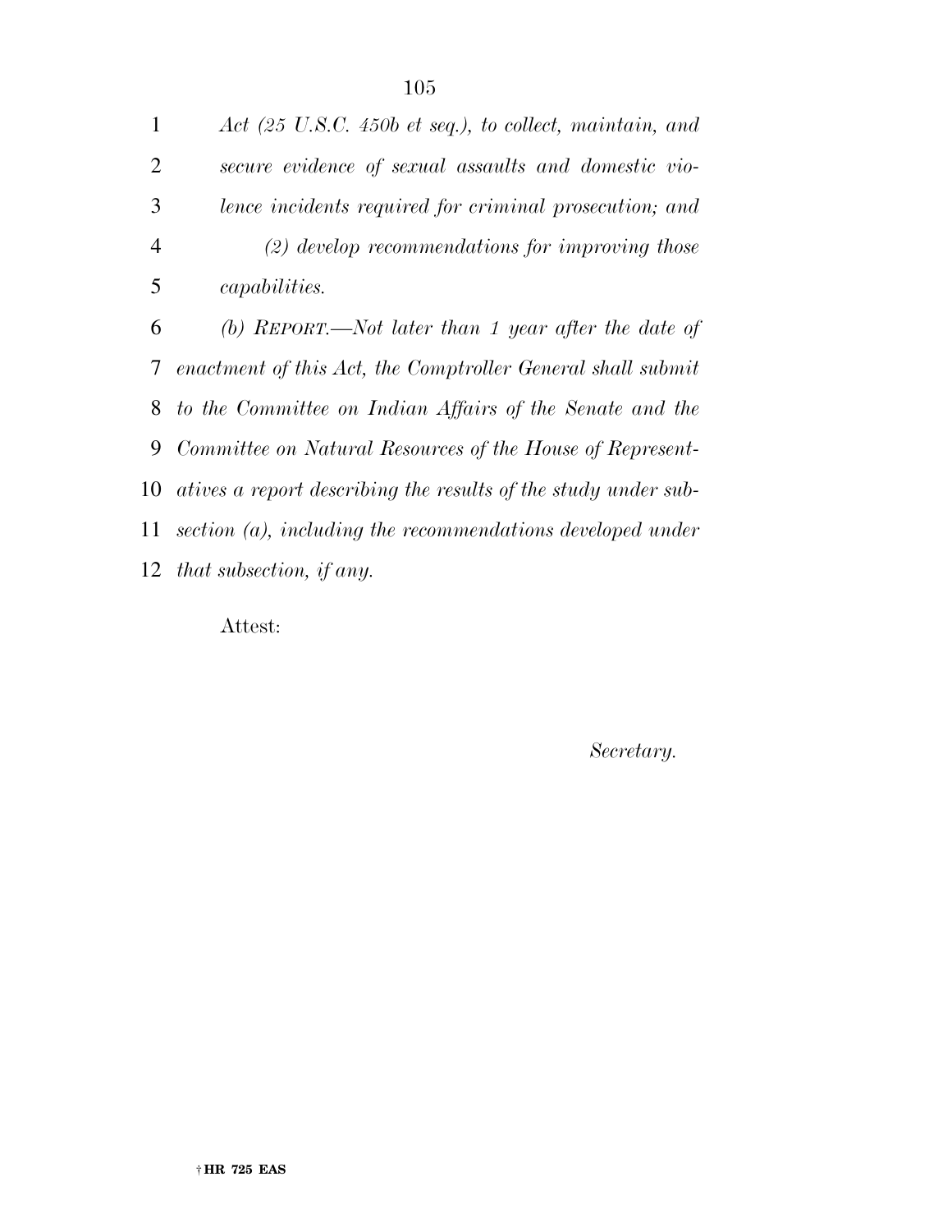*Act (25 U.S.C. 450b et seq.), to collect, maintain, and secure evidence of sexual assaults and domestic violence incidents required for criminal prosecution; and*

*(2) develop recommendations for improving those capabilities.*

*(b) REPORT.—Not later than 1 year after the date of enactment of this Act, the Comptroller General shall submit to the Committee on Indian Affairs of the Senate and the Committee on Natural Resources of the House of Representatives a report describing the results of the study under subsection (a), including the recommendations developed under that subsection, if any.*

Attest:

*Secretary.*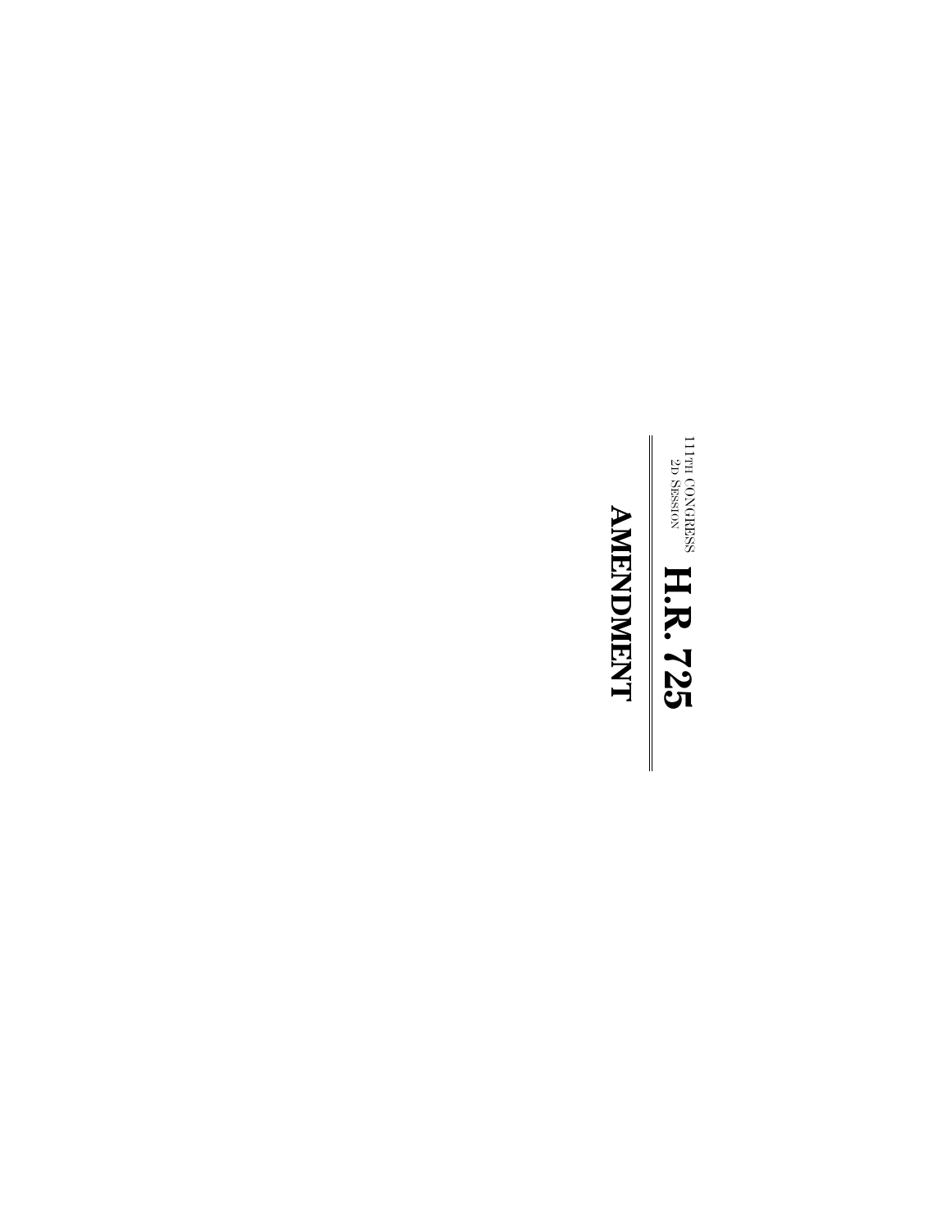111TH CONGRESS
2D SESSION

# H.R. 725

## AMENDMENT